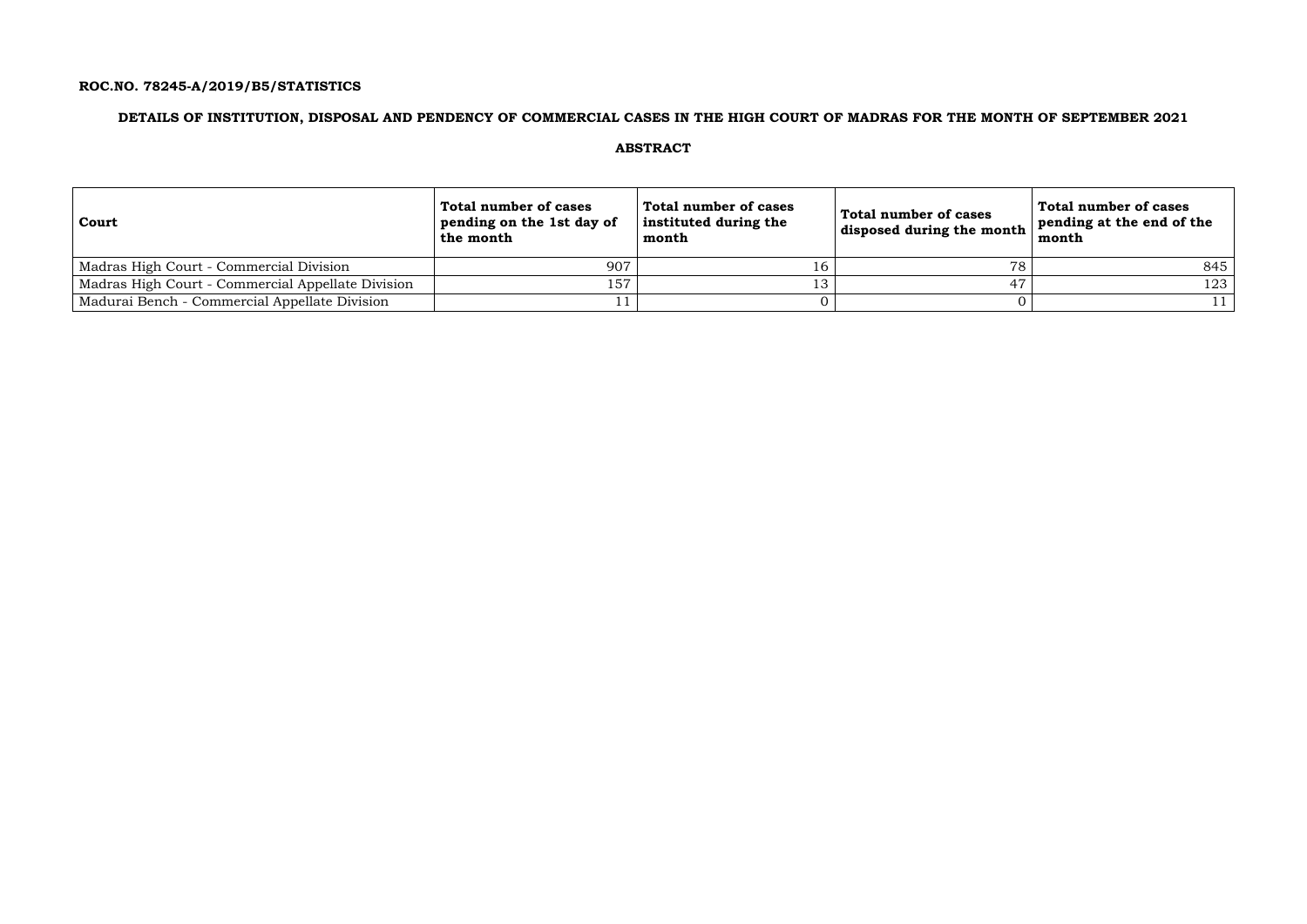**ROC.NO. 78245-A/2019/B5/STATISTICS**

## DETAILS OF INSTITUTION, DISPOSAL AND PENDENCY OF COMMERCIAL CASES IN THE HIGH COURT OF MADRAS FOR THE MONTH OF SEPTEMBER 2021

### ABSTRACT

| Court | Total number of cases pending on the 1st day of the month | Total number of cases instituted during the month | Total number of cases disposed during the month | Total number of cases pending at the end of the month |
|---|---|---|---|---|
| Madras High Court - Commercial Division | 907 | 16 | 78 | 845 |
| Madras High Court - Commercial Appellate Division | 157 | 13 | 47 | 123 |
| Madurai Bench - Commercial Appellate Division | 11 | 0 | 0 | 11 |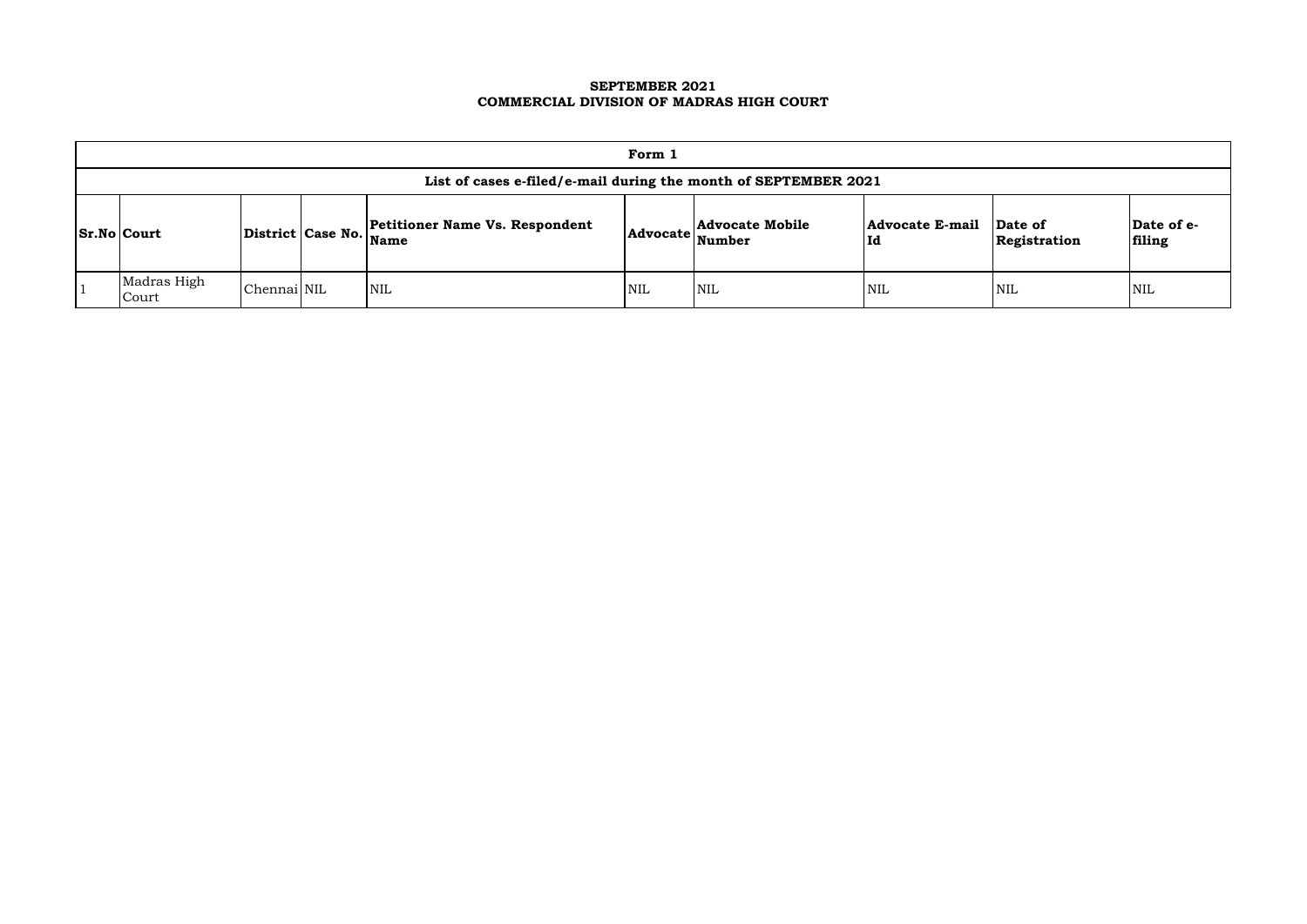**SEPTEMBER 2021**
**COMMERCIAL DIVISION OF MADRAS HIGH COURT**

| Form 1 | | | | | | | | | |
|---|---|---|---|---|---|---|---|---|---|
| **List of cases e-filed/e-mail during the month of SEPTEMBER 2021** | | | | | | | | | |
| **Sr.No** | **Court** | **District** | **Case No.** | **Petitioner Name Vs. Respondent Name** | **Advocate** | **Advocate Mobile Number** | **Advocate E-mail Id** | **Date of Registration** | **Date of e-filing** |
| 1 | Madras High Court | Chennai | NIL | NIL | NIL | NIL | NIL | NIL | NIL |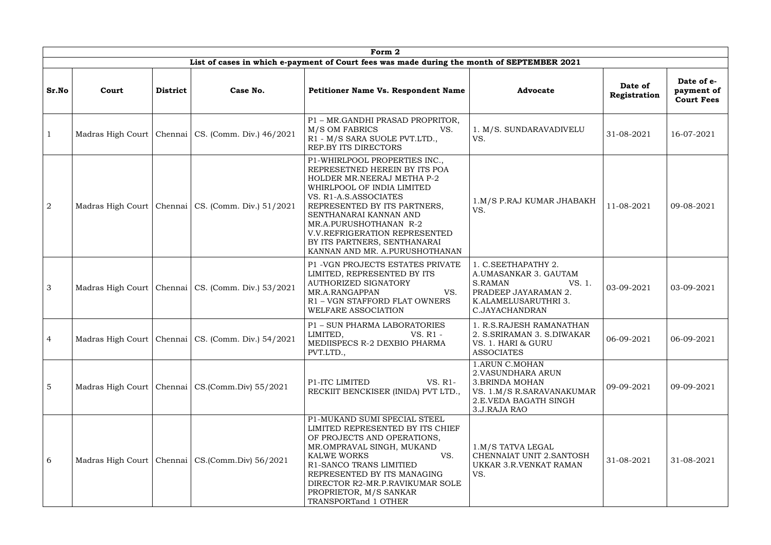| Form 2 | | | | | | | |
|---|---|---|---|---|---|---|---|
| **List of cases in which e-payment of Court fees was made during the month of SEPTEMBER 2021** | | | | | | | |
| **Sr.No** | **Court** | **District** | **Case No.** | **Petitioner Name Vs. Respondent Name** | **Advocate** | **Date of Registration** | **Date of e-payment of Court Fees** |
| 1 | Madras High Court | Chennai | CS. (Comm. Div.) 46/2021 | P1 – MR.GANDHI PRASAD PROPRITOR, M/S OM FABRICS VS. R1 - M/S SARA SUOLE PVT.LTD., REP.BY ITS DIRECTORS | 1. M/S. SUNDARAVADIVELU VS. | 31-08-2021 | 16-07-2021 |
| 2 | Madras High Court | Chennai | CS. (Comm. Div.) 51/2021 | P1-WHIRLPOOL PROPERTIES INC., REPRESETNED HEREIN BY ITS POA HOLDER MR.NEERAJ METHA P-2 WHIRLPOOL OF INDIA LIMITED VS. R1-A.S.ASSOCIATES REPRESENTED BY ITS PARTNERS, SENTHANARAI KANNAN AND MR.A.PURUSHOTHANAN R-2 V.V.REFRIGERATION REPRESENTED BY ITS PARTNERS, SENTHANARAI KANNAN AND MR. A.PURUSHOTHANAN | 1.M/S P.RAJ KUMAR JHABAKH VS. | 11-08-2021 | 09-08-2021 |
| 3 | Madras High Court | Chennai | CS. (Comm. Div.) 53/2021 | P1 -VGN PROJECTS ESTATES PRIVATE LIMITED, REPRESENTED BY ITS AUTHORIZED SIGNATORY MR.A.RANGAPPAN VS. R1 – VGN STAFFORD FLAT OWNERS WELFARE ASSOCIATION | 1. C.SEETHAPATHY 2. A.UMASANKAR 3. GAUTAM S.RAMAN VS. 1. PRADEEP JAYARAMAN 2. K.ALAMELUSARUTHRI 3. C.JAYACHANDRAN | 03-09-2021 | 03-09-2021 |
| 4 | Madras High Court | Chennai | CS. (Comm. Div.) 54/2021 | P1 – SUN PHARMA LABORATORIES LIMITED, VS. R1 - MEDIISPECS R-2 DEXBIO PHARMA PVT.LTD., | 1. R.S.RAJESH RAMANATHAN 2. S.SRIRAMAN 3. S.DIWAKAR VS. 1. HARI & GURU ASSOCIATES | 06-09-2021 | 06-09-2021 |
| 5 | Madras High Court | Chennai | CS.(Comm.Div) 55/2021 | P1-ITC LIMITED VS. R1- RECKIIT BENCKISER (INIDA) PVT LTD., | 1.ARUN C.MOHAN 2.VASUNDHARA ARUN 3.BRINDA MOHAN VS. 1.M/S R.SARAVANAKUMAR 2.E.VEDA BAGATH SINGH 3.J.RAJA RAO | 09-09-2021 | 09-09-2021 |
| 6 | Madras High Court | Chennai | CS.(Comm.Div) 56/2021 | P1-MUKAND SUMI SPECIAL STEEL LIMITED REPRESENTED BY ITS CHIEF OF PROJECTS AND OPERATIONS, MR.OMPRAVAL SINGH, MUKAND KALWE WORKS VS. R1-SANCO TRANS LIMITIED REPRESENTED BY ITS MANAGING DIRECTOR R2-MR.P.RAVIKUMAR SOLE PROPRIETOR, M/S SANKAR TRANSPORTand 1 OTHER | 1.M/S TATVA LEGAL CHENNAIAT UNIT 2.SANTOSH UKKAR 3.R.VENKAT RAMAN VS. | 31-08-2021 | 31-08-2021 |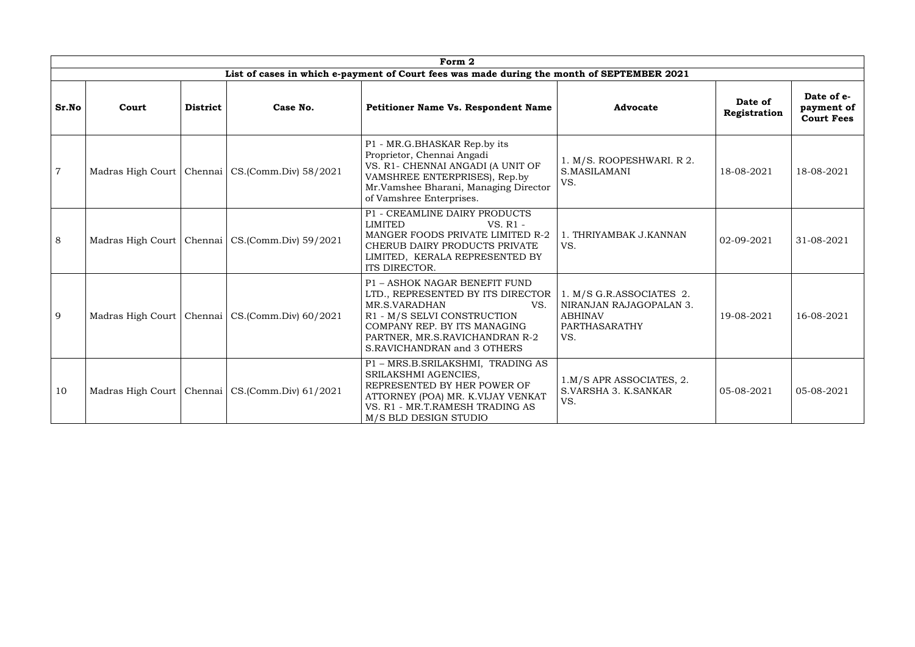| Form 2 | | | | | | | |
|---|---|---|---|---|---|---|---|
| List of cases in which e-payment of Court fees was made during the month of SEPTEMBER 2021 | | | | | | | |
| **Sr.No** | **Court** | **District** | **Case No.** | **Petitioner Name Vs. Respondent Name** | **Advocate** | **Date of Registration** | **Date of e-payment of Court Fees** |
| 7 | Madras High Court | Chennai | CS.(Comm.Div) 58/2021 | P1 - MR.G.BHASKAR Rep.by its Proprietor, Chennai Angadi VS. R1- CHENNAI ANGADI (A UNIT OF VAMSHREE ENTERPRISES), Rep.by Mr.Vamshee Bharani, Managing Director of Vamshree Enterprises. | 1. M/S. ROOPESHWARI. R 2. S.MASILAMANI VS. | 18-08-2021 | 18-08-2021 |
| 8 | Madras High Court | Chennai | CS.(Comm.Div) 59/2021 | P1 - CREAMLINE DAIRY PRODUCTS LIMITED VS. R1 - MANGER FOODS PRIVATE LIMITED R-2 CHERUB DAIRY PRODUCTS PRIVATE LIMITED, KERALA REPRESENTED BY ITS DIRECTOR. | 1. THRIYAMBAK J.KANNAN VS. | 02-09-2021 | 31-08-2021 |
| 9 | Madras High Court | Chennai | CS.(Comm.Div) 60/2021 | P1 – ASHOK NAGAR BENEFIT FUND LTD., REPRESENTED BY ITS DIRECTOR MR.S.VARADHAN VS. R1 - M/S SELVI CONSTRUCTION COMPANY REP. BY ITS MANAGING PARTNER, MR.S.RAVICHANDRAN R-2 S.RAVICHANDRAN and 3 OTHERS | 1. M/S G.R.ASSOCIATES 2. NIRANJAN RAJAGOPALAN 3. ABHINAV PARTHASARATHY VS. | 19-08-2021 | 16-08-2021 |
| 10 | Madras High Court | Chennai | CS.(Comm.Div) 61/2021 | P1 – MRS.B.SRILAKSHMI, TRADING AS SRILAKSHMI AGENCIES, REPRESENTED BY HER POWER OF ATTORNEY (POA) MR. K.VIJAY VENKAT VS. R1 - MR.T.RAMESH TRADING AS M/S BLD DESIGN STUDIO | 1.M/S APR ASSOCIATES, 2. S.VARSHA 3. K.SANKAR VS. | 05-08-2021 | 05-08-2021 |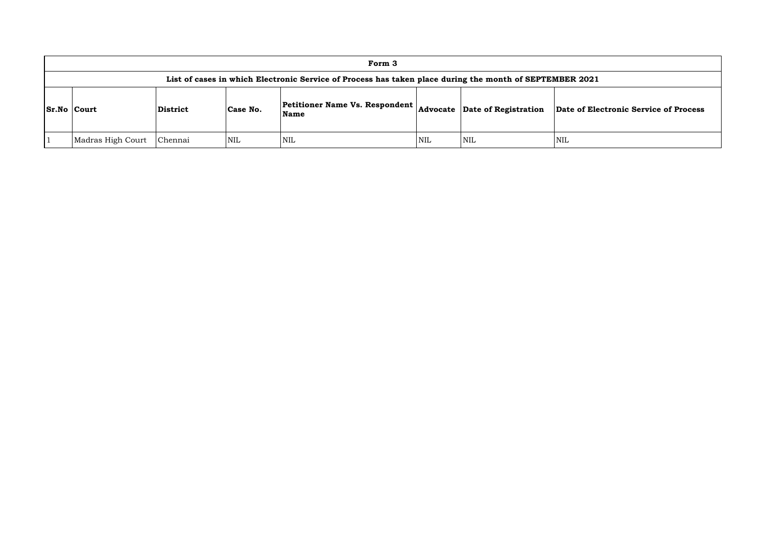| Form 3 | | | | | | | |
|---|---|---|---|---|---|---|---|
| List of cases in which Electronic Service of Process has taken place during the month of SEPTEMBER 2021 | | | | | | | |
| **Sr.No** | **Court** | **District** | **Case No.** | **Petitioner Name Vs. Respondent Name** | **Advocate** | **Date of Registration** | **Date of Electronic Service of Process** |
| 1 | Madras High Court | Chennai | NIL | NIL | NIL | NIL | NIL |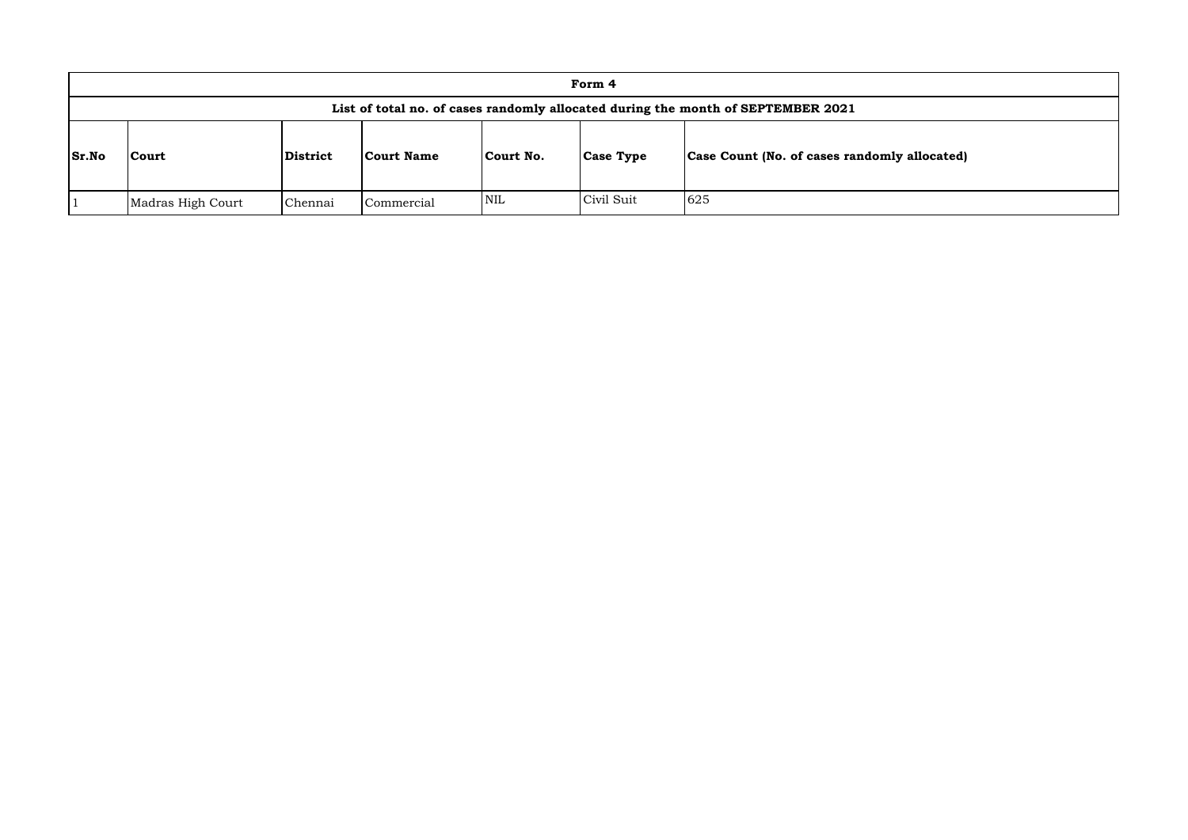| Form 4 | | | | | | |
|---|---|---|---|---|---|---|
| **List of total no. of cases randomly allocated during the month of SEPTEMBER 2021** | | | | | | |
| **Sr.No** | **Court** | **District** | **Court Name** | **Court No.** | **Case Type** | **Case Count (No. of cases randomly allocated)** |
| 1 | Madras High Court | Chennai | Commercial | NIL | Civil Suit | 625 |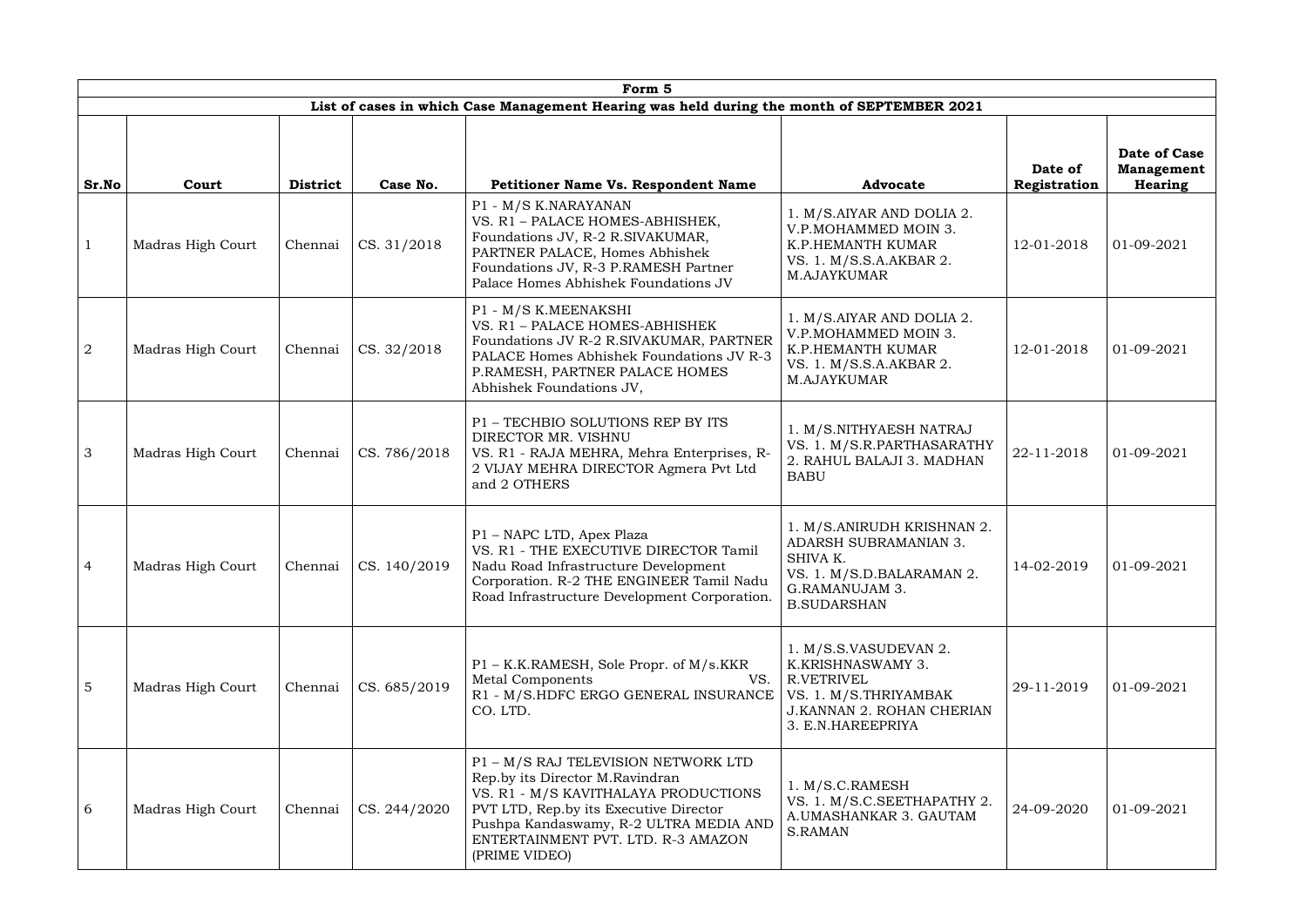| Form 5 | | | | | | | |
|---|---|---|---|---|---|---|---|
| List of cases in which Case Management Hearing was held during the month of SEPTEMBER 2021 | | | | | | | |
| **Sr.No** | **Court** | **District** | **Case No.** | **Petitioner Name Vs. Respondent Name** | **Advocate** | **Date of Registration** | **Date of Case Management Hearing** |
| 1 | Madras High Court | Chennai | CS. 31/2018 | P1 - M/S K.NARAYANAN VS. R1 – PALACE HOMES-ABHISHEK, Foundations JV, R-2 R.SIVAKUMAR, PARTNER PALACE, Homes Abhishek Foundations JV, R-3 P.RAMESH Partner Palace Homes Abhishek Foundations JV | 1. M/S.AIYAR AND DOLIA 2. V.P.MOHAMMED MOIN 3. K.P.HEMANTH KUMAR VS. 1. M/S.S.A.AKBAR 2. M.AJAYKUMAR | 12-01-2018 | 01-09-2021 |
| 2 | Madras High Court | Chennai | CS. 32/2018 | P1 - M/S K.MEENAKSHI VS. R1 – PALACE HOMES-ABHISHEK Foundations JV R-2 R.SIVAKUMAR, PARTNER PALACE Homes Abhishek Foundations JV R-3 P.RAMESH, PARTNER PALACE HOMES Abhishek Foundations JV, | 1. M/S.AIYAR AND DOLIA 2. V.P.MOHAMMED MOIN 3. K.P.HEMANTH KUMAR VS. 1. M/S.S.A.AKBAR 2. M.AJAYKUMAR | 12-01-2018 | 01-09-2021 |
| 3 | Madras High Court | Chennai | CS. 786/2018 | P1 – TECHBIO SOLUTIONS REP BY ITS DIRECTOR MR. VISHNU VS. R1 - RAJA MEHRA, Mehra Enterprises, R-2 VIJAY MEHRA DIRECTOR Agmera Pvt Ltd and 2 OTHERS | 1. M/S.NITHYAESH NATRAJ VS. 1. M/S.R.PARTHASARATHY 2. RAHUL BALAJI 3. MADHAN BABU | 22-11-2018 | 01-09-2021 |
| 4 | Madras High Court | Chennai | CS. 140/2019 | P1 – NAPC LTD, Apex Plaza VS. R1 - THE EXECUTIVE DIRECTOR Tamil Nadu Road Infrastructure Development Corporation. R-2 THE ENGINEER Tamil Nadu Road Infrastructure Development Corporation. | 1. M/S.ANIRUDH KRISHNAN 2. ADARSH SUBRAMANIAN 3. SHIVA K. VS. 1. M/S.D.BALARAMAN 2. G.RAMANUJAM 3. B.SUDARSHAN | 14-02-2019 | 01-09-2021 |
| 5 | Madras High Court | Chennai | CS. 685/2019 | P1 – K.K.RAMESH, Sole Propr. of M/s.KKR Metal Components VS. R1 - M/S.HDFC ERGO GENERAL INSURANCE CO. LTD. | 1. M/S.S.VASUDEVAN 2. K.KRISHNASWAMY 3. R.VETRIVEL VS. 1. M/S.THRIYAMBAK J.KANNAN 2. ROHAN CHERIAN 3. E.N.HAREEPRIYA | 29-11-2019 | 01-09-2021 |
| 6 | Madras High Court | Chennai | CS. 244/2020 | P1 – M/S RAJ TELEVISION NETWORK LTD Rep.by its Director M.Ravindran VS. R1 - M/S KAVITHALAYA PRODUCTIONS PVT LTD, Rep.by its Executive Director Pushpa Kandaswamy, R-2 ULTRA MEDIA AND ENTERTAINMENT PVT. LTD. R-3 AMAZON (PRIME VIDEO) | 1. M/S.C.RAMESH VS. 1. M/S.C.SEETHAPATHY 2. A.UMASHANKAR 3. GAUTAM S.RAMAN | 24-09-2020 | 01-09-2021 |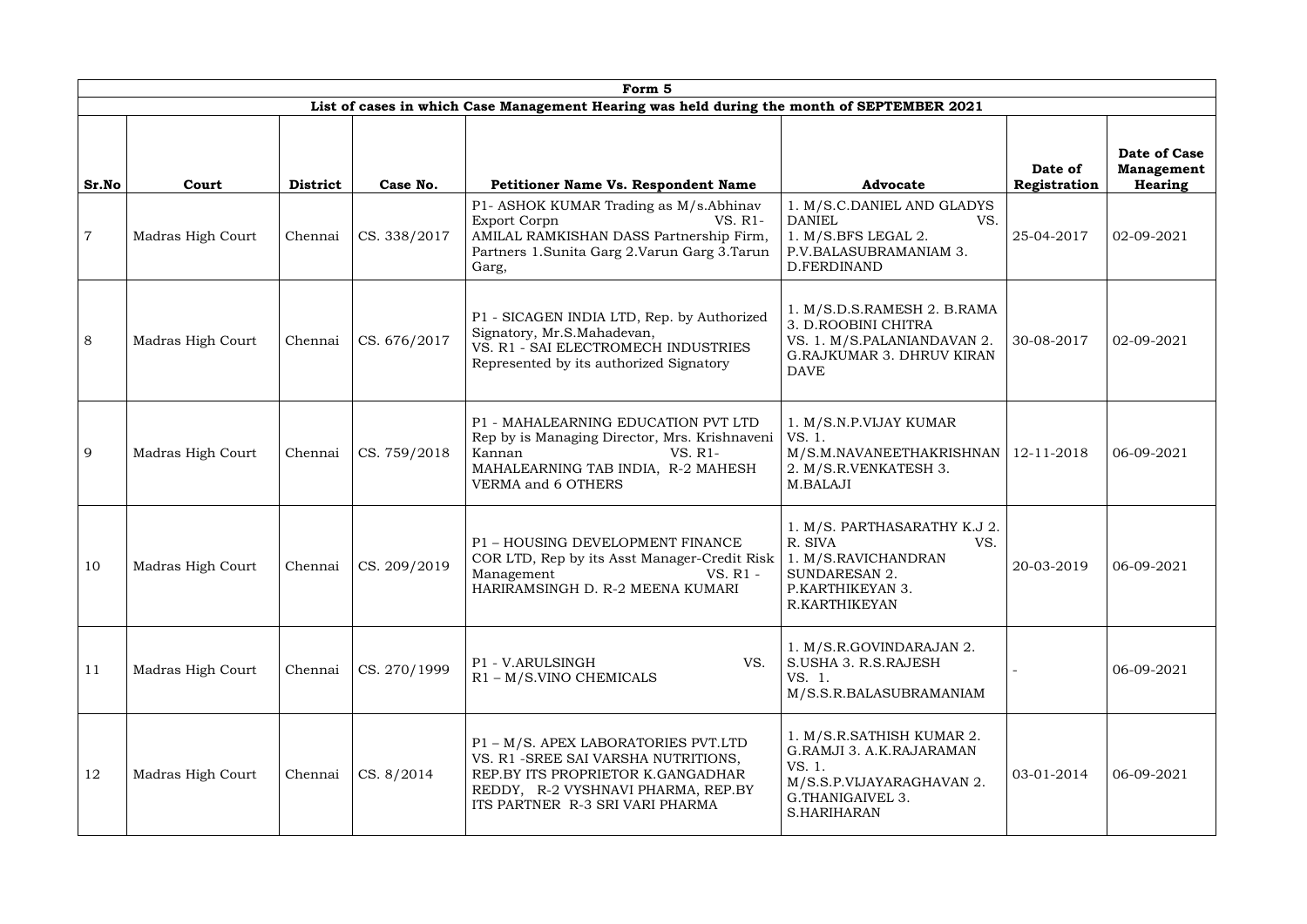| Form 5 | | | | | | | |
|---|---|---|---|---|---|---|---|
| List of cases in which Case Management Hearing was held during the month of SEPTEMBER 2021 | | | | | | | |
| **Sr.No** | **Court** | **District** | **Case No.** | **Petitioner Name Vs. Respondent Name** | **Advocate** | **Date of Registration** | **Date of Case Management Hearing** |
| 7 | Madras High Court | Chennai | CS. 338/2017 | P1- ASHOK KUMAR Trading as M/s.Abhinav Export Corpn VS. R1- AMILAL RAMKISHAN DASS Partnership Firm, Partners 1.Sunita Garg 2.Varun Garg 3.Tarun Garg, | 1. M/S.C.DANIEL AND GLADYS DANIEL VS. 1. M/S.BFS LEGAL 2. P.V.BALASUBRAMANIAM 3. D.FERDINAND | 25-04-2017 | 02-09-2021 |
| 8 | Madras High Court | Chennai | CS. 676/2017 | P1 - SICAGEN INDIA LTD, Rep. by Authorized Signatory, Mr.S.Mahadevan, VS. R1 - SAI ELECTROMECH INDUSTRIES Represented by its authorized Signatory | 1. M/S.D.S.RAMESH 2. B.RAMA 3. D.ROOBINI CHITRA VS. 1. M/S.PALANIANDAVAN 2. G.RAJKUMAR 3. DHRUV KIRAN DAVE | 30-08-2017 | 02-09-2021 |
| 9 | Madras High Court | Chennai | CS. 759/2018 | P1 - MAHALEARNING EDUCATION PVT LTD Rep by is Managing Director, Mrs. Krishnaveni Kannan VS. R1- MAHALEARNING TAB INDIA, R-2 MAHESH VERMA and 6 OTHERS | 1. M/S.N.P.VIJAY KUMAR VS. 1. M/S.M.NAVANEETHAKRISHNAN 2. M/S.R.VENKATESH 3. M.BALAJI | 12-11-2018 | 06-09-2021 |
| 10 | Madras High Court | Chennai | CS. 209/2019 | P1 – HOUSING DEVELOPMENT FINANCE COR LTD, Rep by its Asst Manager-Credit Risk Management VS. R1 - HARIRAMSINGH D. R-2 MEENA KUMARI | 1. M/S. PARTHASARATHY K.J 2. R. SIVA VS. 1. M/S.RAVICHANDRAN SUNDARESAN 2. P.KARTHIKEYAN 3. R.KARTHIKEYAN | 20-03-2019 | 06-09-2021 |
| 11 | Madras High Court | Chennai | CS. 270/1999 | P1 - V.ARULSINGH VS. R1 – M/S.VINO CHEMICALS | 1. M/S.R.GOVINDARAJAN 2. S.USHA 3. R.S.RAJESH VS. 1. M/S.S.R.BALASUBRAMANIAM | - | 06-09-2021 |
| 12 | Madras High Court | Chennai | CS. 8/2014 | P1 – M/S. APEX LABORATORIES PVT.LTD VS. R1 -SREE SAI VARSHA NUTRITIONS, REP.BY ITS PROPRIETOR K.GANGADHAR REDDY, R-2 VYSHNAVI PHARMA, REP.BY ITS PARTNER R-3 SRI VARI PHARMA | 1. M/S.R.SATHISH KUMAR 2. G.RAMJI 3. A.K.RAJARAMAN VS. 1. M/S.S.P.VIJAYARAGHAVAN 2. G.THANIGAIVEL 3. S.HARIHARAN | 03-01-2014 | 06-09-2021 |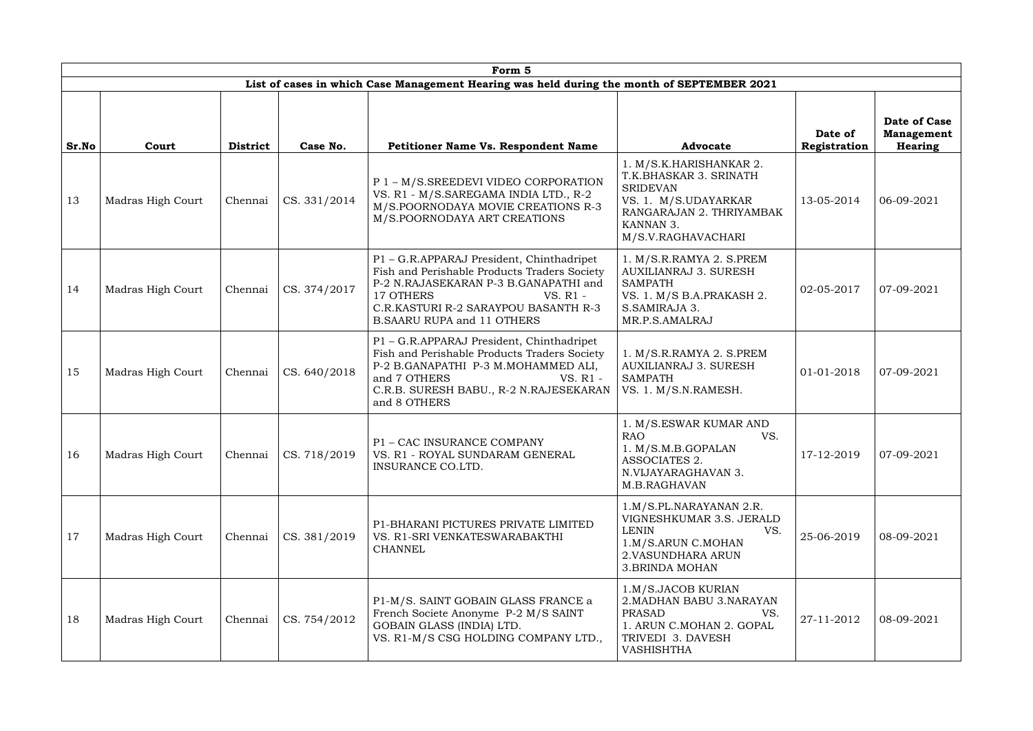| Form 5 | | | | | | | |
|---|---|---|---|---|---|---|---|
| List of cases in which Case Management Hearing was held during the month of SEPTEMBER 2021 | | | | | | | |
| **Sr.No** | **Court** | **District** | **Case No.** | **Petitioner Name Vs. Respondent Name** | **Advocate** | **Date of Registration** | **Date of Case Management Hearing** |
| 13 | Madras High Court | Chennai | CS. 331/2014 | P 1 – M/S.SREEDEVI VIDEO CORPORATION VS. R1 - M/S.SAREGAMA INDIA LTD., R-2 M/S.POORNODAYA MOVIE CREATIONS R-3 M/S.POORNODAYA ART CREATIONS | 1. M/S.K.HARISHANKAR 2. T.K.BHASKAR 3. SRINATH SRIDEVAN VS. 1. M/S.UDAYARKAR RANGARAJAN 2. THRIYAMBAK KANNAN 3. M/S.V.RAGHAVACHARI | 13-05-2014 | 06-09-2021 |
| 14 | Madras High Court | Chennai | CS. 374/2017 | P1 – G.R.APPARAJ President, Chinthadripet Fish and Perishable Products Traders Society P-2 N.RAJASEKARAN P-3 B.GANAPATHI and 17 OTHERS VS. R1 - C.R.KASTURI R-2 SARAYPOU BASANTH R-3 B.SAARU RUPA and 11 OTHERS | 1. M/S.R.RAMYA 2. S.PREM AUXILIANRAJ 3. SURESH SAMPATH VS. 1. M/S B.A.PRAKASH 2. S.SAMIRAJA 3. MR.P.S.AMALRAJ | 02-05-2017 | 07-09-2021 |
| 15 | Madras High Court | Chennai | CS. 640/2018 | P1 – G.R.APPARAJ President, Chinthadripet Fish and Perishable Products Traders Society P-2 B.GANAPATHI P-3 M.MOHAMMED ALI, and 7 OTHERS VS. R1 - C.R.B. SURESH BABU., R-2 N.RAJESEKARAN and 8 OTHERS | 1. M/S.R.RAMYA 2. S.PREM AUXILIANRAJ 3. SURESH SAMPATH VS. 1. M/S.N.RAMESH. | 01-01-2018 | 07-09-2021 |
| 16 | Madras High Court | Chennai | CS. 718/2019 | P1 – CAC INSURANCE COMPANY VS. R1 - ROYAL SUNDARAM GENERAL INSURANCE CO.LTD. | 1. M/S.ESWAR KUMAR AND RAO VS. 1. M/S.M.B.GOPALAN ASSOCIATES 2. N.VIJAYARAGHAVAN 3. M.B.RAGHAVAN | 17-12-2019 | 07-09-2021 |
| 17 | Madras High Court | Chennai | CS. 381/2019 | P1-BHARANI PICTURES PRIVATE LIMITED VS. R1-SRI VENKATESWARABAKTHI CHANNEL | 1.M/S.PL.NARAYANAN 2.R. VIGNESHKUMAR 3.S. JERALD LENIN VS. 1.M/S.ARUN C.MOHAN 2.VASUNDHARA ARUN 3.BRINDA MOHAN | 25-06-2019 | 08-09-2021 |
| 18 | Madras High Court | Chennai | CS. 754/2012 | P1-M/S. SAINT GOBAIN GLASS FRANCE a French Societe Anonyme P-2 M/S SAINT GOBAIN GLASS (INDIA) LTD. VS. R1-M/S CSG HOLDING COMPANY LTD., | 1.M/S.JACOB KURIAN 2.MADHAN BABU 3.NARAYAN PRASAD VS. 1. ARUN C.MOHAN 2. GOPAL TRIVEDI 3. DAVESH VASHISHTHA | 27-11-2012 | 08-09-2021 |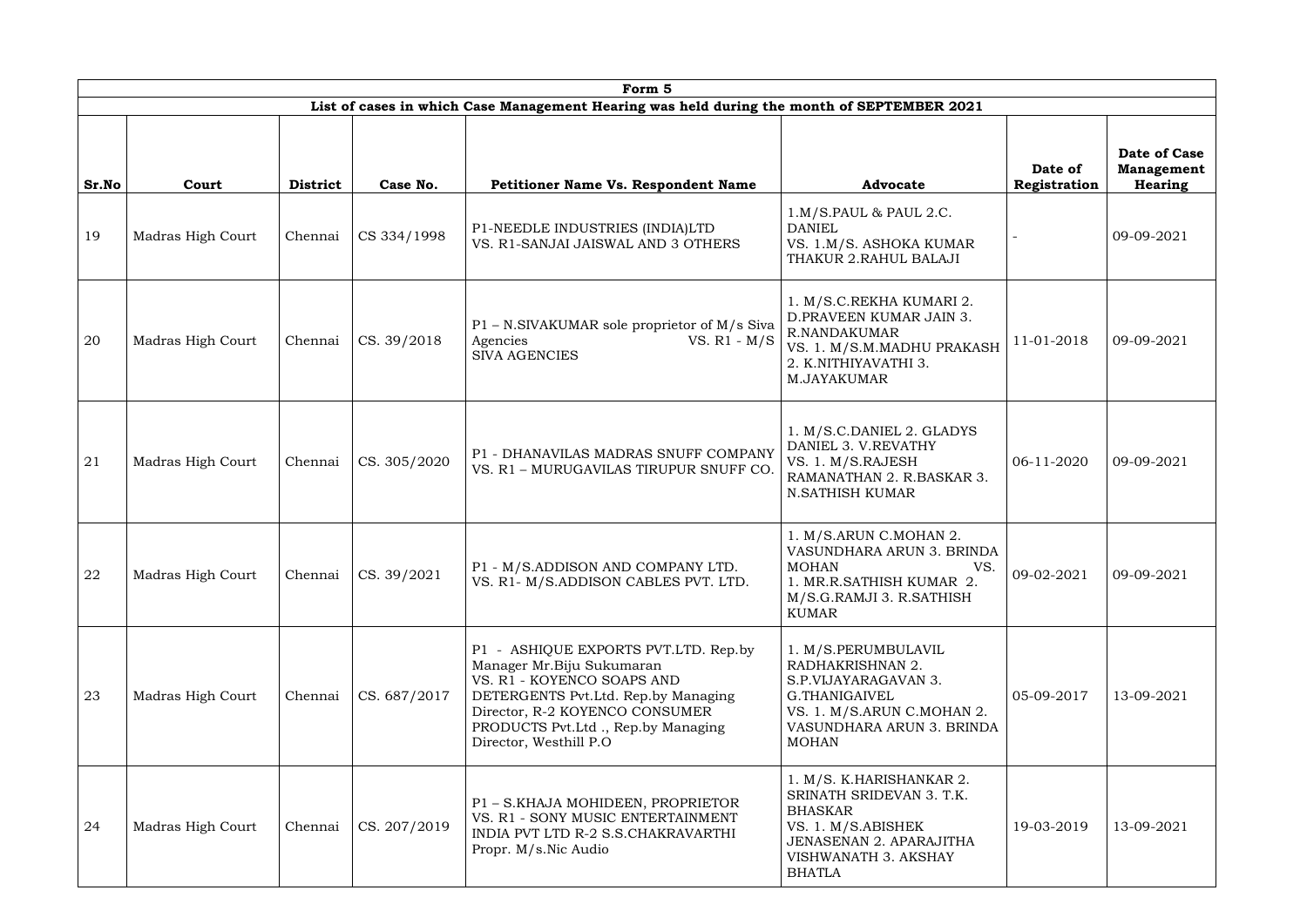| Form 5 | | | | | | | |
|---|---|---|---|---|---|---|---|
| **List of cases in which Case Management Hearing was held during the month of SEPTEMBER 2021** | | | | | | | |
| **Sr.No** | **Court** | **District** | **Case No.** | **Petitioner Name Vs. Respondent Name** | **Advocate** | **Date of Registration** | **Date of Case Management Hearing** |
| 19 | Madras High Court | Chennai | CS 334/1998 | P1-NEEDLE INDUSTRIES (INDIA)LTD VS. R1-SANJAI JAISWAL AND 3 OTHERS | 1.M/S.PAUL & PAUL 2.C. DANIEL VS. 1.M/S. ASHOKA KUMAR THAKUR 2.RAHUL BALAJI | - | 09-09-2021 |
| 20 | Madras High Court | Chennai | CS. 39/2018 | P1 – N.SIVAKUMAR sole proprietor of M/s Siva Agencies VS. R1 - M/S SIVA AGENCIES | 1. M/S.C.REKHA KUMARI 2. D.PRAVEEN KUMAR JAIN 3. R.NANDAKUMAR VS. 1. M/S.M.MADHU PRAKASH 2. K.NITHIYAVATHI 3. M.JAYAKUMAR | 11-01-2018 | 09-09-2021 |
| 21 | Madras High Court | Chennai | CS. 305/2020 | P1 - DHANAVILAS MADRAS SNUFF COMPANY VS. R1 – MURUGAVILAS TIRUPUR SNUFF CO. | 1. M/S.C.DANIEL 2. GLADYS DANIEL 3. V.REVATHY VS. 1. M/S.RAJESH RAMANATHAN 2. R.BASKAR 3. N.SATHISH KUMAR | 06-11-2020 | 09-09-2021 |
| 22 | Madras High Court | Chennai | CS. 39/2021 | P1 - M/S.ADDISON AND COMPANY LTD. VS. R1- M/S.ADDISON CABLES PVT. LTD. | 1. M/S.ARUN C.MOHAN 2. VASUNDHARA ARUN 3. BRINDA MOHAN VS. 1. MR.R.SATHISH KUMAR 2. M/S.G.RAMJI 3. R.SATHISH KUMAR | 09-02-2021 | 09-09-2021 |
| 23 | Madras High Court | Chennai | CS. 687/2017 | P1 - ASHIQUE EXPORTS PVT.LTD. Rep.by Manager Mr.Biju Sukumaran VS. R1 - KOYENCO SOAPS AND DETERGENTS Pvt.Ltd. Rep.by Managing Director, R-2 KOYENCO CONSUMER PRODUCTS Pvt.Ltd ., Rep.by Managing Director, Westhill P.O | 1. M/S.PERUMBULAVIL RADHAKRISHNAN 2. S.P.VIJAYARAGAVAN 3. G.THANIGAIVEL VS. 1. M/S.ARUN C.MOHAN 2. VASUNDHARA ARUN 3. BRINDA MOHAN | 05-09-2017 | 13-09-2021 |
| 24 | Madras High Court | Chennai | CS. 207/2019 | P1 – S.KHAJA MOHIDEEN, PROPRIETOR VS. R1 - SONY MUSIC ENTERTAINMENT INDIA PVT LTD R-2 S.S.CHAKRAVARTHI Propr. M/s.Nic Audio | 1. M/S. K.HARISHANKAR 2. SRINATH SRIDEVAN 3. T.K. BHASKAR VS. 1. M/S.ABISHEK JENASENAN 2. APARAJITHA VISHWANATH 3. AKSHAY BHATLA | 19-03-2019 | 13-09-2021 |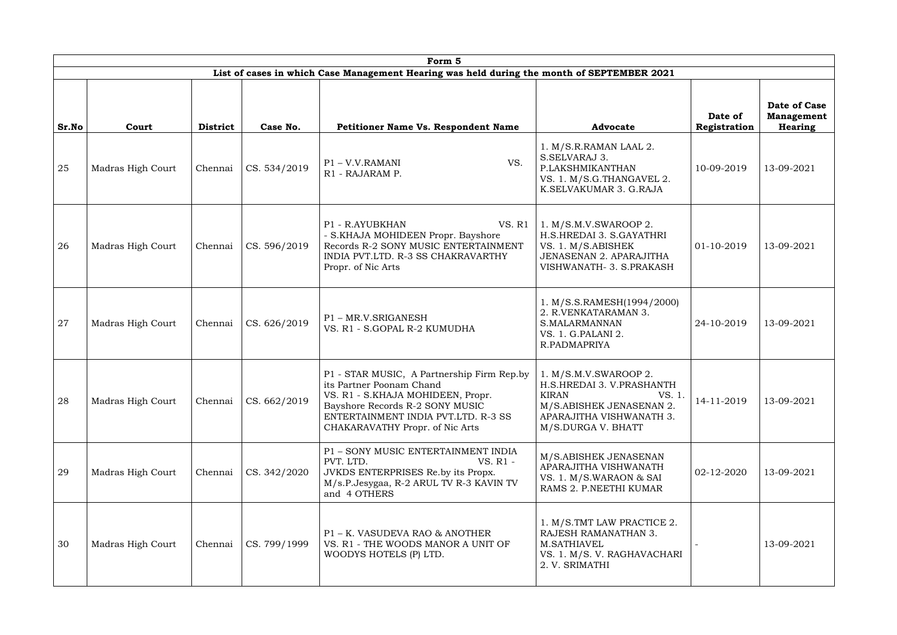| Form 5 | | | | | | | |
|---|---|---|---|---|---|---|---|
| List of cases in which Case Management Hearing was held during the month of SEPTEMBER 2021 | | | | | | | |
| Sr.No | Court | District | Case No. | Petitioner Name Vs. Respondent Name | Advocate | Date of Registration | Date of Case Management Hearing |
| 25 | Madras High Court | Chennai | CS. 534/2019 | P1 – V.V.RAMANI VS. R1 - RAJARAM P. | 1. M/S.R.RAMAN LAAL 2. S.SELVARAJ 3. P.LAKSHMIKANTHAN VS. 1. M/S.G.THANGAVEL 2. K.SELVAKUMAR 3. G.RAJA | 10-09-2019 | 13-09-2021 |
| 26 | Madras High Court | Chennai | CS. 596/2019 | P1 - R.AYUBKHAN VS. R1 - S.KHAJA MOHIDEEN Propr. Bayshore Records R-2 SONY MUSIC ENTERTAINMENT INDIA PVT.LTD. R-3 SS CHAKRAVARTHY Propr. of Nic Arts | 1. M/S.M.V.SWAROOP 2. H.S.HREDAI 3. S.GAYATHRI VS. 1. M/S.ABISHEK JENASENAN 2. APARAJITHA VISHWANATH- 3. S.PRAKASH | 01-10-2019 | 13-09-2021 |
| 27 | Madras High Court | Chennai | CS. 626/2019 | P1 – MR.V.SRIGANESH VS. R1 - S.GOPAL R-2 KUMUDHA | 1. M/S.S.RAMESH(1994/2000) 2. R.VENKATARAMAN 3. S.MALARMANNAN VS. 1. G.PALANI 2. R.PADMAPRIYA | 24-10-2019 | 13-09-2021 |
| 28 | Madras High Court | Chennai | CS. 662/2019 | P1 - STAR MUSIC, A Partnership Firm Rep.by its Partner Poonam Chand VS. R1 - S.KHAJA MOHIDEEN, Propr. Bayshore Records R-2 SONY MUSIC ENTERTAINMENT INDIA PVT.LTD. R-3 SS CHAKARAVATHY Propr. of Nic Arts | 1. M/S.M.V.SWAROOP 2. H.S.HREDAI 3. V.PRASHANTH KIRAN VS. 1. M/S.ABISHEK JENASENAN 2. APARAJITHA VISHWANATH 3. M/S.DURGA V. BHATT | 14-11-2019 | 13-09-2021 |
| 29 | Madras High Court | Chennai | CS. 342/2020 | P1 – SONY MUSIC ENTERTAINMENT INDIA PVT. LTD. VS. R1 - JVKDS ENTERPRISES Re.by its Propx. M/s.P.Jesygaa, R-2 ARUL TV R-3 KAVIN TV and 4 OTHERS | M/S.ABISHEK JENASENAN APARAJITHA VISHWANATH VS. 1. M/S.WARAON & SAI RAMS 2. P.NEETHI KUMAR | 02-12-2020 | 13-09-2021 |
| 30 | Madras High Court | Chennai | CS. 799/1999 | P1 – K. VASUDEVA RAO & ANOTHER VS. R1 - THE WOODS MANOR A UNIT OF WOODYS HOTELS (P) LTD. | 1. M/S.TMT LAW PRACTICE 2. RAJESH RAMANATHAN 3. M.SATHIAVEL VS. 1. M/S. V. RAGHAVACHARI 2. V. SRIMATHI | - | 13-09-2021 |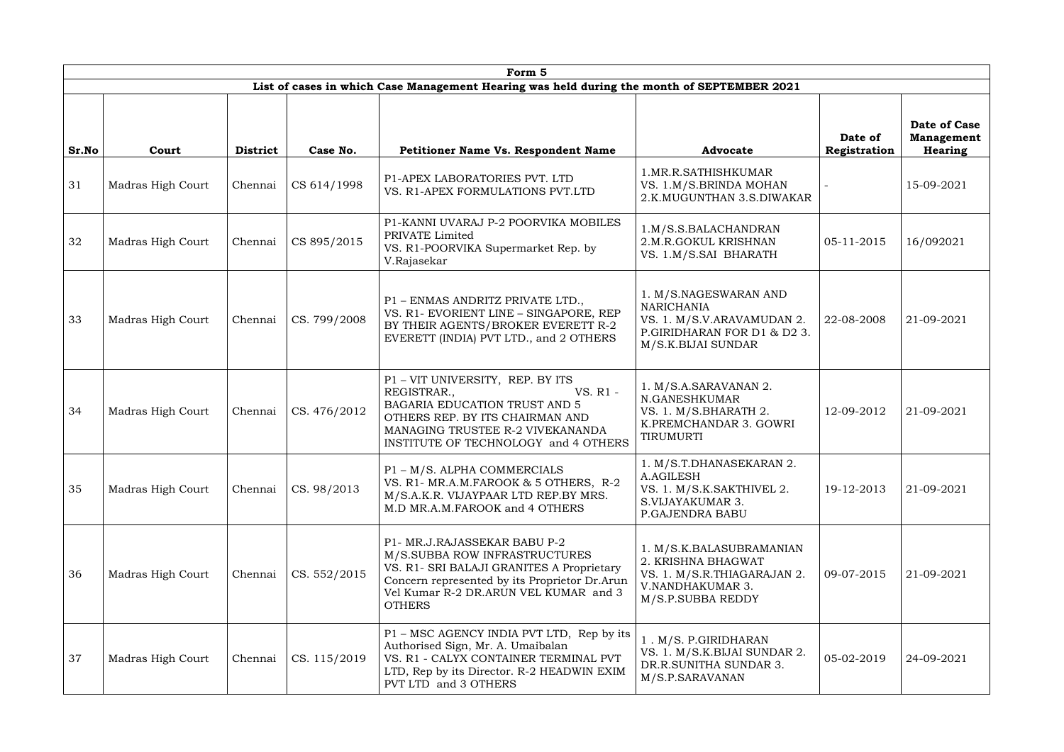| Form 5 | | | | | | | |
|---|---|---|---|---|---|---|---|
| List of cases in which Case Management Hearing was held during the month of SEPTEMBER 2021 | | | | | | | |
| **Sr.No** | **Court** | **District** | **Case No.** | **Petitioner Name Vs. Respondent Name** | **Advocate** | **Date of Registration** | **Date of Case Management Hearing** |
| 31 | Madras High Court | Chennai | CS 614/1998 | P1-APEX LABORATORIES PVT. LTD VS. R1-APEX FORMULATIONS PVT.LTD | 1.MR.R.SATHISHKUMAR VS. 1.M/S.BRINDA MOHAN 2.K.MUGUNTHAN 3.S.DIWAKAR | - | 15-09-2021 |
| 32 | Madras High Court | Chennai | CS 895/2015 | P1-KANNI UVARAJ P-2 POORVIKA MOBILES PRIVATE Limited VS. R1-POORVIKA Supermarket Rep. by V.Rajasekar | 1.M/S.S.BALACHANDRAN 2.M.R.GOKUL KRISHNAN VS. 1.M/S.SAI BHARATH | 05-11-2015 | 16/092021 |
| 33 | Madras High Court | Chennai | CS. 799/2008 | P1 – ENMAS ANDRITZ PRIVATE LTD., VS. R1- EVORIENT LINE – SINGAPORE, REP BY THEIR AGENTS/BROKER EVERETT R-2 EVERETT (INDIA) PVT LTD., and 2 OTHERS | 1. M/S.NAGESWARAN AND NARICHANIA VS. 1. M/S.V.ARAVAMUDAN 2. P.GIRIDHARAN FOR D1 & D2 3. M/S.K.BIJAI SUNDAR | 22-08-2008 | 21-09-2021 |
| 34 | Madras High Court | Chennai | CS. 476/2012 | P1 – VIT UNIVERSITY, REP. BY ITS REGISTRAR., VS. R1 - BAGARIA EDUCATION TRUST AND 5 OTHERS REP. BY ITS CHAIRMAN AND MANAGING TRUSTEE R-2 VIVEKANANDA INSTITUTE OF TECHNOLOGY and 4 OTHERS | 1. M/S.A.SARAVANAN 2. N.GANESHKUMAR VS. 1. M/S.BHARATH 2. K.PREMCHANDAR 3. GOWRI TIRUMURTI | 12-09-2012 | 21-09-2021 |
| 35 | Madras High Court | Chennai | CS. 98/2013 | P1 – M/S. ALPHA COMMERCIALS VS. R1- MR.A.M.FAROOK & 5 OTHERS, R-2 M/S.A.K.R. VIJAYPAAR LTD REP.BY MRS. M.D MR.A.M.FAROOK and 4 OTHERS | 1. M/S.T.DHANASEKARAN 2. A.AGILESH VS. 1. M/S.K.SAKTHIVEL 2. S.VIJAYAKUMAR 3. P.GAJENDRA BABU | 19-12-2013 | 21-09-2021 |
| 36 | Madras High Court | Chennai | CS. 552/2015 | P1- MR.J.RAJASSEKAR BABU P-2 M/S.SUBBA ROW INFRASTRUCTURES VS. R1- SRI BALAJI GRANITES A Proprietary Concern represented by its Proprietor Dr.Arun Vel Kumar R-2 DR.ARUN VEL KUMAR and 3 OTHERS | 1. M/S.K.BALASUBRAMANIAN 2. KRISHNA BHAGWAT VS. 1. M/S.R.THIAGARAJAN 2. V.NANDHAKUMAR 3. M/S.P.SUBBA REDDY | 09-07-2015 | 21-09-2021 |
| 37 | Madras High Court | Chennai | CS. 115/2019 | P1 – MSC AGENCY INDIA PVT LTD, Rep by its Authorised Sign, Mr. A. Umaibalan VS. R1 - CALYX CONTAINER TERMINAL PVT LTD, Rep by its Director. R-2 HEADWIN EXIM PVT LTD and 3 OTHERS | 1 . M/S. P.GIRIDHARAN VS. 1. M/S.K.BIJAI SUNDAR 2. DR.R.SUNITHA SUNDAR 3. M/S.P.SARAVANAN | 05-02-2019 | 24-09-2021 |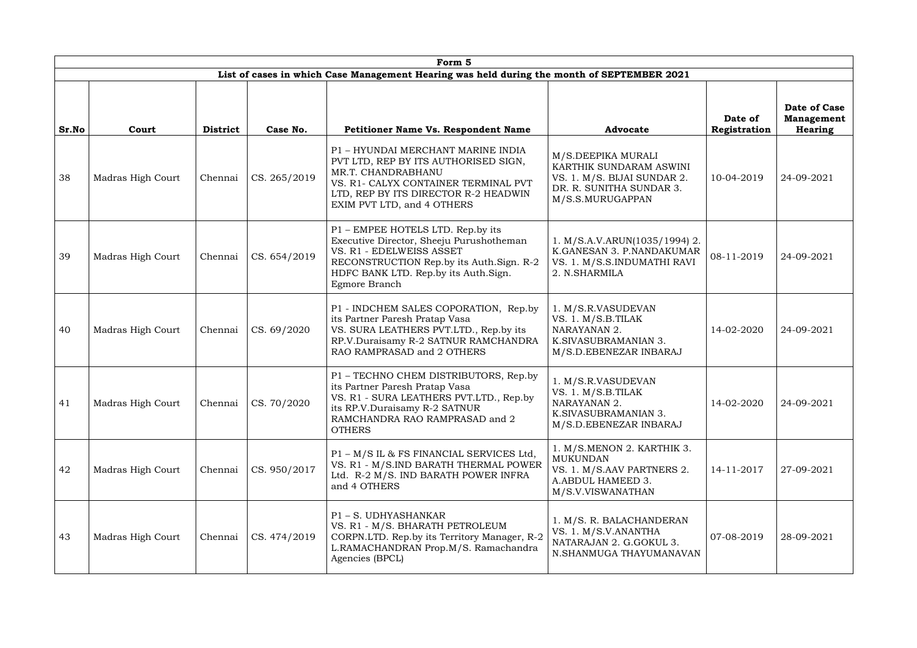| Form 5 | | | | | | | |
|---|---|---|---|---|---|---|---|
| **List of cases in which Case Management Hearing was held during the month of SEPTEMBER 2021** | | | | | | | |
| **Sr.No** | **Court** | **District** | **Case No.** | **Petitioner Name Vs. Respondent Name** | **Advocate** | **Date of Registration** | **Date of Case Management Hearing** |
| 38 | Madras High Court | Chennai | CS. 265/2019 | P1 – HYUNDAI MERCHANT MARINE INDIA PVT LTD, REP BY ITS AUTHORISED SIGN, MR.T. CHANDRABHANU VS. R1- CALYX CONTAINER TERMINAL PVT LTD, REP BY ITS DIRECTOR R-2 HEADWIN EXIM PVT LTD, and 4 OTHERS | M/S.DEEPIKA MURALI KARTHIK SUNDARAM ASWINI VS. 1. M/S. BIJAI SUNDAR 2. DR. R. SUNITHA SUNDAR 3. M/S.S.MURUGAPPAN | 10-04-2019 | 24-09-2021 |
| 39 | Madras High Court | Chennai | CS. 654/2019 | P1 – EMPEE HOTELS LTD. Rep.by its Executive Director, Sheeju Purushotheman VS. R1 - EDELWEISS ASSET RECONSTRUCTION Rep.by its Auth.Sign. R-2 HDFC BANK LTD. Rep.by its Auth.Sign. Egmore Branch | 1. M/S.A.V.ARUN(1035/1994) 2. K.GANESAN 3. P.NANDAKUMAR VS. 1. M/S.S.INDUMATHI RAVI 2. N.SHARMILA | 08-11-2019 | 24-09-2021 |
| 40 | Madras High Court | Chennai | CS. 69/2020 | P1 - INDCHEM SALES COPORATION, Rep.by its Partner Paresh Pratap Vasa VS. SURA LEATHERS PVT.LTD., Rep.by its RP.V.Duraisamy R-2 SATNUR RAMCHANDRA RAO RAMPRASAD and 2 OTHERS | 1. M/S.R.VASUDEVAN VS. 1. M/S.B.TILAK NARAYANAN 2. K.SIVASUBRAMANIAN 3. M/S.D.EBENEZAR INBARAJ | 14-02-2020 | 24-09-2021 |
| 41 | Madras High Court | Chennai | CS. 70/2020 | P1 – TECHNO CHEM DISTRIBUTORS, Rep.by its Partner Paresh Pratap Vasa VS. R1 - SURA LEATHERS PVT.LTD., Rep.by its RP.V.Duraisamy R-2 SATNUR RAMCHANDRA RAO RAMPRASAD and 2 OTHERS | 1. M/S.R.VASUDEVAN VS. 1. M/S.B.TILAK NARAYANAN 2. K.SIVASUBRAMANIAN 3. M/S.D.EBENEZAR INBARAJ | 14-02-2020 | 24-09-2021 |
| 42 | Madras High Court | Chennai | CS. 950/2017 | P1 – M/S IL & FS FINANCIAL SERVICES Ltd, VS. R1 - M/S.IND BARATH THERMAL POWER Ltd. R-2 M/S. IND BARATH POWER INFRA and 4 OTHERS | 1. M/S.MENON 2. KARTHIK 3. MUKUNDAN VS. 1. M/S.AAV PARTNERS 2. A.ABDUL HAMEED 3. M/S.V.VISWANATHAN | 14-11-2017 | 27-09-2021 |
| 43 | Madras High Court | Chennai | CS. 474/2019 | P1 – S. UDHYASHANKAR VS. R1 - M/S. BHARATH PETROLEUM CORPN.LTD. Rep.by its Territory Manager, R-2 L.RAMACHANDRAN Prop.M/S. Ramachandra Agencies (BPCL) | 1. M/S. R. BALACHANDERAN VS. 1. M/S.V.ANANTHA NATARAJAN 2. G.GOKUL 3. N.SHANMUGA THAYUMANAVAN | 07-08-2019 | 28-09-2021 |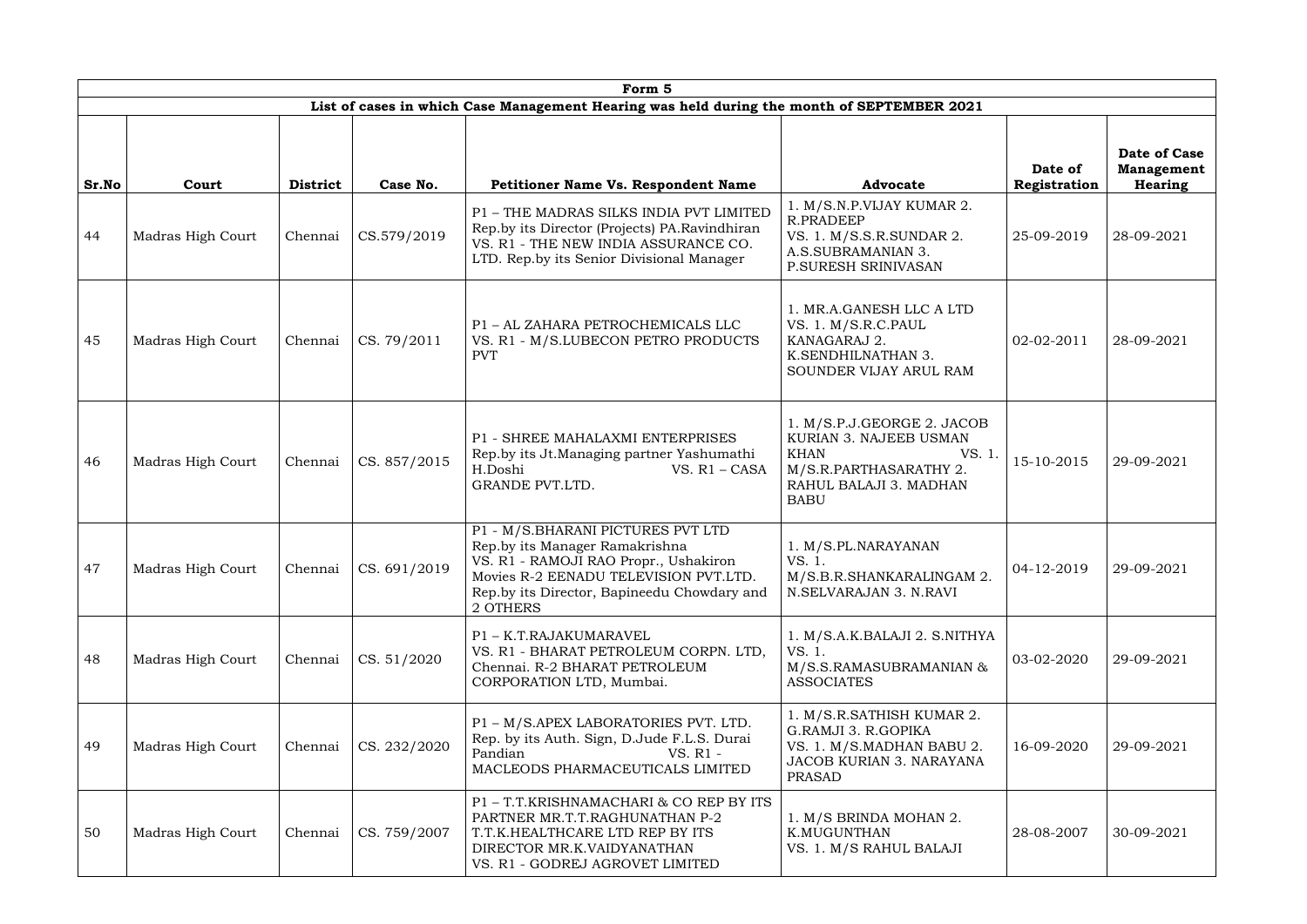| Form 5 | | | | | | | |
|---|---|---|---|---|---|---|---|
| List of cases in which Case Management Hearing was held during the month of SEPTEMBER 2021 | | | | | | | |
| **Sr.No** | **Court** | **District** | **Case No.** | **Petitioner Name Vs. Respondent Name** | **Advocate** | **Date of Registration** | **Date of Case Management Hearing** |
| 44 | Madras High Court | Chennai | CS.579/2019 | P1 – THE MADRAS SILKS INDIA PVT LIMITED Rep.by its Director (Projects) PA.Ravindhiran VS. R1 - THE NEW INDIA ASSURANCE CO. LTD. Rep.by its Senior Divisional Manager | 1. M/S.N.P.VIJAY KUMAR 2. R.PRADEEP VS. 1. M/S.S.R.SUNDAR 2. A.S.SUBRAMANIAN 3. P.SURESH SRINIVASAN | 25-09-2019 | 28-09-2021 |
| 45 | Madras High Court | Chennai | CS. 79/2011 | P1 – AL ZAHARA PETROCHEMICALS LLC VS. R1 - M/S.LUBECON PETRO PRODUCTS PVT | 1. MR.A.GANESH LLC A LTD VS. 1. M/S.R.C.PAUL KANAGARAJ 2. K.SENDHILNATHAN 3. SOUNDER VIJAY ARUL RAM | 02-02-2011 | 28-09-2021 |
| 46 | Madras High Court | Chennai | CS. 857/2015 | P1 - SHREE MAHALAXMI ENTERPRISES Rep.by its Jt.Managing partner Yashumathi H.Doshi VS. R1 – CASA GRANDE PVT.LTD. | 1. M/S.P.J.GEORGE 2. JACOB KURIAN 3. NAJEEB USMAN KHAN VS. 1. M/S.R.PARTHASARATHY 2. RAHUL BALAJI 3. MADHAN BABU | 15-10-2015 | 29-09-2021 |
| 47 | Madras High Court | Chennai | CS. 691/2019 | P1 - M/S.BHARANI PICTURES PVT LTD Rep.by its Manager Ramakrishna VS. R1 - RAMOJI RAO Propr., Ushakiron Movies R-2 EENADU TELEVISION PVT.LTD. Rep.by its Director, Bapineedu Chowdary and 2 OTHERS | 1. M/S.PL.NARAYANAN VS. 1. M/S.B.R.SHANKARALINGAM 2. N.SELVARAJAN 3. N.RAVI | 04-12-2019 | 29-09-2021 |
| 48 | Madras High Court | Chennai | CS. 51/2020 | P1 – K.T.RAJAKUMARAVEL VS. R1 - BHARAT PETROLEUM CORPN. LTD, Chennai. R-2 BHARAT PETROLEUM CORPORATION LTD, Mumbai. | 1. M/S.A.K.BALAJI 2. S.NITHYA VS. 1. M/S.S.RAMASUBRAMANIAN & ASSOCIATES | 03-02-2020 | 29-09-2021 |
| 49 | Madras High Court | Chennai | CS. 232/2020 | P1 – M/S.APEX LABORATORIES PVT. LTD. Rep. by its Auth. Sign, D.Jude F.L.S. Durai Pandian VS. R1 - MACLEODS PHARMACEUTICALS LIMITED | 1. M/S.R.SATHISH KUMAR 2. G.RAMJI 3. R.GOPIKA VS. 1. M/S.MADHAN BABU 2. JACOB KURIAN 3. NARAYANA PRASAD | 16-09-2020 | 29-09-2021 |
| 50 | Madras High Court | Chennai | CS. 759/2007 | P1 – T.T.KRISHNAMACHARI & CO REP BY ITS PARTNER MR.T.T.RAGHUNATHAN P-2 T.T.K.HEALTHCARE LTD REP BY ITS DIRECTOR MR.K.VAIDYANATHAN VS. R1 - GODREJ AGROVET LIMITED | 1. M/S BRINDA MOHAN 2. K.MUGUNTHAN VS. 1. M/S RAHUL BALAJI | 28-08-2007 | 30-09-2021 |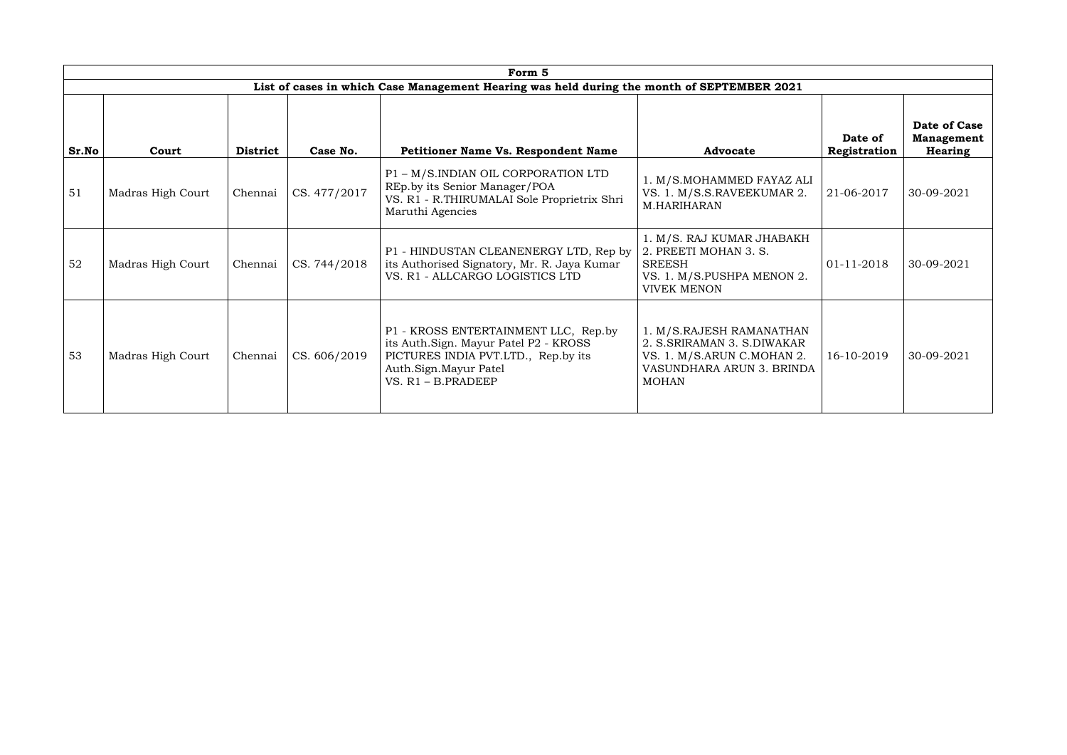| Form 5 | | | | | | | |
|---|---|---|---|---|---|---|---|
| List of cases in which Case Management Hearing was held during the month of SEPTEMBER 2021 | | | | | | | |
| **Sr.No** | **Court** | **District** | **Case No.** | **Petitioner Name Vs. Respondent Name** | **Advocate** | **Date of Registration** | **Date of Case Management Hearing** |
| 51 | Madras High Court | Chennai | CS. 477/2017 | P1 – M/S.INDIAN OIL CORPORATION LTD REp.by its Senior Manager/POA VS. R1 - R.THIRUMALAI Sole Proprietrix Shri Maruthi Agencies | 1. M/S.MOHAMMED FAYAZ ALI VS. 1. M/S.S.RAVEEKUMAR 2. M.HARIHARAN | 21-06-2017 | 30-09-2021 |
| 52 | Madras High Court | Chennai | CS. 744/2018 | P1 - HINDUSTAN CLEANENERGY LTD, Rep by its Authorised Signatory, Mr. R. Jaya Kumar VS. R1 - ALLCARGO LOGISTICS LTD | 1. M/S. RAJ KUMAR JHABAKH 2. PREETI MOHAN 3. S. SREESH VS. 1. M/S.PUSHPA MENON 2. VIVEK MENON | 01-11-2018 | 30-09-2021 |
| 53 | Madras High Court | Chennai | CS. 606/2019 | P1 - KROSS ENTERTAINMENT LLC, Rep.by its Auth.Sign. Mayur Patel P2 - KROSS PICTURES INDIA PVT.LTD., Rep.by its Auth.Sign.Mayur Patel VS. R1 – B.PRADEEP | 1. M/S.RAJESH RAMANATHAN 2. S.SRIRAMAN 3. S.DIWAKAR VS. 1. M/S.ARUN C.MOHAN 2. VASUNDHARA ARUN 3. BRINDA MOHAN | 16-10-2019 | 30-09-2021 |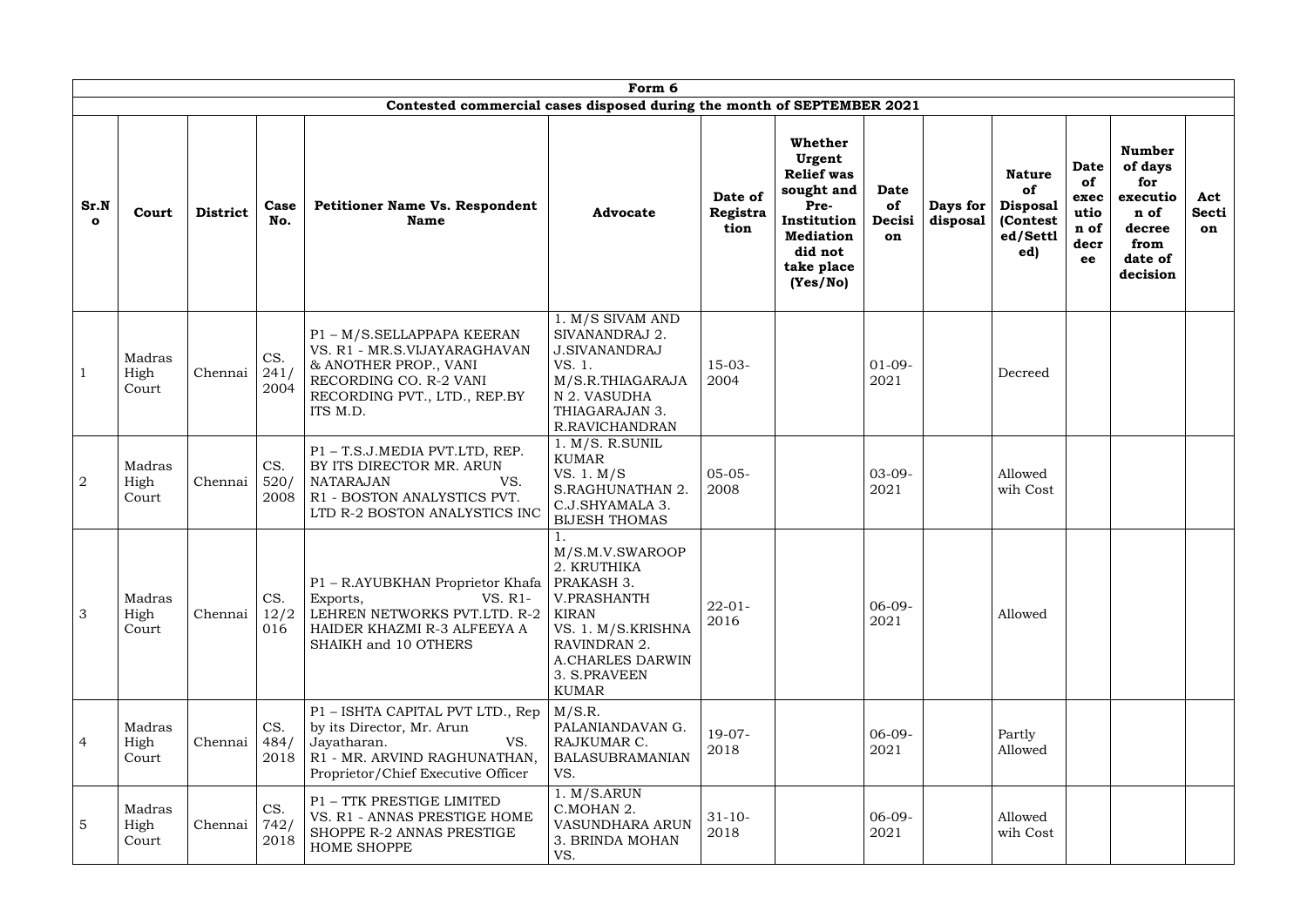| Form 6 | | | | | | | | | | | | | |
|---|---|---|---|---|---|---|---|---|---|---|---|---|---|
| Contested commercial cases disposed during the month of SEPTEMBER 2021 | | | | | | | | | | | | | |
| **Sr.No** | **Court** | **District** | **Case No.** | **Petitioner Name Vs. Respondent Name** | **Advocate** | **Date of Registration** | **Whether Urgent Relief was sought and Pre-Institution Mediation did not take place (Yes/No)** | **Date of Decision** | **Days for disposal** | **Nature of Disposal (Contested/Settled)** | **Date of execution of decree** | **Number of days for execution of decree from date of decision** | **Act Section** |
| 1 | Madras High Court | Chennai | CS. 241/2004 | P1 – M/S.SELLAPPAPA KEERAN VS. R1 - MR.S.VIJAYARAGHAVAN & ANOTHER PROP., VANI RECORDING CO. R-2 VANI RECORDING PVT., LTD., REP.BY ITS M.D. | 1. M/S SIVAM AND SIVANANDRAJ 2. J.SIVANANDRAJ VS. 1. M/S.R.THIAGARAJAN 2. VASUDHA THIAGARAJAN 3. R.RAVICHANDRAN | 15-03-2004 | | 01-09-2021 | | Decreed | | | |
| 2 | Madras High Court | Chennai | CS. 520/2008 | P1 – T.S.J.MEDIA PVT.LTD, REP. BY ITS DIRECTOR MR. ARUN NATARAJAN VS. R1 - BOSTON ANALYSTICS PVT. LTD R-2 BOSTON ANALYSTICS INC | 1. M/S. R.SUNIL KUMAR VS. 1. M/S S.RAGHUNATHAN 2. C.J.SHYAMALA 3. BIJESH THOMAS | 05-05-2008 | | 03-09-2021 | | Allowed wih Cost | | | |
| 3 | Madras High Court | Chennai | CS. 12/2016 | P1 – R.AYUBKHAN Proprietor Khafa Exports, VS. R1- LEHREN NETWORKS PVT.LTD. R-2 HAIDER KHAZMI R-3 ALFEEYA A SHAIKH and 10 OTHERS | 1. M/S.M.V.SWAROOP 2. KRUTHIKA PRAKASH 3. V.PRASHANTH KIRAN VS. 1. M/S.KRISHNA RAVINDRAN 2. A.CHARLES DARWIN 3. S.PRAVEEN KUMAR | 22-01-2016 | | 06-09-2021 | | Allowed | | | |
| 4 | Madras High Court | Chennai | CS. 484/2018 | P1 – ISHTA CAPITAL PVT LTD., Rep by its Director, Mr. Arun Jayatharan. VS. R1 - MR. ARVIND RAGHUNATHAN, Proprietor/Chief Executive Officer | M/S.R. PALANIANDAVAN G. RAJKUMAR C. BALASUBRAMANIAN VS. | 19-07-2018 | | 06-09-2021 | | Partly Allowed | | | |
| 5 | Madras High Court | Chennai | CS. 742/2018 | P1 – TTK PRESTIGE LIMITED VS. R1 - ANNAS PRESTIGE HOME SHOPPE R-2 ANNAS PRESTIGE HOME SHOPPE | 1. M/S.ARUN C.MOHAN 2. VASUNDHARA ARUN 3. BRINDA MOHAN VS. | 31-10-2018 | | 06-09-2021 | | Allowed wih Cost | | | |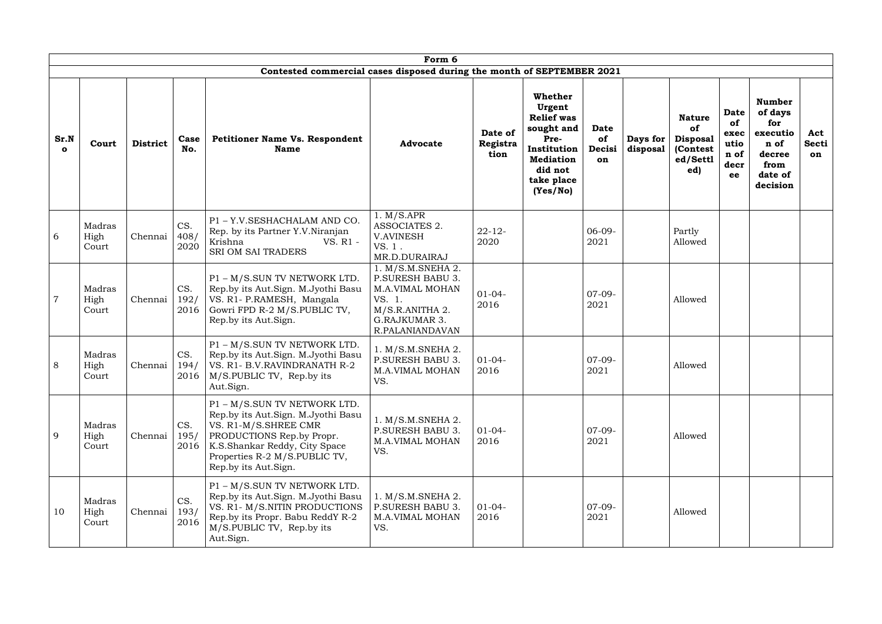| Form 6 | | | | | | | | | | | | | |
|---|---|---|---|---|---|---|---|---|---|---|---|---|---|
| **Contested commercial cases disposed during the month of SEPTEMBER 2021** | | | | | | | | | | | | | |
| **Sr.No** | **Court** | **District** | **Case No.** | **Petitioner Name Vs. Respondent Name** | **Advocate** | **Date of Registration** | **Whether Urgent Relief was sought and Pre-Institution Mediation did not take place (Yes/No)** | **Date of Decision** | **Days for disposal** | **Nature of Disposal (Contested/Settled)** | **Date of execution of decree** | **Number of days for execution of decree from date of decision** | **Act Section** |
| 6 | Madras High Court | Chennai | CS. 408/ 2020 | P1 – Y.V.SESHACHALAM AND CO. Rep. by its Partner Y.V.Niranjan Krishna VS. R1 - SRI OM SAI TRADERS | 1. M/S.APR ASSOCIATES 2. V.AVINESH VS. 1 . MR.D.DURAIRAJ | 22-12-2020 | | 06-09-2021 | | Partly Allowed | | | |
| 7 | Madras High Court | Chennai | CS. 192/ 2016 | P1 – M/S.SUN TV NETWORK LTD. Rep.by its Aut.Sign. M.Jyothi Basu VS. R1- P.RAMESH, Mangala Gowri FPD R-2 M/S.PUBLIC TV, Rep.by its Aut.Sign. | 1. M/S.M.SNEHA 2. P.SURESH BABU 3. M.A.VIMAL MOHAN VS. 1. M/S.R.ANITHA 2. G.RAJKUMAR 3. R.PALANIANDAVAN | 01-04-2016 | | 07-09-2021 | | Allowed | | | |
| 8 | Madras High Court | Chennai | CS. 194/ 2016 | P1 – M/S.SUN TV NETWORK LTD. Rep.by its Aut.Sign. M.Jyothi Basu VS. R1- B.V.RAVINDRANATH R-2 M/S.PUBLIC TV, Rep.by its Aut.Sign. | 1. M/S.M.SNEHA 2. P.SURESH BABU 3. M.A.VIMAL MOHAN VS. | 01-04-2016 | | 07-09-2021 | | Allowed | | | |
| 9 | Madras High Court | Chennai | CS. 195/ 2016 | P1 – M/S.SUN TV NETWORK LTD. Rep.by its Aut.Sign. M.Jyothi Basu VS. R1-M/S.SHREE CMR PRODUCTIONS Rep.by Propr. K.S.Shankar Reddy, City Space Properties R-2 M/S.PUBLIC TV, Rep.by its Aut.Sign. | 1. M/S.M.SNEHA 2. P.SURESH BABU 3. M.A.VIMAL MOHAN VS. | 01-04-2016 | | 07-09-2021 | | Allowed | | | |
| 10 | Madras High Court | Chennai | CS. 193/ 2016 | P1 – M/S.SUN TV NETWORK LTD. Rep.by its Aut.Sign. M.Jyothi Basu VS. R1- M/S.NITIN PRODUCTIONS Rep.by its Propr. Babu ReddY R-2 M/S.PUBLIC TV, Rep.by its Aut.Sign. | 1. M/S.M.SNEHA 2. P.SURESH BABU 3. M.A.VIMAL MOHAN VS. | 01-04-2016 | | 07-09-2021 | | Allowed | | | |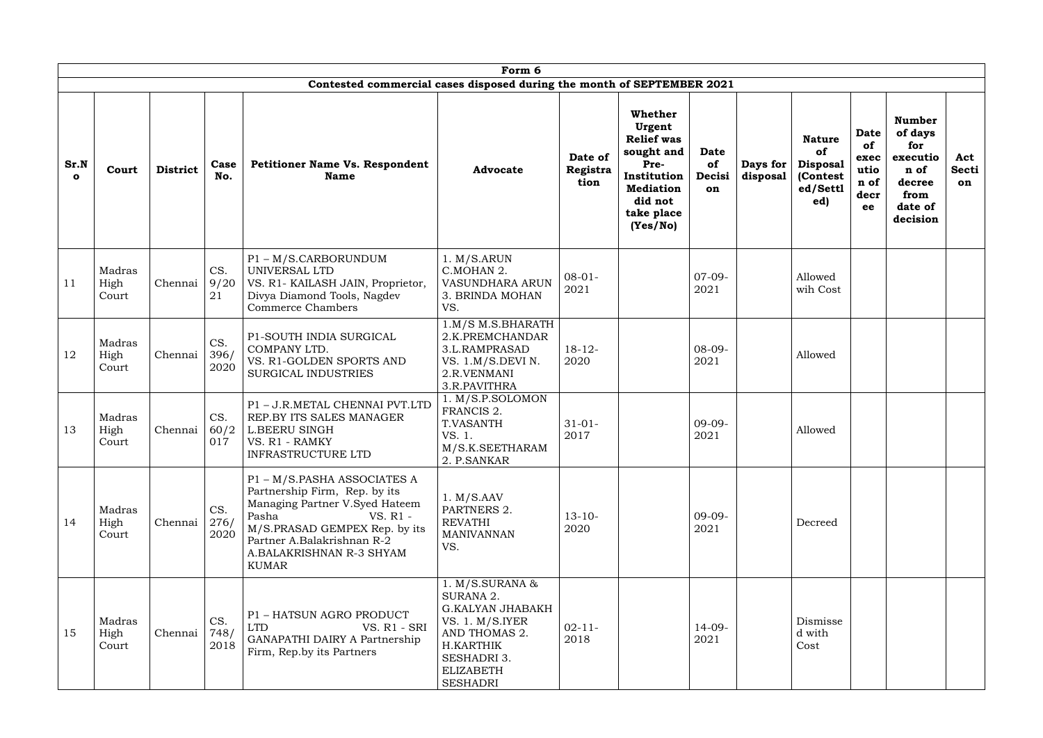| Form 6 | | | | | | | | | | | | | | |
|---|---|---|---|---|---|---|---|---|---|---|---|---|---|---|
| Contested commercial cases disposed during the month of SEPTEMBER 2021 | | | | | | | | | | | | | | |
| **Sr.No** | **Court** | **District** | **Case No.** | **Petitioner Name Vs. Respondent Name** | **Advocate** | **Date of Registration** | **Whether Urgent Relief was sought and Pre-Institution Mediation did not take place (Yes/No)** | **Date of Decision** | **Days for disposal** | **Nature of Disposal (Contested/Settled)** | **Date of execution of decree** | **Number of days for execution of decree from date of decision** | **Act Section** |
| 11 | Madras High Court | Chennai | CS. 9/2021 | P1 – M/S.CARBORUNDUM UNIVERSAL LTD VS. R1- KAILASH JAIN, Proprietor, Divya Diamond Tools, Nagdev Commerce Chambers | 1. M/S.ARUN C.MOHAN 2. VASUNDHARA ARUN 3. BRINDA MOHAN VS. | 08-01-2021 | | 07-09-2021 | | Allowed wih Cost | | | |
| 12 | Madras High Court | Chennai | CS. 396/2020 | P1-SOUTH INDIA SURGICAL COMPANY LTD. VS. R1-GOLDEN SPORTS AND SURGICAL INDUSTRIES | 1.M/S M.S.BHARATH 2.K.PREMCHANDAR 3.L.RAMPRASAD VS. 1.M/S.DEVI N. 2.R.VENMANI 3.R.PAVITHRA | 18-12-2020 | | 08-09-2021 | | Allowed | | | |
| 13 | Madras High Court | Chennai | CS. 60/2017 | P1 – J.R.METAL CHENNAI PVT.LTD REP.BY ITS SALES MANAGER L.BEERU SINGH VS. R1 - RAMKY INFRASTRUCTURE LTD | 1. M/S.P.SOLOMON FRANCIS 2. T.VASANTH VS. 1. M/S.K.SEETHARAM 2. P.SANKAR | 31-01-2017 | | 09-09-2021 | | Allowed | | | |
| 14 | Madras High Court | Chennai | CS. 276/2020 | P1 – M/S.PASHA ASSOCIATES A Partnership Firm, Rep. by its Managing Partner V.Syed Hateem Pasha VS. R1 - M/S.PRASAD GEMPEX Rep. by its Partner A.Balakrishnan R-2 A.BALAKRISHNAN R-3 SHYAM KUMAR | 1. M/S.AAV PARTNERS 2. REVATHI MANIVANNAN VS. | 13-10-2020 | | 09-09-2021 | | Decreed | | | |
| 15 | Madras High Court | Chennai | CS. 748/2018 | P1 – HATSUN AGRO PRODUCT LTD VS. R1 - SRI GANAPATHI DAIRY A Partnership Firm, Rep.by its Partners | 1. M/S.SURANA & SURANA 2. G.KALYAN JHABAKH VS. 1. M/S.IYER AND THOMAS 2. H.KARTHIK SESHADRI 3. ELIZABETH SESHADRI | 02-11-2018 | | 14-09-2021 | | Dismissed with Cost | | | |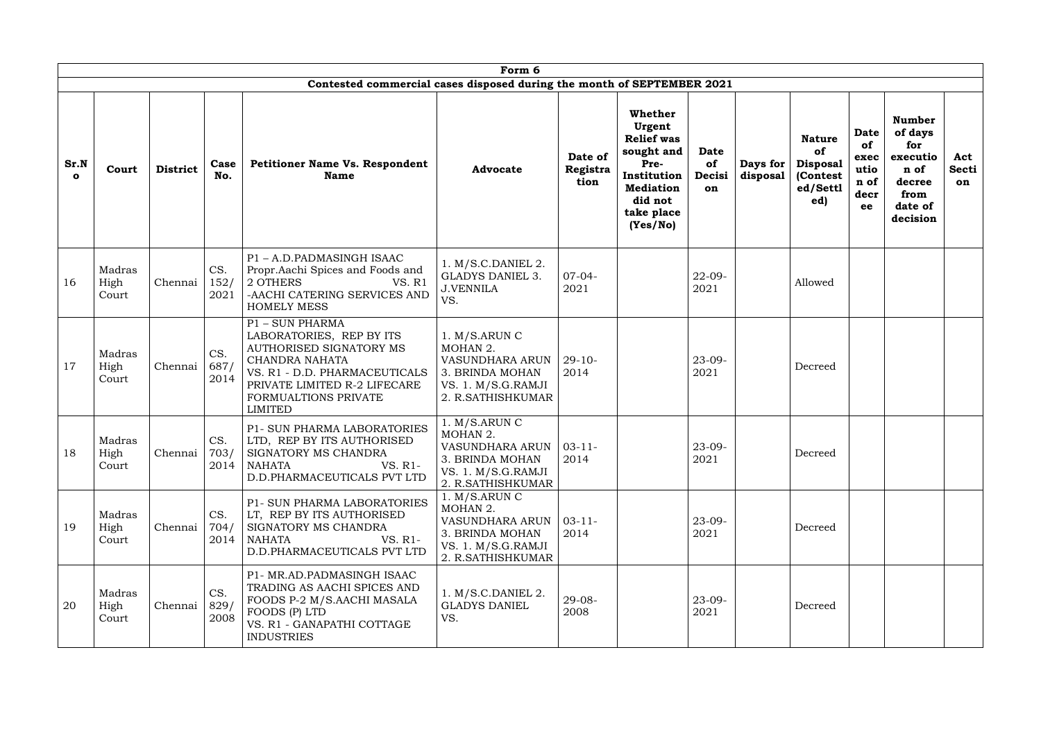| Form 6 | | | | | | | | | | | | | | |
|---|---|---|---|---|---|---|---|---|---|---|---|---|---|---|
| Contested commercial cases disposed during the month of SEPTEMBER 2021 | | | | | | | | | | | | | | |
| **Sr.No** | **Court** | **District** | **Case No.** | **Petitioner Name Vs. Respondent Name** | **Advocate** | **Date of Registration** | **Whether Urgent Relief was sought and Pre-Institution Mediation did not take place (Yes/No)** | **Date of Decision** | **Days for disposal** | **Nature of Disposal (Contested/Settled)** | **Date of execution of decree** | **Number of days for execution of decree from date of decision** | **Act Section** |
| 16 | Madras High Court | Chennai | CS. 152/ 2021 | P1 – A.D.PADMASINGH ISAAC Propr.Aachi Spices and Foods and 2 OTHERS VS. R1 -AACHI CATERING SERVICES AND HOMELY MESS | 1. M/S.C.DANIEL 2. GLADYS DANIEL 3. J.VENNILA VS. | 07-04-2021 | | 22-09-2021 | | Allowed | | | |
| 17 | Madras High Court | Chennai | CS. 687/ 2014 | P1 – SUN PHARMA LABORATORIES, REP BY ITS AUTHORISED SIGNATORY MS CHANDRA NAHATA VS. R1 - D.D. PHARMACEUTICALS PRIVATE LIMITED R-2 LIFECARE FORMUALTIONS PRIVATE LIMITED | 1. M/S.ARUN C MOHAN 2. VASUNDHARA ARUN 3. BRINDA MOHAN VS. 1. M/S.G.RAMJI 2. R.SATHISHKUMAR | 29-10-2014 | | 23-09-2021 | | Decreed | | | |
| 18 | Madras High Court | Chennai | CS. 703/ 2014 | P1- SUN PHARMA LABORATORIES LTD, REP BY ITS AUTHORISED SIGNATORY MS CHANDRA NAHATA VS. R1-D.D.PHARMACEUTICALS PVT LTD | 1. M/S.ARUN C MOHAN 2. VASUNDHARA ARUN 3. BRINDA MOHAN VS. 1. M/S.G.RAMJI 2. R.SATHISHKUMAR | 03-11-2014 | | 23-09-2021 | | Decreed | | | |
| 19 | Madras High Court | Chennai | CS. 704/ 2014 | P1- SUN PHARMA LABORATORIES LT, REP BY ITS AUTHORISED SIGNATORY MS CHANDRA NAHATA VS. R1-D.D.PHARMACEUTICALS PVT LTD | 1. M/S.ARUN C MOHAN 2. VASUNDHARA ARUN 3. BRINDA MOHAN VS. 1. M/S.G.RAMJI 2. R.SATHISHKUMAR | 03-11-2014 | | 23-09-2021 | | Decreed | | | |
| 20 | Madras High Court | Chennai | CS. 829/ 2008 | P1- MR.AD.PADMASINGH ISAAC TRADING AS AACHI SPICES AND FOODS P-2 M/S.AACHI MASALA FOODS (P) LTD VS. R1 - GANAPATHI COTTAGE INDUSTRIES | 1. M/S.C.DANIEL 2. GLADYS DANIEL VS. | 29-08-2008 | | 23-09-2021 | | Decreed | | | |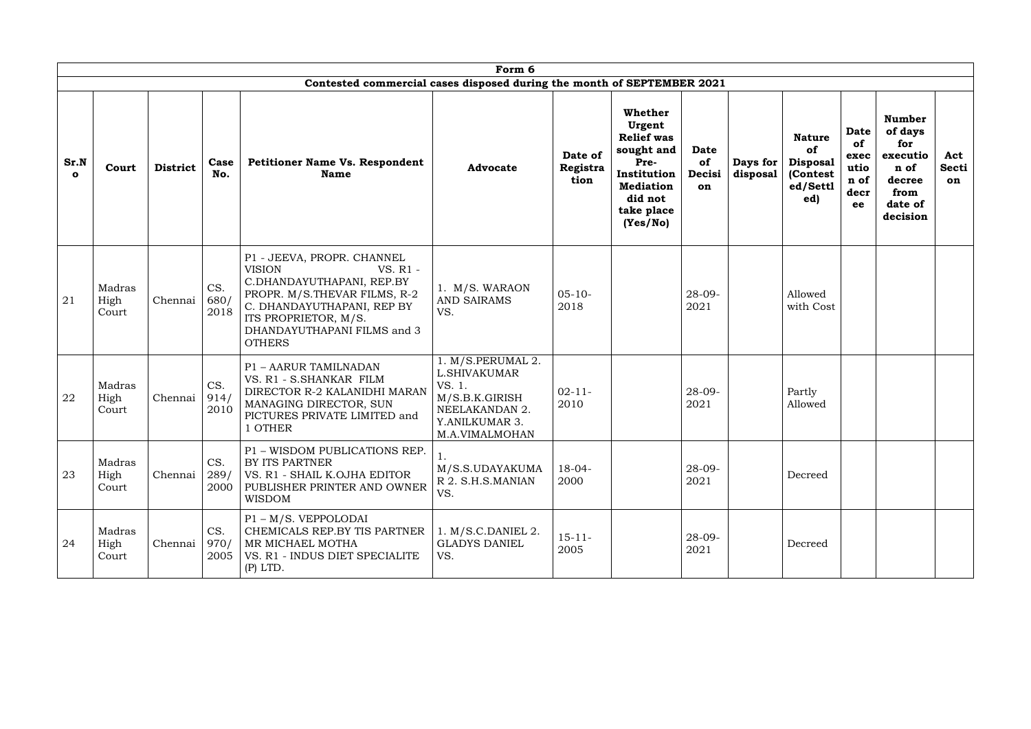| Form 6 | | | | | | | | | | | | | |
|---|---|---|---|---|---|---|---|---|---|---|---|---|---|
| Contested commercial cases disposed during the month of SEPTEMBER 2021 | | | | | | | | | | | | | |
| **Sr.No** | **Court** | **District** | **Case No.** | **Petitioner Name Vs. Respondent Name** | **Advocate** | **Date of Registration** | **Whether Urgent Relief was sought and Pre-Institution Mediation did not take place (Yes/No)** | **Date of Decision** | **Days for disposal** | **Nature of Disposal (Contested/Settled)** | **Date of execution of decree** | **Number of days for execution of decree from date of decision** | **Act Section** |
| 21 | Madras High Court | Chennai | CS. 680/ 2018 | P1 - JEEVA, PROPR. CHANNEL VISION VS. R1 - C.DHANDAYUTHAPANI, REP.BY PROPR. M/S.THEVAR FILMS, R-2 C. DHANDAYUTHAPANI, REP BY ITS PROPRIETOR, M/S. DHANDAYUTHAPANI FILMS and 3 OTHERS | 1. M/S. WARAON AND SAIRAMS VS. | 05-10-2018 | | 28-09-2021 | | Allowed with Cost | | | |
| 22 | Madras High Court | Chennai | CS. 914/ 2010 | P1 – AARUR TAMILNADAN VS. R1 - S.SHANKAR FILM DIRECTOR R-2 KALANIDHI MARAN MANAGING DIRECTOR, SUN PICTURES PRIVATE LIMITED and 1 OTHER | 1. M/S.PERUMAL 2. L.SHIVAKUMAR VS. 1. M/S.B.K.GIRISH NEELAKANDAN 2. Y.ANILKUMAR 3. M.A.VIMALMOHAN | 02-11-2010 | | 28-09-2021 | | Partly Allowed | | | |
| 23 | Madras High Court | Chennai | CS. 289/ 2000 | P1 – WISDOM PUBLICATIONS REP. BY ITS PARTNER VS. R1 - SHAIL K.OJHA EDITOR PUBLISHER PRINTER AND OWNER WISDOM | 1. M/S.S.UDAYAKUMAR 2. S.H.S.MANIAN VS. | 18-04-2000 | | 28-09-2021 | | Decreed | | | |
| 24 | Madras High Court | Chennai | CS. 970/ 2005 | P1 – M/S. VEPPOLODAI CHEMICALS REP.BY TIS PARTNER MR MICHAEL MOTHA VS. R1 - INDUS DIET SPECIALITE (P) LTD. | 1. M/S.C.DANIEL 2. GLADYS DANIEL VS. | 15-11-2005 | | 28-09-2021 | | Decreed | | | |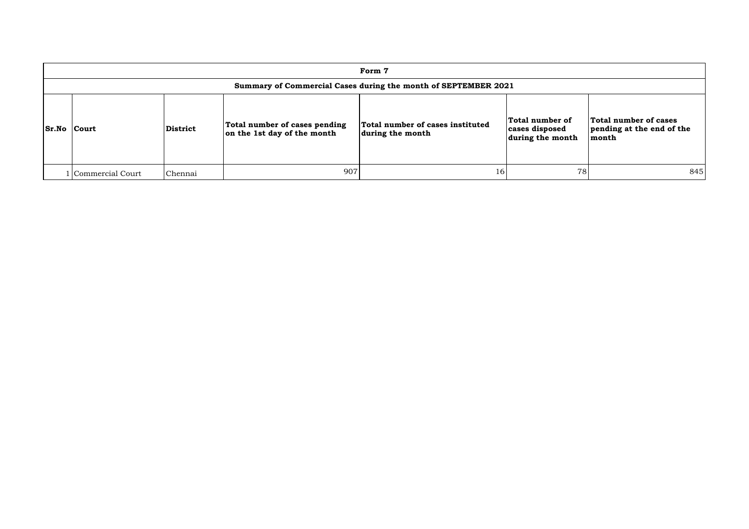| Form 7 | | | | | | |
|---|---|---|---|---|---|---|
| **Summary of Commercial Cases during the month of SEPTEMBER 2021** | | | | | | |
| **Sr.No** | **Court** | **District** | **Total number of cases pending on the 1st day of the month** | **Total number of cases instituted during the month** | **Total number of cases disposed during the month** | **Total number of cases pending at the end of the month** |
| 1 | Commercial Court | Chennai | 907 | 16 | 78 | 845 |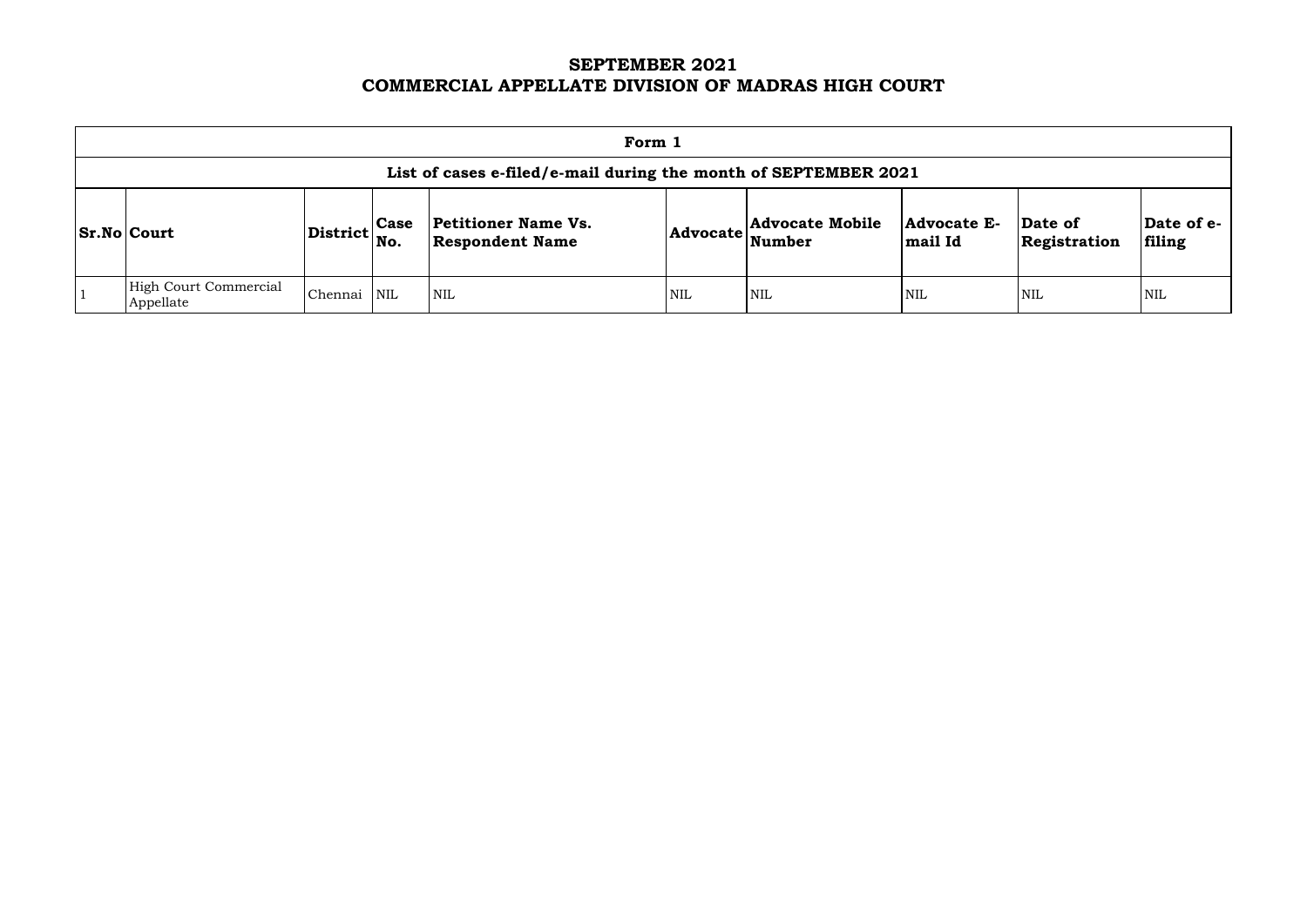# SEPTEMBER 2021
# COMMERCIAL APPELLATE DIVISION OF MADRAS HIGH COURT

| **Form 1** | | | | | | | | | |
|---|---|---|---|---|---|---|---|---|---|
| **List of cases e-filed/e-mail during the month of SEPTEMBER 2021** | | | | | | | | | |
| **Sr.No** | **Court** | **District** | **Case No.** | **Petitioner Name Vs. Respondent Name** | **Advocate** | **Advocate Mobile Number** | **Advocate E-mail Id** | **Date of Registration** | **Date of e-filing** |
| 1 | High Court Commercial Appellate | Chennai | NIL | NIL | NIL | NIL | NIL | NIL | NIL |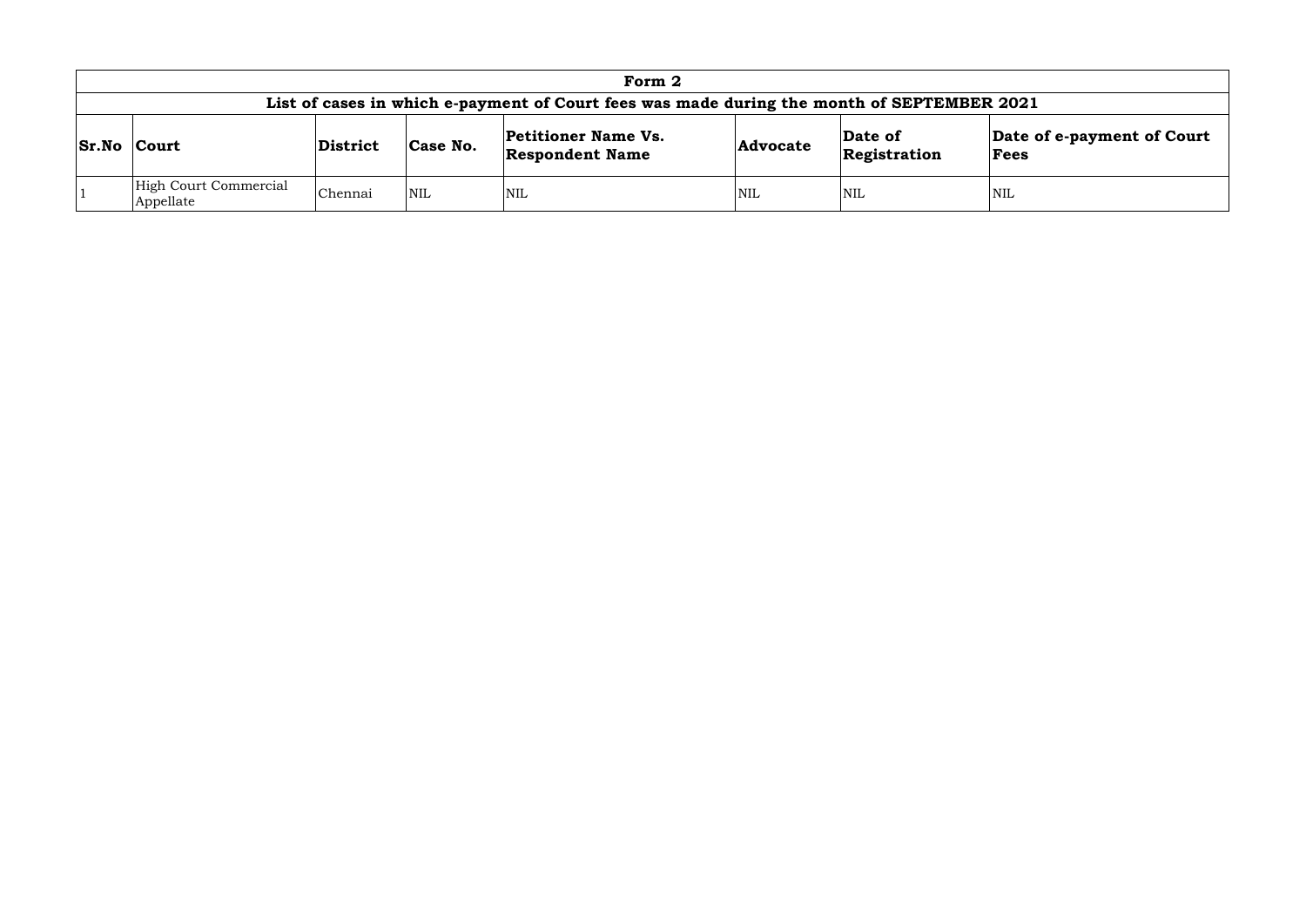| Form 2 | | | | | | | |
|---|---|---|---|---|---|---|---|
| **List of cases in which e-payment of Court fees was made during the month of SEPTEMBER 2021** | | | | | | | |
| **Sr.No** | **Court** | **District** | **Case No.** | **Petitioner Name Vs. Respondent Name** | **Advocate** | **Date of Registration** | **Date of e-payment of Court Fees** |
| 1 | High Court Commercial Appellate | Chennai | NIL | NIL | NIL | NIL | NIL |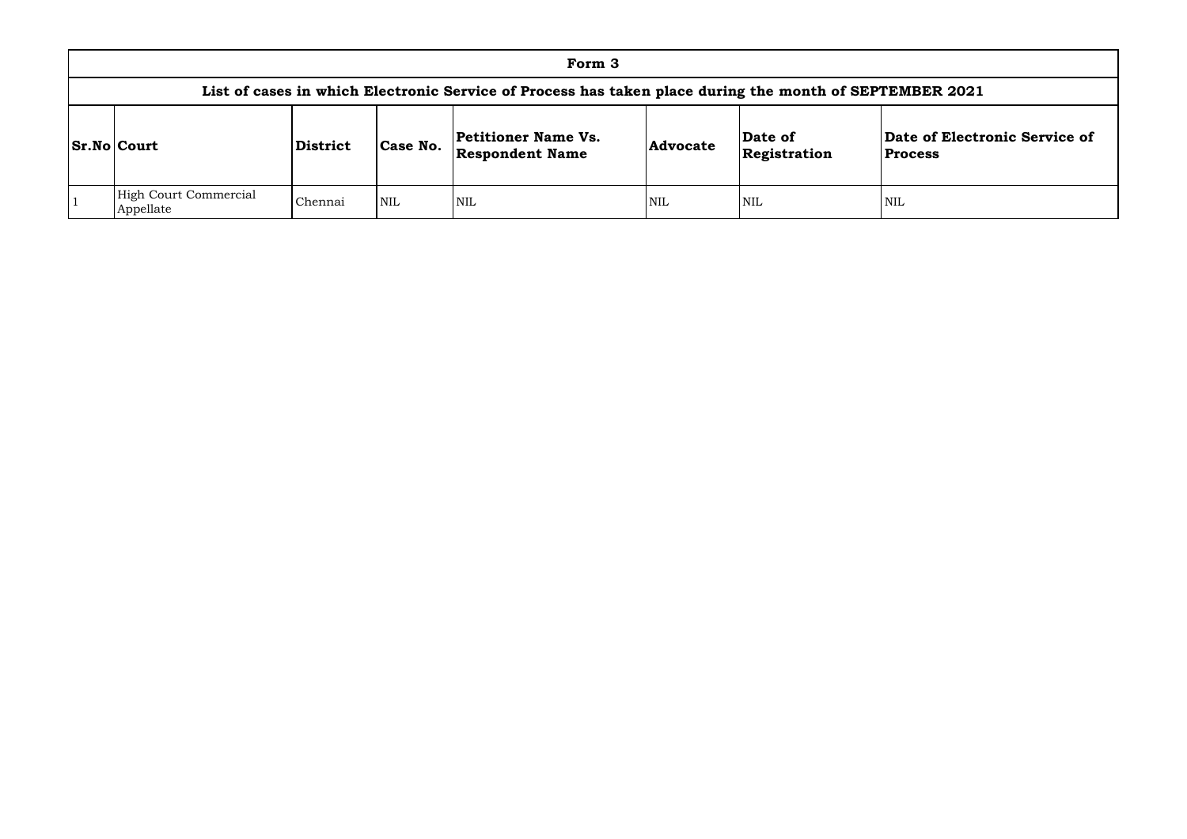| Form 3 | | | | | | | |
|---|---|---|---|---|---|---|---|
| **List of cases in which Electronic Service of Process has taken place during the month of SEPTEMBER 2021** | | | | | | | |
| **Sr.No** | **Court** | **District** | **Case No.** | **Petitioner Name Vs. Respondent Name** | **Advocate** | **Date of Registration** | **Date of Electronic Service of Process** |
| 1 | High Court Commercial Appellate | Chennai | NIL | NIL | NIL | NIL | NIL |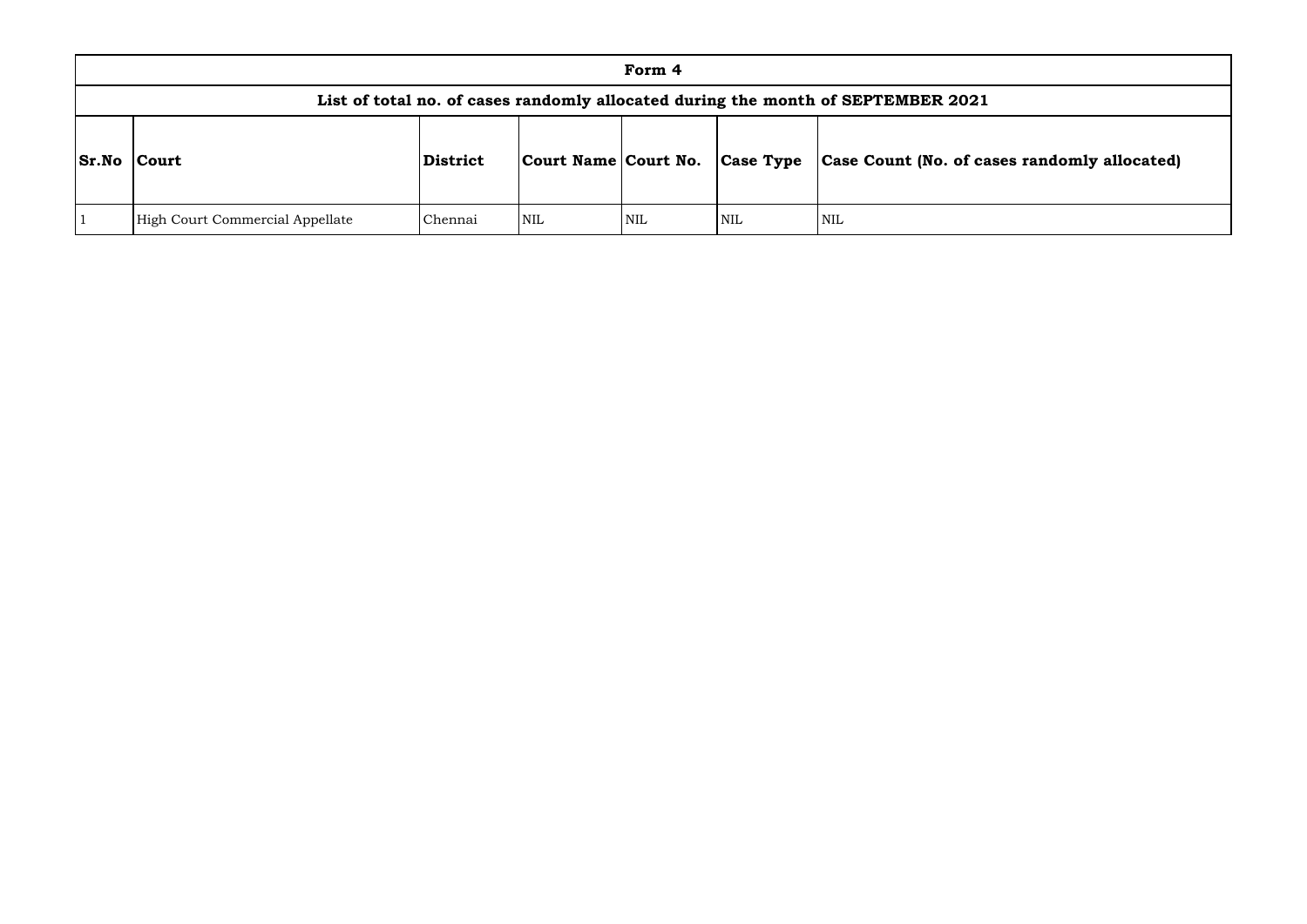| Form 4 | | | | | | |
|---|---|---|---|---|---|---|
| List of total no. of cases randomly allocated during the month of SEPTEMBER 2021 | | | | | | |
| **Sr.No** | **Court** | **District** | **Court Name** | **Court No.** | **Case Type** | **Case Count (No. of cases randomly allocated)** |
| 1 | High Court Commercial Appellate | Chennai | NIL | NIL | NIL | NIL |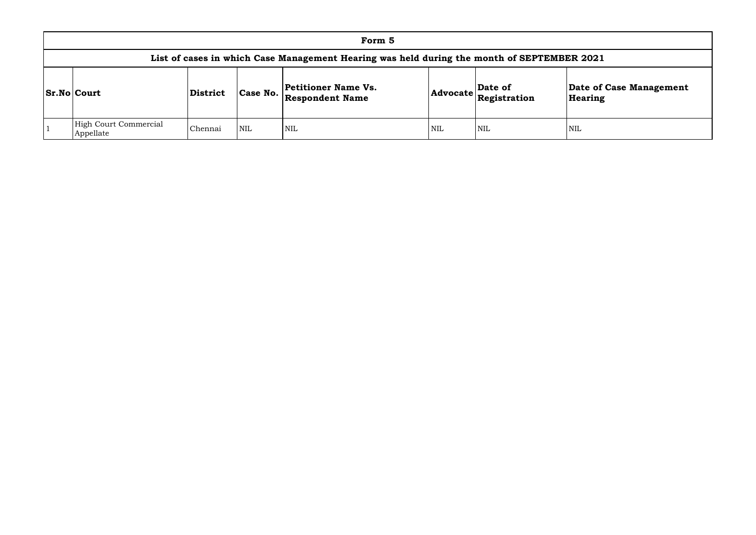| Form 5 | | | | | | | |
|---|---|---|---|---|---|---|---|
| **List of cases in which Case Management Hearing was held during the month of SEPTEMBER 2021** | | | | | | | |
| **Sr.No** | **Court** | **District** | **Case No.** | **Petitioner Name Vs. Respondent Name** | **Advocate** | **Date of Registration** | **Date of Case Management Hearing** |
| 1 | High Court Commercial Appellate | Chennai | NIL | NIL | NIL | NIL | NIL |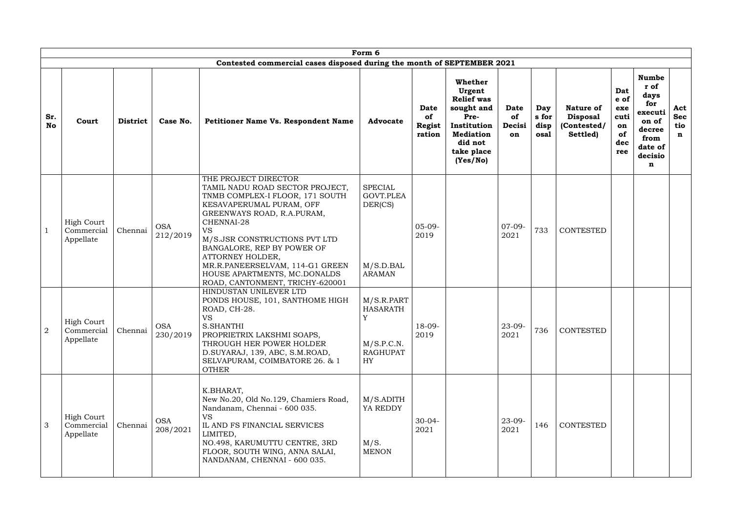| Form 6 | | | | | | | | | | | | | |
|---|---|---|---|---|---|---|---|---|---|---|---|---|---|
| Contested commercial cases disposed during the month of SEPTEMBER 2021 | | | | | | | | | | | | | |
| **Sr. No** | **Court** | **District** | **Case No.** | **Petitioner Name Vs. Respondent Name** | **Advocate** | **Date of Registration** | **Whether Urgent Relief was sought and Pre-Institution Mediation did not take place (Yes/No)** | **Date of Decision** | **Days for disposal** | **Nature of Disposal (Contested/ Settled)** | **Date of execution of decree** | **Number of days for execution of decree from date of decision** | **Act Section** |
| 1 | High Court Commercial Appellate | Chennai | OSA 212/2019 | THE PROJECT DIRECTOR TAMIL NADU ROAD SECTOR PROJECT, TNMB COMPLEX-I FLOOR, 171 SOUTH KESAVAPERUMAL PURAM, OFF GREENWAYS ROAD, R.A.PURAM, CHENNAI-28 VS M/S.JSR CONSTRUCTIONS PVT LTD BANGALORE, REP BY POWER OF ATTORNEY HOLDER, MR.R.PANEERSELVAM, 114-G1 GREEN HOUSE APARTMENTS, MC.DONALDS ROAD, CANTONMENT, TRICHY-620001 | SPECIAL GOVT.PLEADER(CS) M/S.D.BALARAMAN | 05-09-2019 | | 07-09-2021 | 733 | CONTESTED | | | |
| 2 | High Court Commercial Appellate | Chennai | OSA 230/2019 | HINDUSTAN UNILEVER LTD PONDS HOUSE, 101, SANTHOME HIGH ROAD, CH-28. VS S.SHANTHI PROPRIETRIX LAKSHMI SOAPS, THROUGH HER POWER HOLDER D.SUYARAJ, 139, ABC, S.M.ROAD, SELVAPURAM, COIMBATORE 26. & 1 OTHER | M/S.R.PARTHASARATHY M/S.P.C.N.RAGHUPATHY | 18-09-2019 | | 23-09-2021 | 736 | CONTESTED | | | |
| 3 | High Court Commercial Appellate | Chennai | OSA 208/2021 | K.BHARAT, New No.20, Old No.129, Chamiers Road, Nandanam, Chennai - 600 035. VS IL AND FS FINANCIAL SERVICES LIMITED, NO.498, KARUMUTTU CENTRE, 3RD FLOOR, SOUTH WING, ANNA SALAI, NANDANAM, CHENNAI - 600 035. | M/S.ADITHYA REDDY M/S. MENON | 30-04-2021 | | 23-09-2021 | 146 | CONTESTED | | | |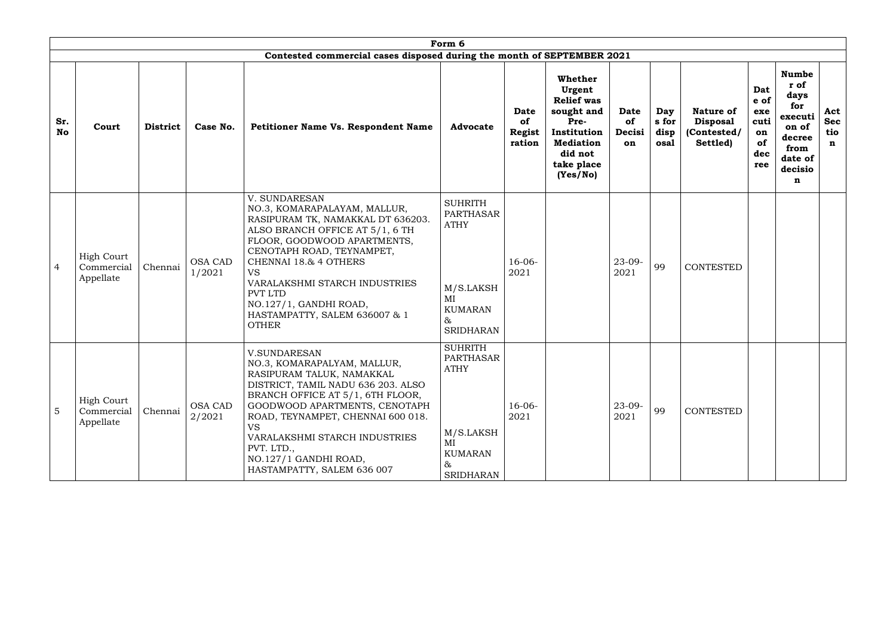## Form 6

### Contested commercial cases disposed during the month of SEPTEMBER 2021

| Sr. No | Court | District | Case No. | Petitioner Name Vs. Respondent Name | Advocate | Date of Registration | Whether Urgent Relief was sought and Pre-Institution Mediation did not take place (Yes/No) | Date of Decision | Days for disposal | Nature of Disposal (Contested/ Settled) | Date of execution of decree | Number of days for execution of decree from date of decision | Act Section |
|---|---|---|---|---|---|---|---|---|---|---|---|---|---|
| 4 | High Court Commercial Appellate | Chennai | OSA CAD 1/2021 | V. SUNDARESAN NO.3, KOMARAPALAYAM, MALLUR, RASIPURAM TK, NAMAKKAL DT 636203. ALSO BRANCH OFFICE AT 5/1, 6 TH FLOOR, GOODWOOD APARTMENTS, CENOTAPH ROAD, TEYNAMPET, CHENNAI 18.& 4 OTHERS VS VARALAKSHMI STARCH INDUSTRIES PVT LTD NO.127/1, GANDHI ROAD, HASTAMPATTY, SALEM 636007 & 1 OTHER | SUHRITH PARTHASARATHY M/S.LAKSHMI KUMARAN & SRIDHARAN | 16-06-2021 | | 23-09-2021 | 99 | CONTESTED | | | |
| 5 | High Court Commercial Appellate | Chennai | OSA CAD 2/2021 | V.SUNDARESAN NO.3, KOMARAPALYAM, MALLUR, RASIPURAM TALUK, NAMAKKAL DISTRICT, TAMIL NADU 636 203. ALSO BRANCH OFFICE AT 5/1, 6TH FLOOR, GOODWOOD APARTMENTS, CENOTAPH ROAD, TEYNAMPET, CHENNAI 600 018. VS VARALAKSHMI STARCH INDUSTRIES PVT. LTD., NO.127/1 GANDHI ROAD, HASTAMPATTY, SALEM 636 007 | SUHRITH PARTHASARATHY M/S.LAKSHMI KUMARAN & SRIDHARAN | 16-06-2021 | | 23-09-2021 | 99 | CONTESTED | | | |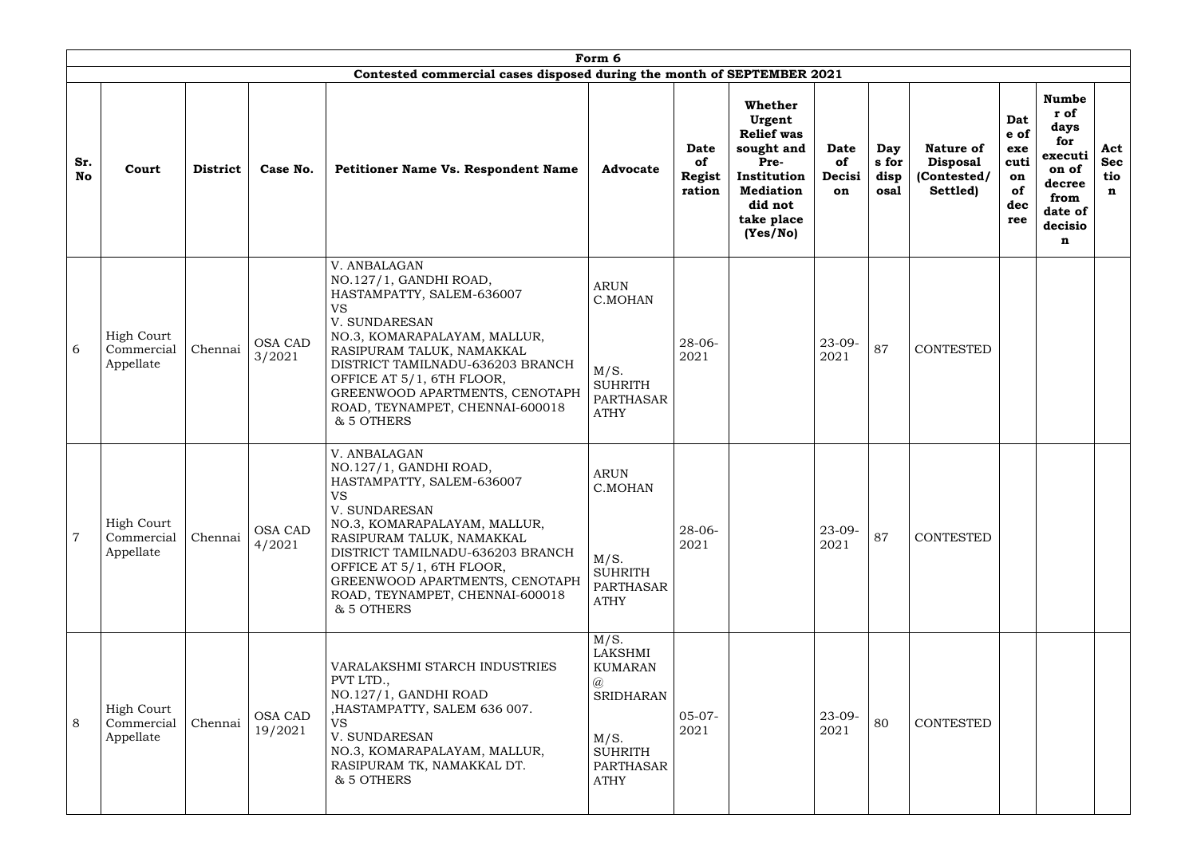| Form 6 | | | | | | | | | | | | | |
|---|---|---|---|---|---|---|---|---|---|---|---|---|---|
| **Contested commercial cases disposed during the month of SEPTEMBER 2021** | | | | | | | | | | | | | |
| **Sr. No** | **Court** | **District** | **Case No.** | **Petitioner Name Vs. Respondent Name** | **Advocate** | **Date of Registration** | **Whether Urgent Relief was sought and Pre-Institution Mediation did not take place (Yes/No)** | **Date of Decision** | **Days for disposal** | **Nature of Disposal (Contested/ Settled)** | **Date of execution of decree** | **Number of days for execution of decree from date of decision** | **Act Section** |
| 6 | High Court Commercial Appellate | Chennai | OSA CAD 3/2021 | V. ANBALAGAN NO.127/1, GANDHI ROAD, HASTAMPATTY, SALEM-636007 VS V. SUNDARESAN NO.3, KOMARAPALAYAM, MALLUR, RASIPURAM TALUK, NAMAKKAL DISTRICT TAMILNADU-636203 BRANCH OFFICE AT 5/1, 6TH FLOOR, GREENWOOD APARTMENTS, CENOTAPH ROAD, TEYNAMPET, CHENNAI-600018 & 5 OTHERS | ARUN C.MOHAN M/S. SUHRITH PARTHASARATHY | 28-06-2021 | | 23-09-2021 | 87 | CONTESTED | | | |
| 7 | High Court Commercial Appellate | Chennai | OSA CAD 4/2021 | V. ANBALAGAN NO.127/1, GANDHI ROAD, HASTAMPATTY, SALEM-636007 VS V. SUNDARESAN NO.3, KOMARAPALAYAM, MALLUR, RASIPURAM TALUK, NAMAKKAL DISTRICT TAMILNADU-636203 BRANCH OFFICE AT 5/1, 6TH FLOOR, GREENWOOD APARTMENTS, CENOTAPH ROAD, TEYNAMPET, CHENNAI-600018 & 5 OTHERS | ARUN C.MOHAN M/S. SUHRITH PARTHASARATHY | 28-06-2021 | | 23-09-2021 | 87 | CONTESTED | | | |
| 8 | High Court Commercial Appellate | Chennai | OSA CAD 19/2021 | VARALAKSHMI STARCH INDUSTRIES PVT LTD., NO.127/1, GANDHI ROAD ,HASTAMPATTY, SALEM 636 007. VS V. SUNDARESAN NO.3, KOMARAPALAYAM, MALLUR, RASIPURAM TK, NAMAKKAL DT. & 5 OTHERS | M/S. LAKSHMI KUMARAN @ SRIDHARAN M/S. SUHRITH PARTHASARATHY | 05-07-2021 | | 23-09-2021 | 80 | CONTESTED | | | |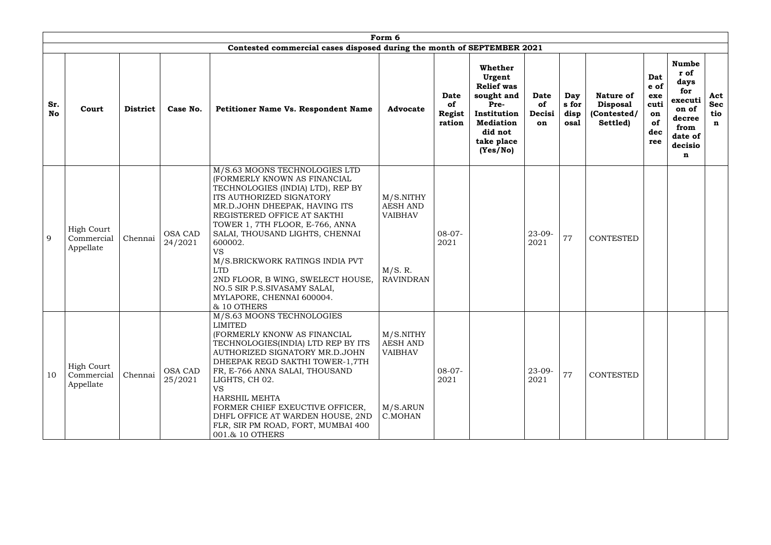| Form 6 | | | | | | | | | | | | | |
|---|---|---|---|---|---|---|---|---|---|---|---|---|---|
| Contested commercial cases disposed during the month of SEPTEMBER 2021 | | | | | | | | | | | | | |
| **Sr. No** | **Court** | **District** | **Case No.** | **Petitioner Name Vs. Respondent Name** | **Advocate** | **Date of Registration** | **Whether Urgent Relief was sought and Pre-Institution Mediation did not take place (Yes/No)** | **Date of Decision** | **Days for disposal** | **Nature of Disposal (Contested/ Settled)** | **Date of execution of decree** | **Number of days for execution of decree from date of decision** | **Act Section** |
| 9 | High Court Commercial Appellate | Chennai | OSA CAD 24/2021 | M/S.63 MOONS TECHNOLOGIES LTD (FORMERLY KNOWN AS FINANCIAL TECHNOLOGIES (INDIA) LTD), REP BY ITS AUTHORIZED SIGNATORY MR.D.JOHN DHEEPAK, HAVING ITS REGISTERED OFFICE AT SAKTHI TOWER 1, 7TH FLOOR, E-766, ANNA SALAI, THOUSAND LIGHTS, CHENNAI 600002. VS M/S.BRICKWORK RATINGS INDIA PVT LTD 2ND FLOOR, B WING, SWELECT HOUSE, NO.5 SIR P.S.SIVASAMY SALAI, MYLAPORE, CHENNAI 600004. & 10 OTHERS | M/S.NITHYAESH AND VAIBHAV M/S. R. RAVINDRAN | 08-07-2021 | | 23-09-2021 | 77 | CONTESTED | | | |
| 10 | High Court Commercial Appellate | Chennai | OSA CAD 25/2021 | M/S.63 MOONS TECHNOLOGIES LIMITED (FORMERLY KNONW AS FINANCIAL TECHNOLOGIES(INDIA) LTD REP BY ITS AUTHORIZED SIGNATORY MR.D.JOHN DHEEPAK REGD SAKTHI TOWER-1,7TH FR, E-766 ANNA SALAI, THOUSAND LIGHTS, CH 02. VS HARSHIL MEHTA FORMER CHIEF EXEUCTIVE OFFICER, DHFL OFFICE AT WARDEN HOUSE, 2ND FLR, SIR PM ROAD, FORT, MUMBAI 400 001.& 10 OTHERS | M/S.NITHYAESH AND VAIBHAV M/S.ARUN C.MOHAN | 08-07-2021 | | 23-09-2021 | 77 | CONTESTED | | | |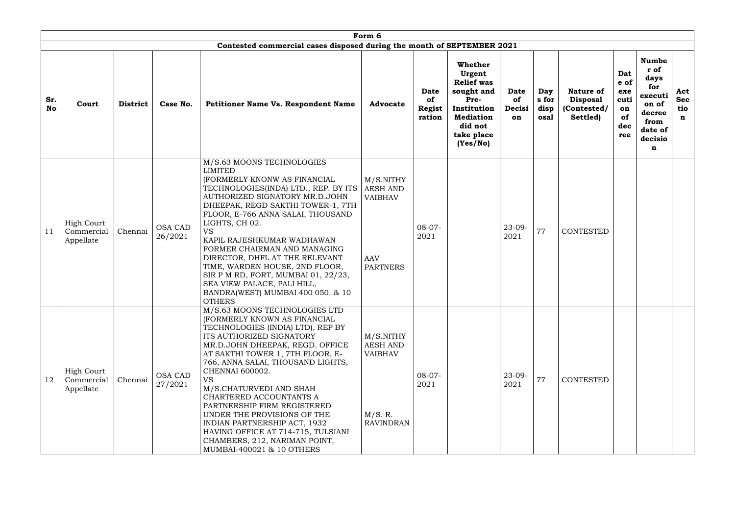| Form 6 | | | | | | | | | | | | | |
|---|---|---|---|---|---|---|---|---|---|---|---|---|---|
| Contested commercial cases disposed during the month of SEPTEMBER 2021 | | | | | | | | | | | | | |
| **Sr. No** | **Court** | **District** | **Case No.** | **Petitioner Name Vs. Respondent Name** | **Advocate** | **Date of Registration** | **Whether Urgent Relief was sought and Pre-Institution Mediation did not take place (Yes/No)** | **Date of Decision** | **Days for disposal** | **Nature of Disposal (Contested/ Settled)** | **Date of execution of decree** | **Number of days for execution of decree from date of decision** | **Act Section** |
| 11 | High Court Commercial Appellate | Chennai | OSA CAD 26/2021 | M/S.63 MOONS TECHNOLOGIES LIMITED (FORMERLY KNONW AS FINANCIAL TECHNOLOGIES(INDA) LTD., REP. BY ITS AUTHORIZED SIGNATORY MR.D.JOHN DHEEPAK, REGD SAKTHI TOWER-1, 7TH FLOOR, E-766 ANNA SALAI, THOUSAND LIGHTS, CH 02. VS KAPIL RAJESHKUMAR WADHAWAN FORMER CHAIRMAN AND MANAGING DIRECTOR, DHFL AT THE RELEVANT TIME, WARDEN HOUSE, 2ND FLOOR, SIR P M RD, FORT, MUMBAI 01, 22/23, SEA VIEW PALACE, PALI HILL, BANDRA(WEST) MUMBAI 400 050. & 10 OTHERS | M/S.NITHYAESH AND VAIBHAV AAV PARTNERS | 08-07-2021 | | 23-09-2021 | 77 | CONTESTED | | | |
| 12 | High Court Commercial Appellate | Chennai | OSA CAD 27/2021 | M/S.63 MOONS TECHNOLOGIES LTD (FORMERLY KNOWN AS FINANCIAL TECHNOLOGIES (INDIA) LTD), REP BY ITS AUTHORIZED SIGNATORY MR.D.JOHN DHEEPAK, REGD. OFFICE AT SAKTHI TOWER 1, 7TH FLOOR, E-766, ANNA SALAI, THOUSAND LIGHTS, CHENNAI 600002. VS M/S.CHATURVEDI AND SHAH CHARTERED ACCOUNTANTS A PARTNERSHIP FIRM REGISTERED UNDER THE PROVISIONS OF THE INDIAN PARTNERSHIP ACT, 1932 HAVING OFFICE AT 714-715, TULSIANI CHAMBERS, 212, NARIMAN POINT, MUMBAI-400021 & 10 OTHERS | M/S.NITHYAESH AND VAIBHAV M/S. R. RAVINDRAN | 08-07-2021 | | 23-09-2021 | 77 | CONTESTED | | | |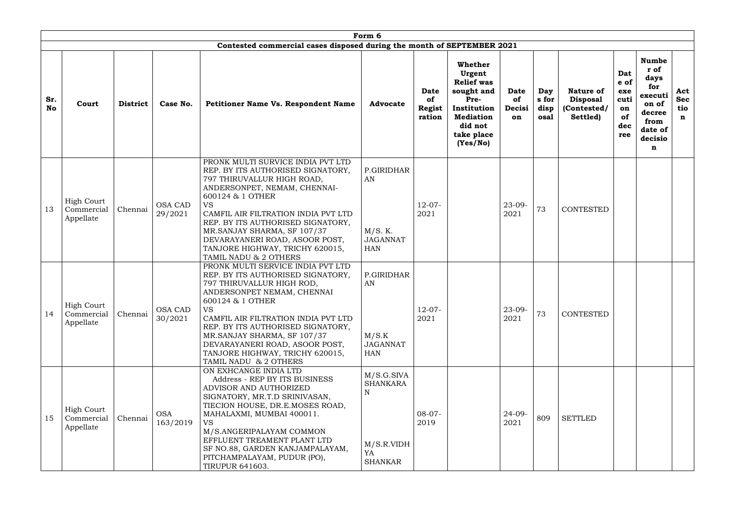# Form 6

## Contested commercial cases disposed during the month of SEPTEMBER 2021

| Sr. No | Court | District | Case No. | Petitioner Name Vs. Respondent Name | Advocate | Date of Registration | Whether Urgent Relief was sought and Pre-Institution Mediation did not take place (Yes/No) | Date of Decision | Days for disposal | Nature of Disposal (Contested/ Settled) | Date of execution of decree | Number of days for execution of decree from date of decision | Act Section |
|---|---|---|---|---|---|---|---|---|---|---|---|---|---|
| 13 | High Court Commercial Appellate | Chennai | OSA CAD 29/2021 | PRONK MULTI SURVICE INDIA PVT LTD REP. BY ITS AUTHORISED SIGNATORY, 797 THIRUVALLUR HIGH ROAD, ANDERSONPET, NEMAM, CHENNAI-600124 & 1 OTHER VS CAMFIL AIR FILTRATION INDIA PVT LTD REP. BY ITS AUTHORISED SIGNATORY, MR.SANJAY SHARMA, SF 107/37 DEVARAYANERI ROAD, ASOOR POST, TANJORE HIGHWAY, TRICHY 620015, TAMIL NADU & 2 OTHERS | P.GIRIDHARAN M/S. K. JAGANNATHAN | 12-07-2021 | | 23-09-2021 | 73 | CONTESTED | | | |
| 14 | High Court Commercial Appellate | Chennai | OSA CAD 30/2021 | PRONK MULTI SERVICE INDIA PVT LTD REP. BY ITS AUTHORISED SIGNATORY, 797 THIRUVALLUR HIGH ROD, ANDERSONPET NEMAM, CHENNAI 600124 & 1 OTHER VS CAMFIL AIR FILTRATION INDIA PVT LTD REP. BY ITS AUTHORISED SIGNATORY, MR.SANJAY SHARMA, SF 107/37 DEVARAYANERI ROAD, ASOOR POST, TANJORE HIGHWAY, TRICHY 620015, TAMIL NADU & 2 OTHERS | P.GIRIDHARAN M/S.K JAGANNATHAN | 12-07-2021 | | 23-09-2021 | 73 | CONTESTED | | | |
| 15 | High Court Commercial Appellate | Chennai | OSA 163/2019 | ON EXHCANGE INDIA LTD Address - REP BY ITS BUSINESS ADVISOR AND AUTHORIZED SIGNATORY, MR.T.D SRINIVASAN, TIECION HOUSE, DR.E.MOSES ROAD, MAHALAXMI, MUMBAI 400011. VS M/S.ANGERIPALAYAM COMMON EFFLUENT TREAMENT PLANT LTD SF NO.88, GARDEN KANJAMPALAYAM, PITCHAMPALAYAM, PUDUR (PO), TIRUPUR 641603. | M/S.G.SIVA SHANKARAN M/S.R.VIDHYA SHANKAR | 08-07-2019 | | 24-09-2021 | 809 | SETTLED | | | |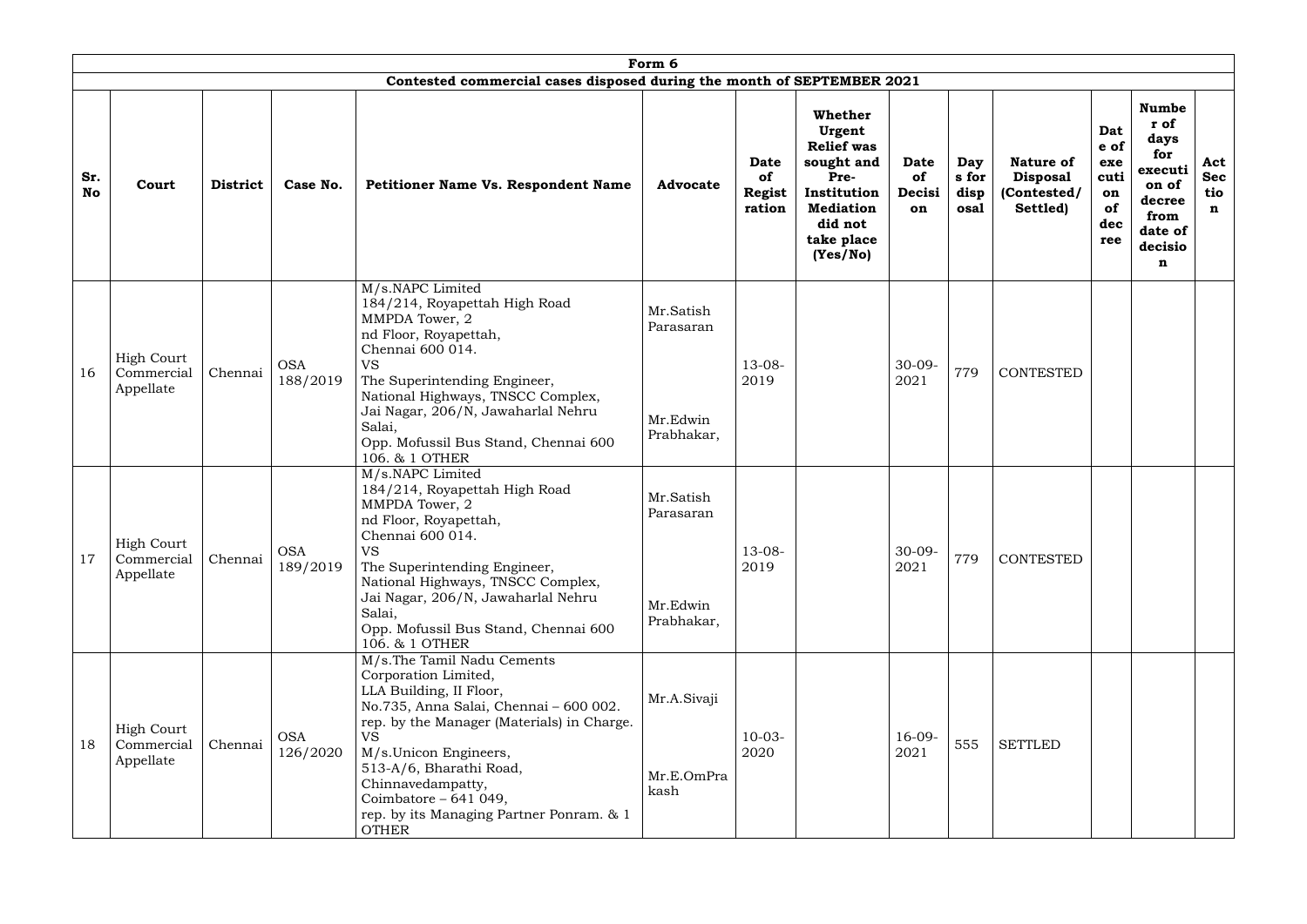| Form 6 | | | | | | | | | | | | | |
|---|---|---|---|---|---|---|---|---|---|---|---|---|---|
| Contested commercial cases disposed during the month of SEPTEMBER 2021 | | | | | | | | | | | | | |
| **Sr. No** | **Court** | **District** | **Case No.** | **Petitioner Name Vs. Respondent Name** | **Advocate** | **Date of Registration** | **Whether Urgent Relief was sought and Pre-Institution Mediation did not take place (Yes/No)** | **Date of Decision** | **Days for disposal** | **Nature of Disposal (Contested/ Settled)** | **Date of execution of decree** | **Number of days for execution of decree from date of decision** | **Act Section** |
| 16 | High Court Commercial Appellate | Chennai | OSA 188/2019 | M/s.NAPC Limited 184/214, Royapettah High Road MMPDA Tower, 2 nd Floor, Royapettah, Chennai 600 014. VS The Superintending Engineer, National Highways, TNSCC Complex, Jai Nagar, 206/N, Jawaharlal Nehru Salai, Opp. Mofussil Bus Stand, Chennai 600 106. & 1 OTHER | Mr.Satish Parasaran Mr.Edwin Prabhakar, | 13-08-2019 | | 30-09-2021 | 779 | CONTESTED | | | |
| 17 | High Court Commercial Appellate | Chennai | OSA 189/2019 | M/s.NAPC Limited 184/214, Royapettah High Road MMPDA Tower, 2 nd Floor, Royapettah, Chennai 600 014. VS The Superintending Engineer, National Highways, TNSCC Complex, Jai Nagar, 206/N, Jawaharlal Nehru Salai, Opp. Mofussil Bus Stand, Chennai 600 106. & 1 OTHER | Mr.Satish Parasaran Mr.Edwin Prabhakar, | 13-08-2019 | | 30-09-2021 | 779 | CONTESTED | | | |
| 18 | High Court Commercial Appellate | Chennai | OSA 126/2020 | M/s.The Tamil Nadu Cements Corporation Limited, LLA Building, II Floor, No.735, Anna Salai, Chennai – 600 002. rep. by the Manager (Materials) in Charge. VS M/s.Unicon Engineers, 513-A/6, Bharathi Road, Chinnavedampatty, Coimbatore – 641 049, rep. by its Managing Partner Ponram. & 1 OTHER | Mr.A.Sivaji Mr.E.OmPrakash | 10-03-2020 | | 16-09-2021 | 555 | SETTLED | | | |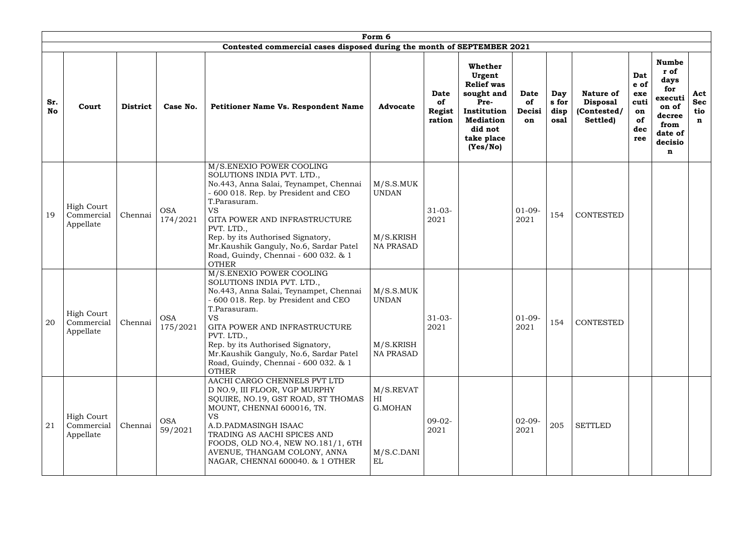| Form 6 | | | | | | | | | | | | | | |
|---|---|---|---|---|---|---|---|---|---|---|---|---|---|---|
| Contested commercial cases disposed during the month of SEPTEMBER 2021 | | | | | | | | | | | | | | |
| **Sr. No** | **Court** | **District** | **Case No.** | **Petitioner Name Vs. Respondent Name** | **Advocate** | **Date of Registration** | **Whether Urgent Relief was sought and Pre-Institution Mediation did not take place (Yes/No)** | **Date of Decision** | **Days for disposal** | **Nature of Disposal (Contested/ Settled)** | **Date of execution of decree** | **Number of days for execution of decree from date of decision** | **Act Section** | |
| 19 | High Court Commercial Appellate | Chennai | OSA 174/2021 | M/S.ENEXIO POWER COOLING SOLUTIONS INDIA PVT. LTD., No.443, Anna Salai, Teynampet, Chennai - 600 018. Rep. by President and CEO T.Parasuram. VS GITA POWER AND INFRASTRUCTURE PVT. LTD., Rep. by its Authorised Signatory, Mr.Kaushik Ganguly, No.6, Sardar Patel Road, Guindy, Chennai - 600 032. & 1 OTHER | M/S.S.MUKUNDAN M/S.KRISHNA PRASAD | 31-03-2021 | | 01-09-2021 | 154 | CONTESTED | | | | |
| 20 | High Court Commercial Appellate | Chennai | OSA 175/2021 | M/S.ENEXIO POWER COOLING SOLUTIONS INDIA PVT. LTD., No.443, Anna Salai, Teynampet, Chennai - 600 018. Rep. by President and CEO T.Parasuram. VS GITA POWER AND INFRASTRUCTURE PVT. LTD., Rep. by its Authorised Signatory, Mr.Kaushik Ganguly, No.6, Sardar Patel Road, Guindy, Chennai - 600 032. & 1 OTHER | M/S.S.MUKUNDAN M/S.KRISHNA PRASAD | 31-03-2021 | | 01-09-2021 | 154 | CONTESTED | | | | |
| 21 | High Court Commercial Appellate | Chennai | OSA 59/2021 | AACHI CARGO CHENNELS PVT LTD D NO.9, III FLOOR, VGP MURPHY SQUIRE, NO.19, GST ROAD, ST THOMAS MOUNT, CHENNAI 600016, TN. VS A.D.PADMASINGH ISAAC TRADING AS AACHI SPICES AND FOODS, OLD NO.4, NEW NO.181/1, 6TH AVENUE, THANGAM COLONY, ANNA NAGAR, CHENNAI 600040. & 1 OTHER | M/S.REVATHI G.MOHAN M/S.C.DANIEL | 09-02-2021 | | 02-09-2021 | 205 | SETTLED | | | | |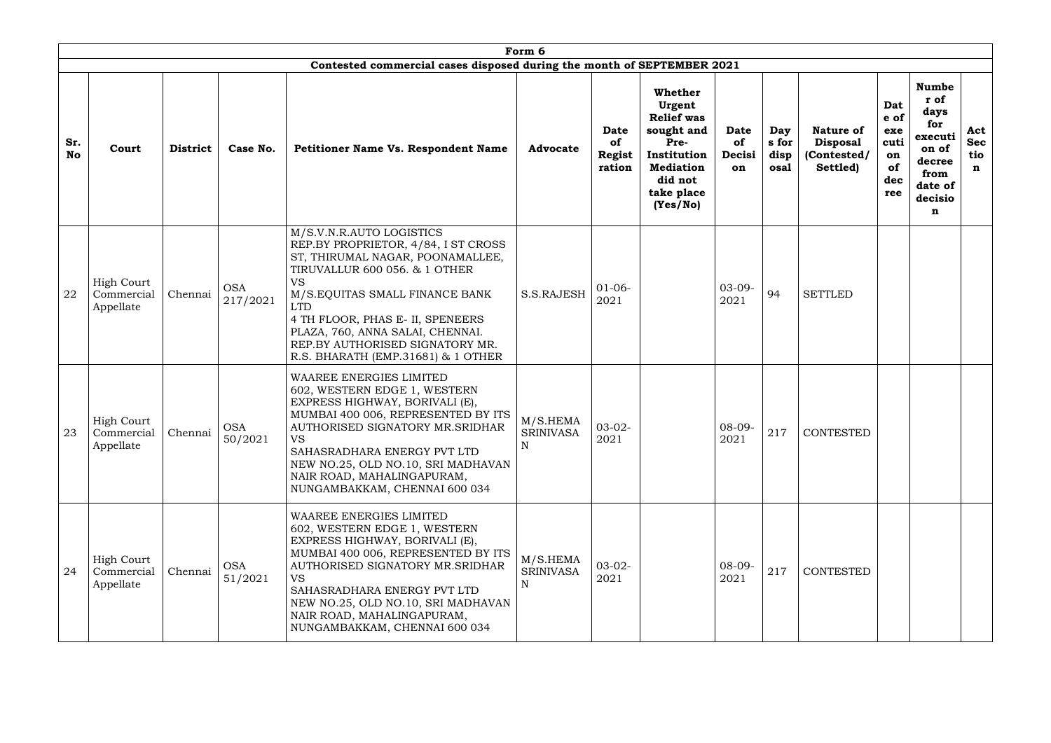## Form 6

### Contested commercial cases disposed during the month of SEPTEMBER 2021

| Sr. No | Court | District | Case No. | Petitioner Name Vs. Respondent Name | Advocate | Date of Registration | Whether Urgent Relief was sought and Pre-Institution Mediation did not take place (Yes/No) | Date of Decision | Days for disposal | Nature of Disposal (Contested/ Settled) | Date of execution of decree | Number of days for execution of decree from date of decision | Act Section |
|---|---|---|---|---|---|---|---|---|---|---|---|---|---|
| 22 | High Court Commercial Appellate | Chennai | OSA 217/2021 | M/S.V.N.R.AUTO LOGISTICS REP.BY PROPRIETOR, 4/84, I ST CROSS ST, THIRUMAL NAGAR, POONAMALLEE, TIRUVALLUR 600 056. & 1 OTHER VS M/S.EQUITAS SMALL FINANCE BANK LTD 4 TH FLOOR, PHAS E- II, SPENEERS PLAZA, 760, ANNA SALAI, CHENNAI. REP.BY AUTHORISED SIGNATORY MR. R.S. BHARATH (EMP.31681) & 1 OTHER | S.S.RAJESH | 01-06-2021 | | 03-09-2021 | 94 | SETTLED | | | |
| 23 | High Court Commercial Appellate | Chennai | OSA 50/2021 | WAAREE ENERGIES LIMITED 602, WESTERN EDGE 1, WESTERN EXPRESS HIGHWAY, BORIVALI (E), MUMBAI 400 006, REPRESENTED BY ITS AUTHORISED SIGNATORY MR.SRIDHAR VS SAHASRADHARA ENERGY PVT LTD NEW NO.25, OLD NO.10, SRI MADHAVAN NAIR ROAD, MAHALINGAPURAM, NUNGAMBAKKAM, CHENNAI 600 034 | M/S.HEMA SRINIVASA N | 03-02-2021 | | 08-09-2021 | 217 | CONTESTED | | | |
| 24 | High Court Commercial Appellate | Chennai | OSA 51/2021 | WAAREE ENERGIES LIMITED 602, WESTERN EDGE 1, WESTERN EXPRESS HIGHWAY, BORIVALI (E), MUMBAI 400 006, REPRESENTED BY ITS AUTHORISED SIGNATORY MR.SRIDHAR VS SAHASRADHARA ENERGY PVT LTD NEW NO.25, OLD NO.10, SRI MADHAVAN NAIR ROAD, MAHALINGAPURAM, NUNGAMBAKKAM, CHENNAI 600 034 | M/S.HEMA SRINIVASA N | 03-02-2021 | | 08-09-2021 | 217 | CONTESTED | | | |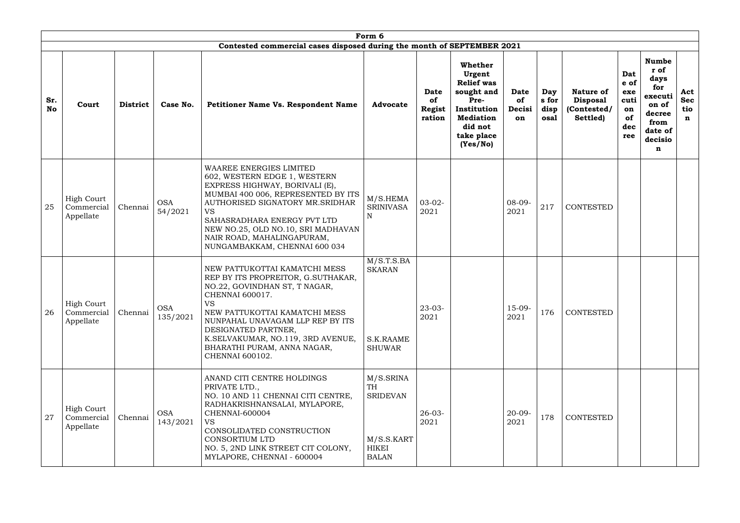## Form 6

### Contested commercial cases disposed during the month of SEPTEMBER 2021

| Sr. No | Court | District | Case No. | Petitioner Name Vs. Respondent Name | Advocate | Date of Registration | Whether Urgent Relief was sought and Pre-Institution Mediation did not take place (Yes/No) | Date of Decision | Days for disposal | Nature of Disposal (Contested/ Settled) | Date of execution of decree | Number of days for execution of decree from date of decision | Act Section |
|---|---|---|---|---|---|---|---|---|---|---|---|---|---|
| 25 | High Court Commercial Appellate | Chennai | OSA 54/2021 | WAAREE ENERGIES LIMITED 602, WESTERN EDGE 1, WESTERN EXPRESS HIGHWAY, BORIVALI (E), MUMBAI 400 006, REPRESENTED BY ITS AUTHORISED SIGNATORY MR.SRIDHAR VS SAHASRADHARA ENERGY PVT LTD NEW NO.25, OLD NO.10, SRI MADHAVAN NAIR ROAD, MAHALINGAPURAM, NUNGAMBAKKAM, CHENNAI 600 034 | M/S.HEMA SRINIVASAN | 03-02-2021 | | 08-09-2021 | 217 | CONTESTED | | | |
| 26 | High Court Commercial Appellate | Chennai | OSA 135/2021 | NEW PATTUKOTTAI KAMATCHI MESS REP BY ITS PROPREITOR, G.SUTHAKAR, NO.22, GOVINDHAN ST, T NAGAR, CHENNAI 600017. VS NEW PATTUKOTTAI KAMATCHI MESS NUNPAHAL UNAVAGAM LLP REP BY ITS DESIGNATED PARTNER, K.SELVAKUMAR, NO.119, 3RD AVENUE, BHARATHI PURAM, ANNA NAGAR, CHENNAI 600102. | M/S.T.S.BASKARAN S.K.RAAMESHUWAR | 23-03-2021 | | 15-09-2021 | 176 | CONTESTED | | | |
| 27 | High Court Commercial Appellate | Chennai | OSA 143/2021 | ANAND CITI CENTRE HOLDINGS PRIVATE LTD., NO. 10 AND 11 CHENNAI CITI CENTRE, RADHAKRISHNANSALAI, MYLAPORE, CHENNAI-600004 VS CONSOLIDATED CONSTRUCTION CONSORTIUM LTD NO. 5, 2ND LINK STREET CIT COLONY, MYLAPORE, CHENNAI - 600004 | M/S.SRINATH SRIDEVAN M/S.S.KARTHIKEI BALAN | 26-03-2021 | | 20-09-2021 | 178 | CONTESTED | | | |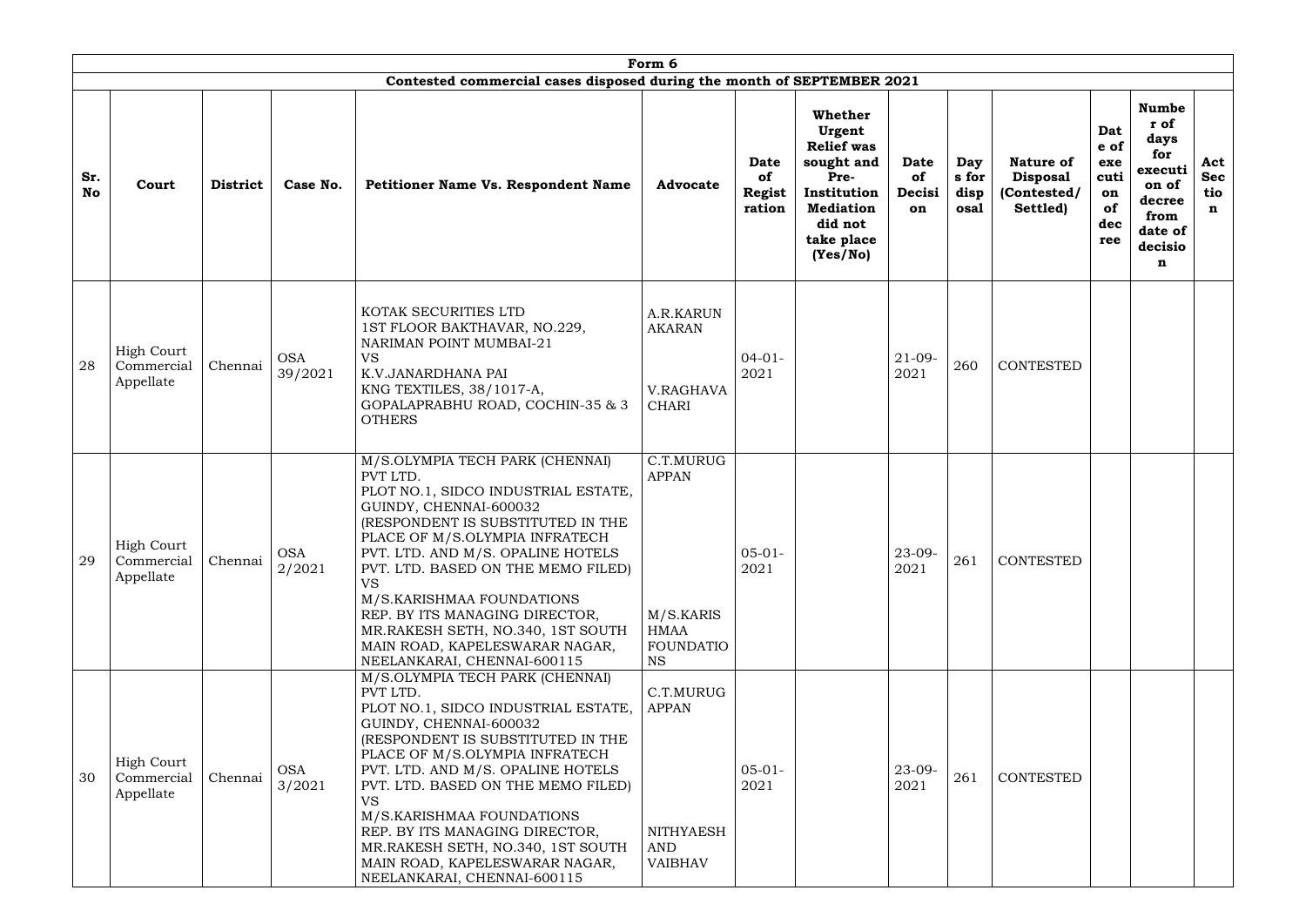| Form 6 | | | | | | | | | | | | | |
|---|---|---|---|---|---|---|---|---|---|---|---|---|---|
| Contested commercial cases disposed during the month of SEPTEMBER 2021 | | | | | | | | | | | | | |
| **Sr. No** | **Court** | **District** | **Case No.** | **Petitioner Name Vs. Respondent Name** | **Advocate** | **Date of Registration** | **Whether Urgent Relief was sought and Pre-Institution Mediation did not take place (Yes/No)** | **Date of Decision** | **Days for disposal** | **Nature of Disposal (Contested/ Settled)** | **Date of execution of decree** | **Number of days for execution of decree from date of decision** | **Act Section** |
| 28 | High Court Commercial Appellate | Chennai | OSA 39/2021 | KOTAK SECURITIES LTD 1ST FLOOR BAKTHAVAR, NO.229, NARIMAN POINT MUMBAI-21 VS K.V.JANARDHANA PAI KNG TEXTILES, 38/1017-A, GOPALAPRABHU ROAD, COCHIN-35 & 3 OTHERS | A.R.KARUNAKARAN V.RAGHAVACHARI | 04-01-2021 | | 21-09-2021 | 260 | CONTESTED | | | |
| 29 | High Court Commercial Appellate | Chennai | OSA 2/2021 | M/S.OLYMPIA TECH PARK (CHENNAI) PVT LTD. PLOT NO.1, SIDCO INDUSTRIAL ESTATE, GUINDY, CHENNAI-600032 (RESPONDENT IS SUBSTITUTED IN THE PLACE OF M/S.OLYMPIA INFRATECH PVT. LTD. AND M/S. OPALINE HOTELS PVT. LTD. BASED ON THE MEMO FILED) VS M/S.KARISHMAA FOUNDATIONS REP. BY ITS MANAGING DIRECTOR, MR.RAKESH SETH, NO.340, 1ST SOUTH MAIN ROAD, KAPELESWARAR NAGAR, NEELANKARAI, CHENNAI-600115 | C.T.MURUGAPPAN M/S.KARISHMAA FOUNDATIONS | 05-01-2021 | | 23-09-2021 | 261 | CONTESTED | | | |
| 30 | High Court Commercial Appellate | Chennai | OSA 3/2021 | M/S.OLYMPIA TECH PARK (CHENNAI) PVT LTD. PLOT NO.1, SIDCO INDUSTRIAL ESTATE, GUINDY, CHENNAI-600032 (RESPONDENT IS SUBSTITUTED IN THE PLACE OF M/S.OLYMPIA INFRATECH PVT. LTD. AND M/S. OPALINE HOTELS PVT. LTD. BASED ON THE MEMO FILED) VS M/S.KARISHMAA FOUNDATIONS REP. BY ITS MANAGING DIRECTOR, MR.RAKESH SETH, NO.340, 1ST SOUTH MAIN ROAD, KAPELESWARAR NAGAR, NEELANKARAI, CHENNAI-600115 | C.T.MURUGAPPAN NITHYAESH AND VAIBHAV | 05-01-2021 | | 23-09-2021 | 261 | CONTESTED | | | |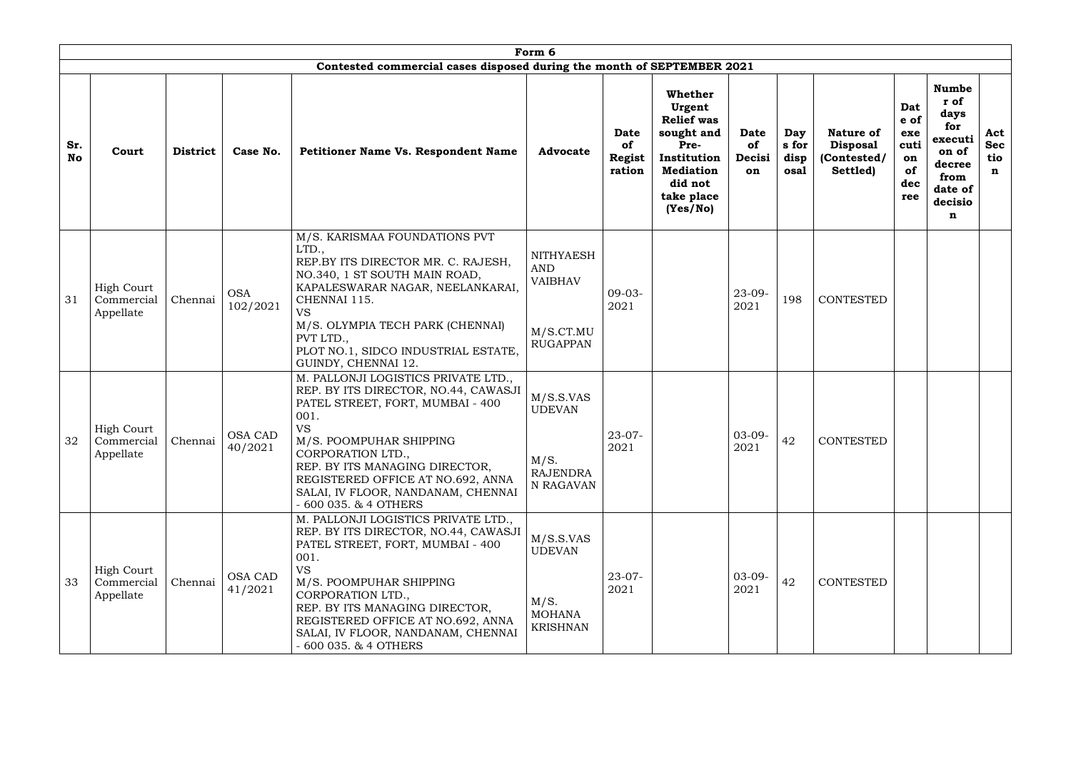**Form 6**

**Contested commercial cases disposed during the month of SEPTEMBER 2021**

| Sr. No | Court | District | Case No. | Petitioner Name Vs. Respondent Name | Advocate | Date of Registration | Whether Urgent Relief was sought and Pre-Institution Mediation did not take place (Yes/No) | Date of Decision | Days for disposal | Nature of Disposal (Contested/ Settled) | Date of execution of decree | Number of days for execution of decree from date of decision | Act Section |
|---|---|---|---|---|---|---|---|---|---|---|---|---|---|
| 31 | High Court Commercial Appellate | Chennai | OSA 102/2021 | M/S. KARISMAA FOUNDATIONS PVT LTD., REP.BY ITS DIRECTOR MR. C. RAJESH, NO.340, 1 ST SOUTH MAIN ROAD, KAPALESWARAR NAGAR, NEELANKARAI, CHENNAI 115. VS M/S. OLYMPIA TECH PARK (CHENNAI) PVT LTD., PLOT NO.1, SIDCO INDUSTRIAL ESTATE, GUINDY, CHENNAI 12. | NITHYAESH AND VAIBHAV M/S.CT.MURUGAPPAN | 09-03-2021 | | 23-09-2021 | 198 | CONTESTED | | | |
| 32 | High Court Commercial Appellate | Chennai | OSA CAD 40/2021 | M. PALLONJI LOGISTICS PRIVATE LTD., REP. BY ITS DIRECTOR, NO.44, CAWASJI PATEL STREET, FORT, MUMBAI - 400 001. VS M/S. POOMPUHAR SHIPPING CORPORATION LTD., REP. BY ITS MANAGING DIRECTOR, REGISTERED OFFICE AT NO.692, ANNA SALAI, IV FLOOR, NANDANAM, CHENNAI - 600 035. & 4 OTHERS | M/S.S.VASUDEVAN M/S. RAJENDRAN RAGAVAN | 23-07-2021 | | 03-09-2021 | 42 | CONTESTED | | | |
| 33 | High Court Commercial Appellate | Chennai | OSA CAD 41/2021 | M. PALLONJI LOGISTICS PRIVATE LTD., REP. BY ITS DIRECTOR, NO.44, CAWASJI PATEL STREET, FORT, MUMBAI - 400 001. VS M/S. POOMPUHAR SHIPPING CORPORATION LTD., REP. BY ITS MANAGING DIRECTOR, REGISTERED OFFICE AT NO.692, ANNA SALAI, IV FLOOR, NANDANAM, CHENNAI - 600 035. & 4 OTHERS | M/S.S.VASUDEVAN M/S. MOHANA KRISHNAN | 23-07-2021 | | 03-09-2021 | 42 | CONTESTED | | | |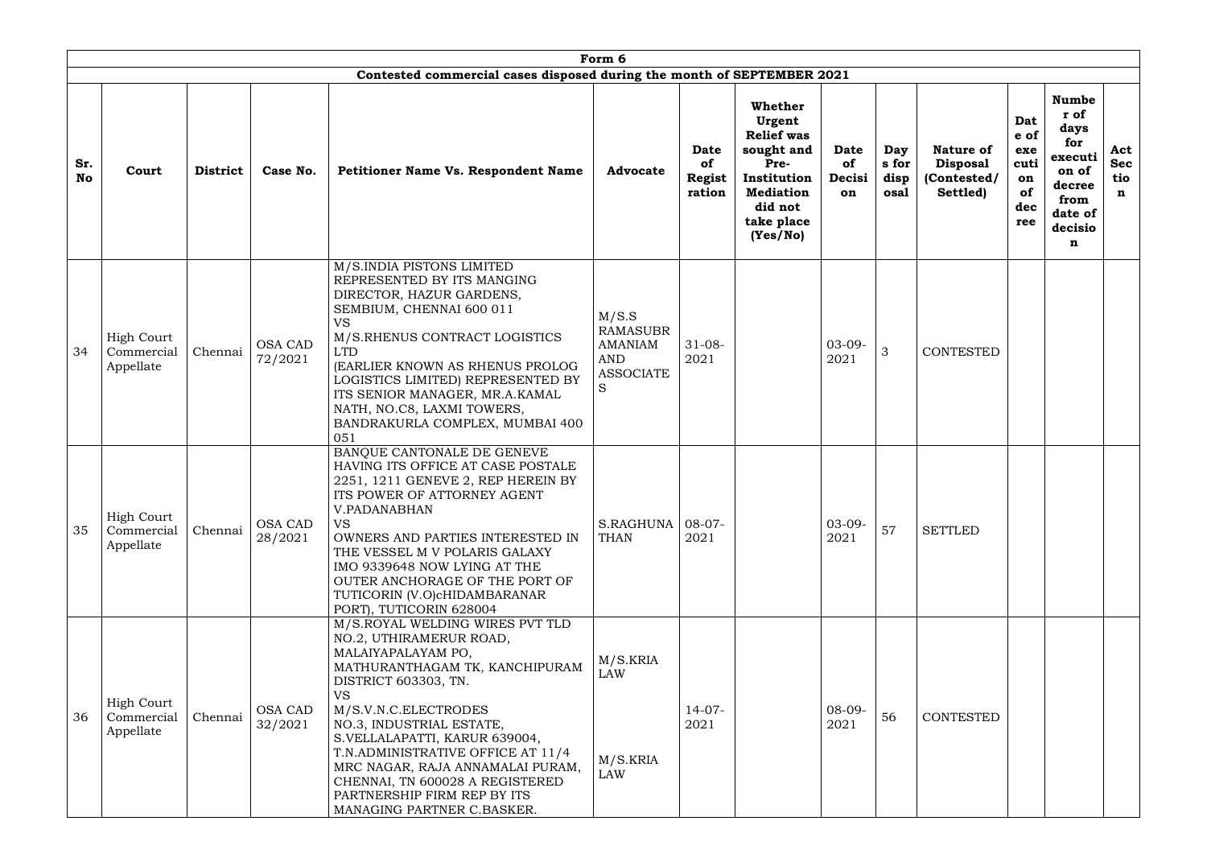| Form 6 | | | | | | | | | | | | | |
|---|---|---|---|---|---|---|---|---|---|---|---|---|---|
| Contested commercial cases disposed during the month of SEPTEMBER 2021 | | | | | | | | | | | | | |
| **Sr. No** | **Court** | **District** | **Case No.** | **Petitioner Name Vs. Respondent Name** | **Advocate** | **Date of Registration** | **Whether Urgent Relief was sought and Pre-Institution Mediation did not take place (Yes/No)** | **Date of Decision** | **Days for disposal** | **Nature of Disposal (Contested/ Settled)** | **Date of execution of decree** | **Number of days for execution of decree from date of decision** | **Act Section** |
| 34 | High Court Commercial Appellate | Chennai | OSA CAD 72/2021 | M/S.INDIA PISTONS LIMITED REPRESENTED BY ITS MANGING DIRECTOR, HAZUR GARDENS, SEMBIUM, CHENNAI 600 011 VS M/S.RHENUS CONTRACT LOGISTICS LTD (EARLIER KNOWN AS RHENUS PROLOG LOGISTICS LIMITED) REPRESENTED BY ITS SENIOR MANAGER, MR.A.KAMAL NATH, NO.C8, LAXMI TOWERS, BANDRAKURLA COMPLEX, MUMBAI 400 051 | M/S.S RAMASUBRAMANIAM AND ASSOCIATES | 31-08-2021 | | 03-09-2021 | 3 | CONTESTED | | | |
| 35 | High Court Commercial Appellate | Chennai | OSA CAD 28/2021 | BANQUE CANTONALE DE GENEVE HAVING ITS OFFICE AT CASE POSTALE 2251, 1211 GENEVE 2, REP HEREIN BY ITS POWER OF ATTORNEY AGENT V.PADANABHAN VS OWNERS AND PARTIES INTERESTED IN THE VESSEL M V POLARIS GALAXY IMO 9339648 NOW LYING AT THE OUTER ANCHORAGE OF THE PORT OF TUTICORIN (V.O)cHIDAMBARANAR PORT), TUTICORIN 628004 | S.RAGHUNATHAN | 08-07-2021 | | 03-09-2021 | 57 | SETTLED | | | |
| 36 | High Court Commercial Appellate | Chennai | OSA CAD 32/2021 | M/S.ROYAL WELDING WIRES PVT TLD NO.2, UTHIRAMERUR ROAD, MALAIYAPALAYAM PO, MATHURANTHAGAM TK, KANCHIPURAM DISTRICT 603303, TN. VS M/S.V.N.C.ELECTRODES NO.3, INDUSTRIAL ESTATE, S.VELLALAPATTI, KARUR 639004, T.N.ADMINISTRATIVE OFFICE AT 11/4 MRC NAGAR, RAJA ANNAMALAI PURAM, CHENNAI, TN 600028 A REGISTERED PARTNERSHIP FIRM REP BY ITS MANAGING PARTNER C.BASKER. | M/S.KRIA LAW M/S.KRIA LAW | 14-07-2021 | | 08-09-2021 | 56 | CONTESTED | | | |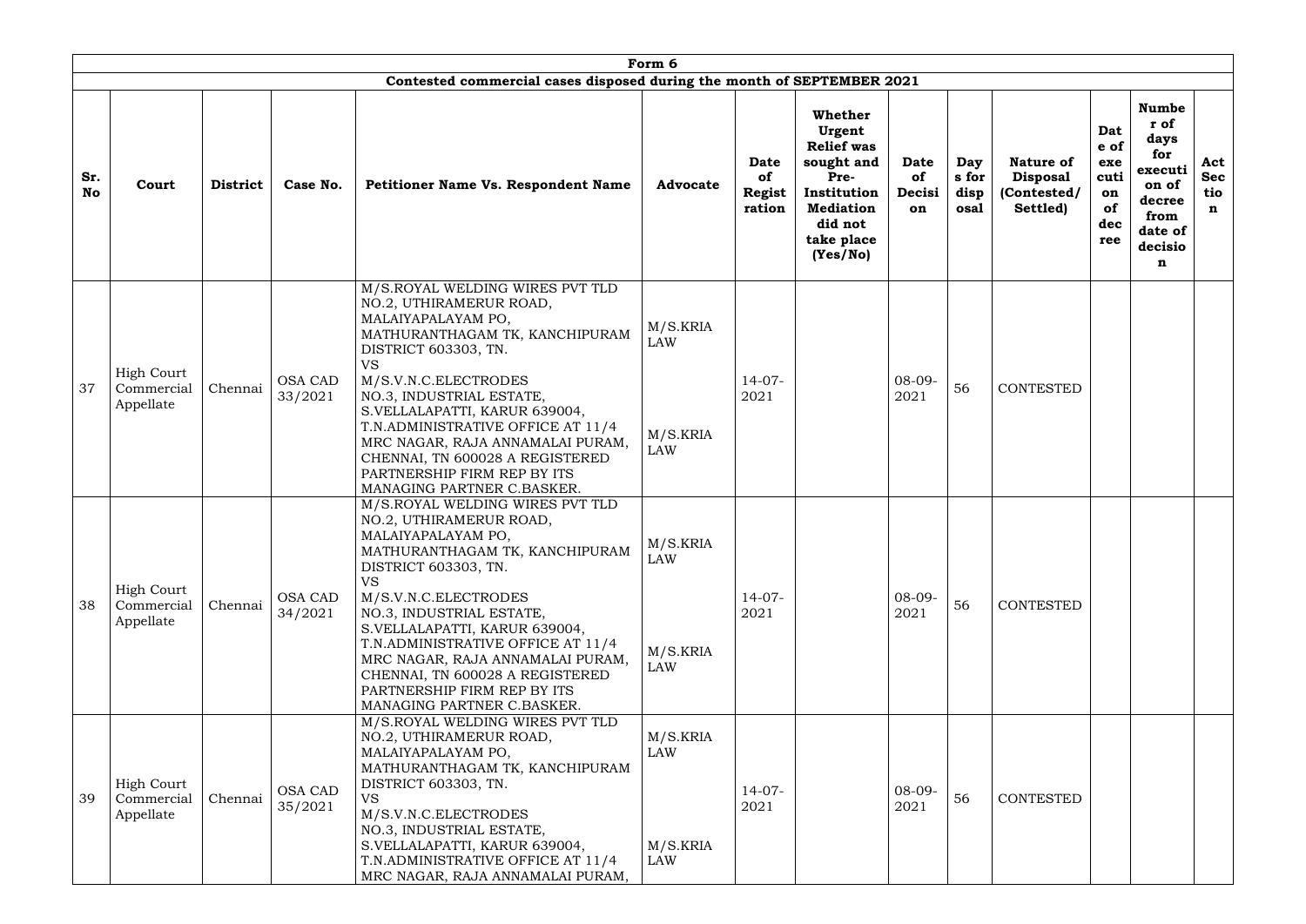| Form 6 | | | | | | | | | | | | | | |
|---|---|---|---|---|---|---|---|---|---|---|---|---|---|---|
| **Contested commercial cases disposed during the month of SEPTEMBER 2021** | | | | | | | | | | | | | | |
| **Sr. No** | **Court** | **District** | **Case No.** | **Petitioner Name Vs. Respondent Name** | **Advocate** | **Date of Registration** | **Whether Urgent Relief was sought and Pre-Institution Mediation did not take place (Yes/No)** | **Date of Decision** | **Days for disposal** | **Nature of Disposal (Contested/ Settled)** | **Date of execution of decree** | **Number of days for execution of decree from date of decision** | **Act Section** |
| 37 | High Court Commercial Appellate | Chennai | OSA CAD 33/2021 | M/S.ROYAL WELDING WIRES PVT TLD NO.2, UTHIRAMERUR ROAD, MALAIYAPALAYAM PO, MATHURANTHAGAM TK, KANCHIPURAM DISTRICT 603303, TN. VS M/S.V.N.C.ELECTRODES NO.3, INDUSTRIAL ESTATE, S.VELLALAPATTI, KARUR 639004, T.N.ADMINISTRATIVE OFFICE AT 11/4 MRC NAGAR, RAJA ANNAMALAI PURAM, CHENNAI, TN 600028 A REGISTERED PARTNERSHIP FIRM REP BY ITS MANAGING PARTNER C.BASKER. | M/S.KRIA LAW M/S.KRIA LAW | 14-07-2021 | | 08-09-2021 | 56 | CONTESTED | | | |
| 38 | High Court Commercial Appellate | Chennai | OSA CAD 34/2021 | M/S.ROYAL WELDING WIRES PVT TLD NO.2, UTHIRAMERUR ROAD, MALAIYAPALAYAM PO, MATHURANTHAGAM TK, KANCHIPURAM DISTRICT 603303, TN. VS M/S.V.N.C.ELECTRODES NO.3, INDUSTRIAL ESTATE, S.VELLALAPATTI, KARUR 639004, T.N.ADMINISTRATIVE OFFICE AT 11/4 MRC NAGAR, RAJA ANNAMALAI PURAM, CHENNAI, TN 600028 A REGISTERED PARTNERSHIP FIRM REP BY ITS MANAGING PARTNER C.BASKER. | M/S.KRIA LAW M/S.KRIA LAW | 14-07-2021 | | 08-09-2021 | 56 | CONTESTED | | | |
| 39 | High Court Commercial Appellate | Chennai | OSA CAD 35/2021 | M/S.ROYAL WELDING WIRES PVT TLD NO.2, UTHIRAMERUR ROAD, MALAIYAPALAYAM PO, MATHURANTHAGAM TK, KANCHIPURAM DISTRICT 603303, TN. VS M/S.V.N.C.ELECTRODES NO.3, INDUSTRIAL ESTATE, S.VELLALAPATTI, KARUR 639004, T.N.ADMINISTRATIVE OFFICE AT 11/4 MRC NAGAR, RAJA ANNAMALAI PURAM, | M/S.KRIA LAW M/S.KRIA LAW | 14-07-2021 | | 08-09-2021 | 56 | CONTESTED | | | |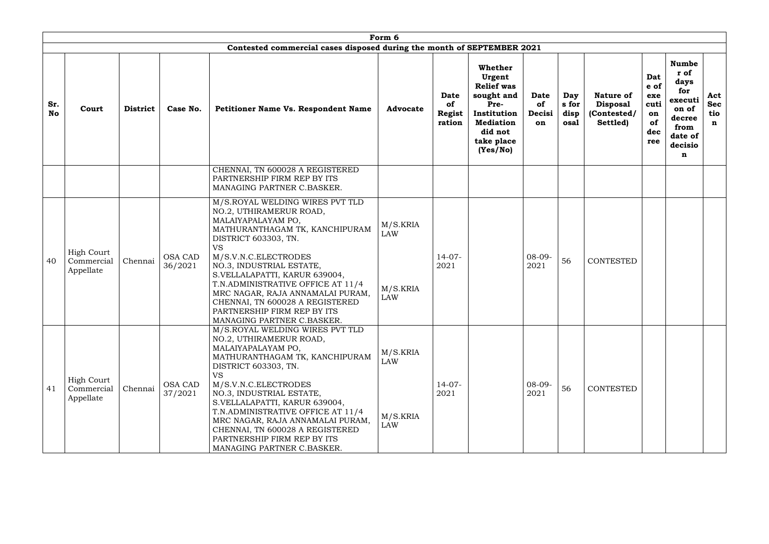| Form 6 | | | | | | | | | | | | | |
|---|---|---|---|---|---|---|---|---|---|---|---|---|---|
| **Contested commercial cases disposed during the month of SEPTEMBER 2021** | | | | | | | | | | | | | |
| **Sr. No** | **Court** | **District** | **Case No.** | **Petitioner Name Vs. Respondent Name** | **Advocate** | **Date of Registration** | **Whether Urgent Relief was sought and Pre-Institution Mediation did not take place (Yes/No)** | **Date of Decision** | **Days for disposal** | **Nature of Disposal (Contested/ Settled)** | **Date of execution of decree** | **Number of days for execution of decree from date of decision** | **Act Section** |
| | | | | CHENNAI, TN 600028 A REGISTERED PARTNERSHIP FIRM REP BY ITS MANAGING PARTNER C.BASKER. | | | | | | | | | |
| 40 | High Court Commercial Appellate | Chennai | OSA CAD 36/2021 | M/S.ROYAL WELDING WIRES PVT TLD NO.2, UTHIRAMERUR ROAD, MALAIYAPALAYAM PO, MATHURANTHAGAM TK, KANCHIPURAM DISTRICT 603303, TN. VS M/S.V.N.C.ELECTRODES NO.3, INDUSTRIAL ESTATE, S.VELLALAPATTI, KARUR 639004, T.N.ADMINISTRATIVE OFFICE AT 11/4 MRC NAGAR, RAJA ANNAMALAI PURAM, CHENNAI, TN 600028 A REGISTERED PARTNERSHIP FIRM REP BY ITS MANAGING PARTNER C.BASKER. | M/S.KRIA LAW M/S.KRIA LAW | 14-07-2021 | | 08-09-2021 | 56 | CONTESTED | | | |
| 41 | High Court Commercial Appellate | Chennai | OSA CAD 37/2021 | M/S.ROYAL WELDING WIRES PVT TLD NO.2, UTHIRAMERUR ROAD, MALAIYAPALAYAM PO, MATHURANTHAGAM TK, KANCHIPURAM DISTRICT 603303, TN. VS M/S.V.N.C.ELECTRODES NO.3, INDUSTRIAL ESTATE, S.VELLALAPATTI, KARUR 639004, T.N.ADMINISTRATIVE OFFICE AT 11/4 MRC NAGAR, RAJA ANNAMALAI PURAM, CHENNAI, TN 600028 A REGISTERED PARTNERSHIP FIRM REP BY ITS MANAGING PARTNER C.BASKER. | M/S.KRIA LAW M/S.KRIA LAW | 14-07-2021 | | 08-09-2021 | 56 | CONTESTED | | | |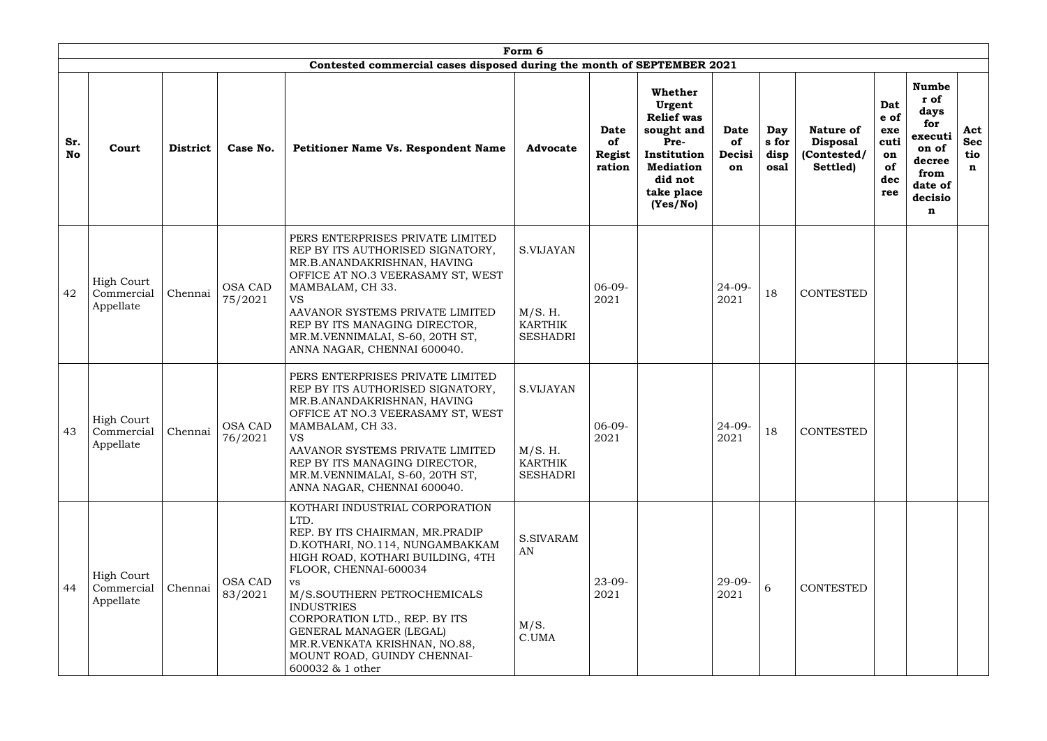| Form 6 | | | | | | | | | | | | | |
|---|---|---|---|---|---|---|---|---|---|---|---|---|---|
| **Contested commercial cases disposed during the month of SEPTEMBER 2021** | | | | | | | | | | | | | |
| **Sr. No** | **Court** | **District** | **Case No.** | **Petitioner Name Vs. Respondent Name** | **Advocate** | **Date of Registration** | **Whether Urgent Relief was sought and Pre-Institution Mediation did not take place (Yes/No)** | **Date of Decision** | **Days for disposal** | **Nature of Disposal (Contested/ Settled)** | **Date of execution of decree** | **Number of days for execution of decree from date of decision** | **Act Section** |
| 42 | High Court Commercial Appellate | Chennai | OSA CAD 75/2021 | PERS ENTERPRISES PRIVATE LIMITED REP BY ITS AUTHORISED SIGNATORY, MR.B.ANANDAKRISHNAN, HAVING OFFICE AT NO.3 VEERASAMY ST, WEST MAMBALAM, CH 33. VS AAVANOR SYSTEMS PRIVATE LIMITED REP BY ITS MANAGING DIRECTOR, MR.M.VENNIMALAI, S-60, 20TH ST, ANNA NAGAR, CHENNAI 600040. | S.VIJAYAN M/S. H. KARTHIK SESHADRI | 06-09-2021 | | 24-09-2021 | 18 | CONTESTED | | | |
| 43 | High Court Commercial Appellate | Chennai | OSA CAD 76/2021 | PERS ENTERPRISES PRIVATE LIMITED REP BY ITS AUTHORISED SIGNATORY, MR.B.ANANDAKRISHNAN, HAVING OFFICE AT NO.3 VEERASAMY ST, WEST MAMBALAM, CH 33. VS AAVANOR SYSTEMS PRIVATE LIMITED REP BY ITS MANAGING DIRECTOR, MR.M.VENNIMALAI, S-60, 20TH ST, ANNA NAGAR, CHENNAI 600040. | S.VIJAYAN M/S. H. KARTHIK SESHADRI | 06-09-2021 | | 24-09-2021 | 18 | CONTESTED | | | |
| 44 | High Court Commercial Appellate | Chennai | OSA CAD 83/2021 | KOTHARI INDUSTRIAL CORPORATION LTD. REP. BY ITS CHAIRMAN, MR.PRADIP D.KOTHARI, NO.114, NUNGAMBAKKAM HIGH ROAD, KOTHARI BUILDING, 4TH FLOOR, CHENNAI-600034 vs M/S.SOUTHERN PETROCHEMICALS INDUSTRIES CORPORATION LTD., REP. BY ITS GENERAL MANAGER (LEGAL) MR.R.VENKATA KRISHNAN, NO.88, MOUNT ROAD, GUINDY CHENNAI-600032 & 1 other | S.SIVARAMAN M/S. C.UMA | 23-09-2021 | | 29-09-2021 | 6 | CONTESTED | | | |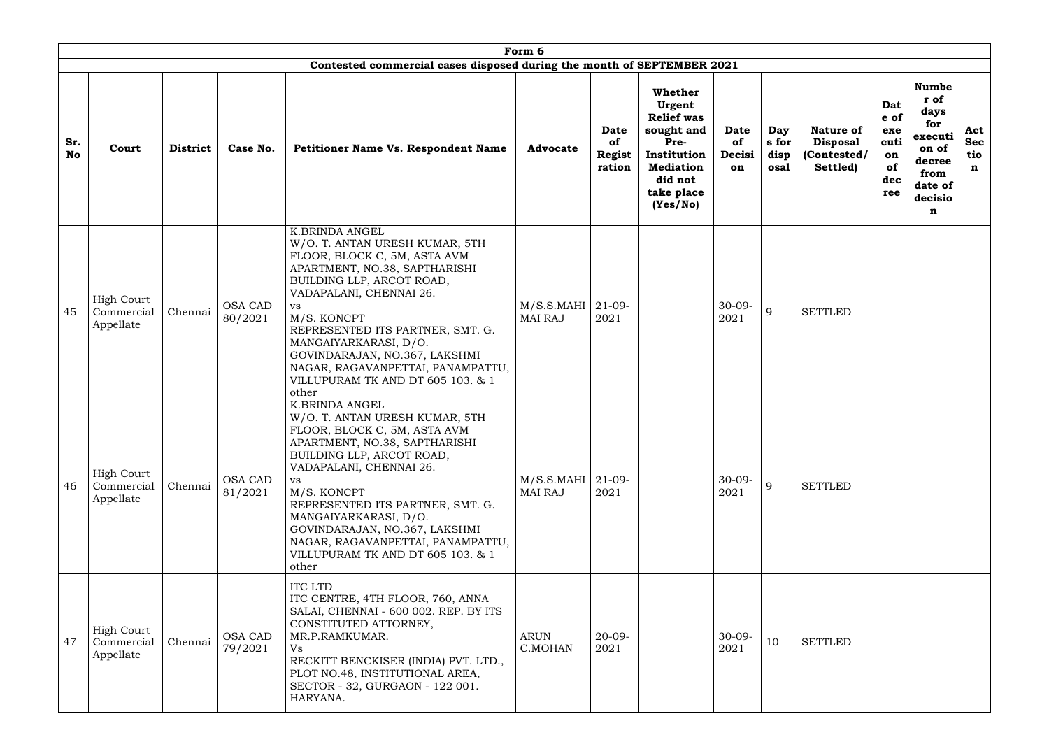| Form 6 | | | | | | | | | | | | | |
|---|---|---|---|---|---|---|---|---|---|---|---|---|---|
| Contested commercial cases disposed during the month of SEPTEMBER 2021 | | | | | | | | | | | | | |
| **Sr. No** | **Court** | **District** | **Case No.** | **Petitioner Name Vs. Respondent Name** | **Advocate** | **Date of Registration** | **Whether Urgent Relief was sought and Pre-Institution Mediation did not take place (Yes/No)** | **Date of Decision** | **Days for disposal** | **Nature of Disposal (Contested/ Settled)** | **Date of execution of decree** | **Number of days for execution of decree from date of decision** | **Act Section** |
| 45 | High Court Commercial Appellate | Chennai | OSA CAD 80/2021 | K.BRINDA ANGEL W/O. T. ANTAN URESH KUMAR, 5TH FLOOR, BLOCK C, 5M, ASTA AVM APARTMENT, NO.38, SAPTHARISHI BUILDING LLP, ARCOT ROAD, VADAPALANI, CHENNAI 26. vs M/S. KONCPT REPRESENTED ITS PARTNER, SMT. G. MANGAIYARKARASI, D/O. GOVINDARAJAN, NO.367, LAKSHMI NAGAR, RAGAVANPETTAI, PANAMPATTU, VILLUPURAM TK AND DT 605 103. & 1 other | M/S.S.MAHIMAI RAJ | 21-09-2021 | | 30-09-2021 | 9 | SETTLED | | | |
| 46 | High Court Commercial Appellate | Chennai | OSA CAD 81/2021 | K.BRINDA ANGEL W/O. T. ANTAN URESH KUMAR, 5TH FLOOR, BLOCK C, 5M, ASTA AVM APARTMENT, NO.38, SAPTHARISHI BUILDING LLP, ARCOT ROAD, VADAPALANI, CHENNAI 26. vs M/S. KONCPT REPRESENTED ITS PARTNER, SMT. G. MANGAIYARKARASI, D/O. GOVINDARAJAN, NO.367, LAKSHMI NAGAR, RAGAVANPETTAI, PANAMPATTU, VILLUPURAM TK AND DT 605 103. & 1 other | M/S.S.MAHIMAI RAJ | 21-09-2021 | | 30-09-2021 | 9 | SETTLED | | | |
| 47 | High Court Commercial Appellate | Chennai | OSA CAD 79/2021 | ITC LTD ITC CENTRE, 4TH FLOOR, 760, ANNA SALAI, CHENNAI - 600 002. REP. BY ITS CONSTITUTED ATTORNEY, MR.P.RAMKUMAR. Vs RECKITT BENCKISER (INDIA) PVT. LTD., PLOT NO.48, INSTITUTIONAL AREA, SECTOR - 32, GURGAON - 122 001. HARYANA. | ARUN C.MOHAN | 20-09-2021 | | 30-09-2021 | 10 | SETTLED | | | |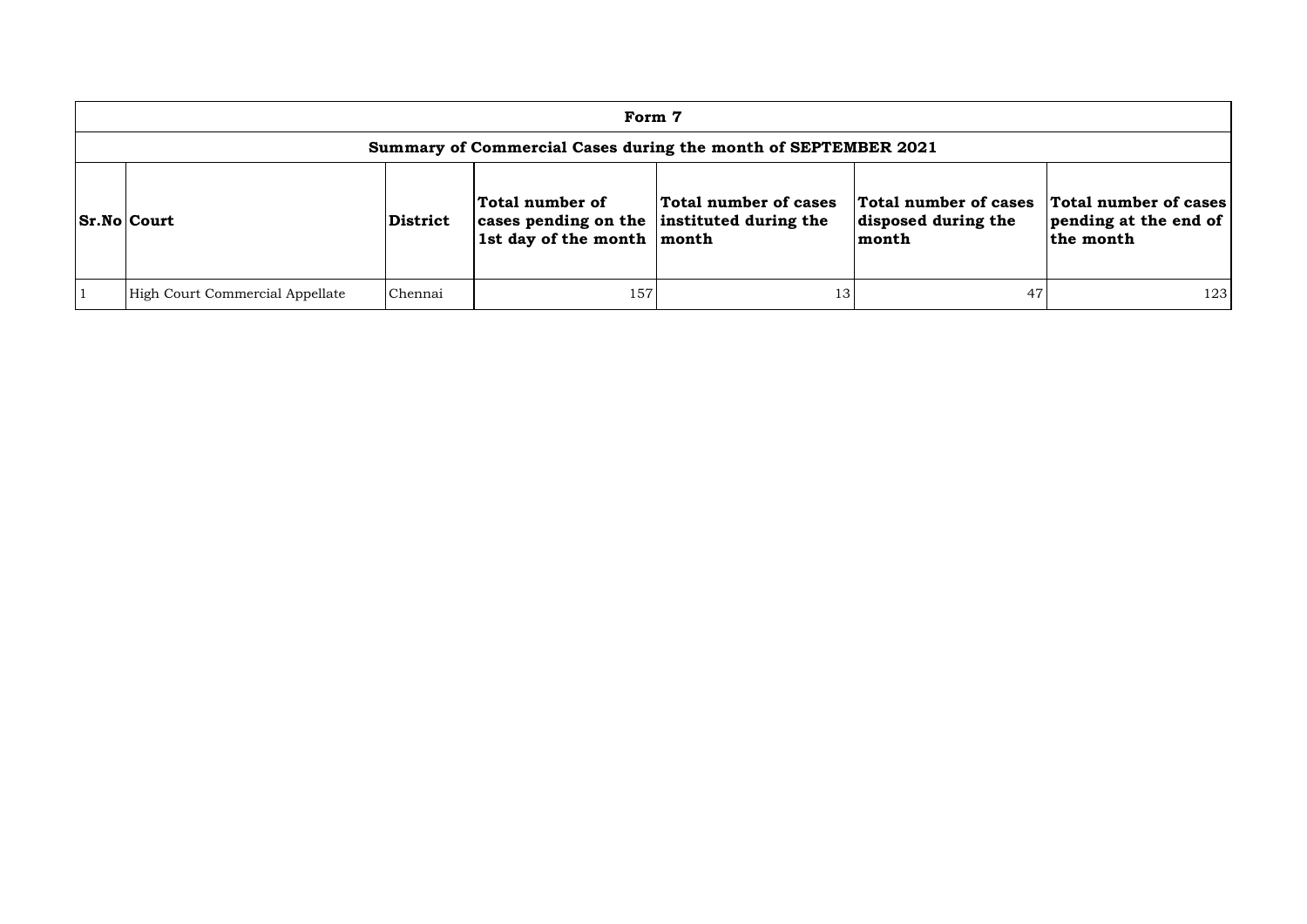| Form 7 | | | | | | |
|---|---|---|---|---|---|---|
| **Summary of Commercial Cases during the month of SEPTEMBER 2021** | | | | | | |
| **Sr.No** | **Court** | **District** | **Total number of cases pending on the 1st day of the month** | **Total number of cases instituted during the month** | **Total number of cases disposed during the month** | **Total number of cases pending at the end of the month** |
| 1 | High Court Commercial Appellate | Chennai | 157 | 13 | 47 | 123 |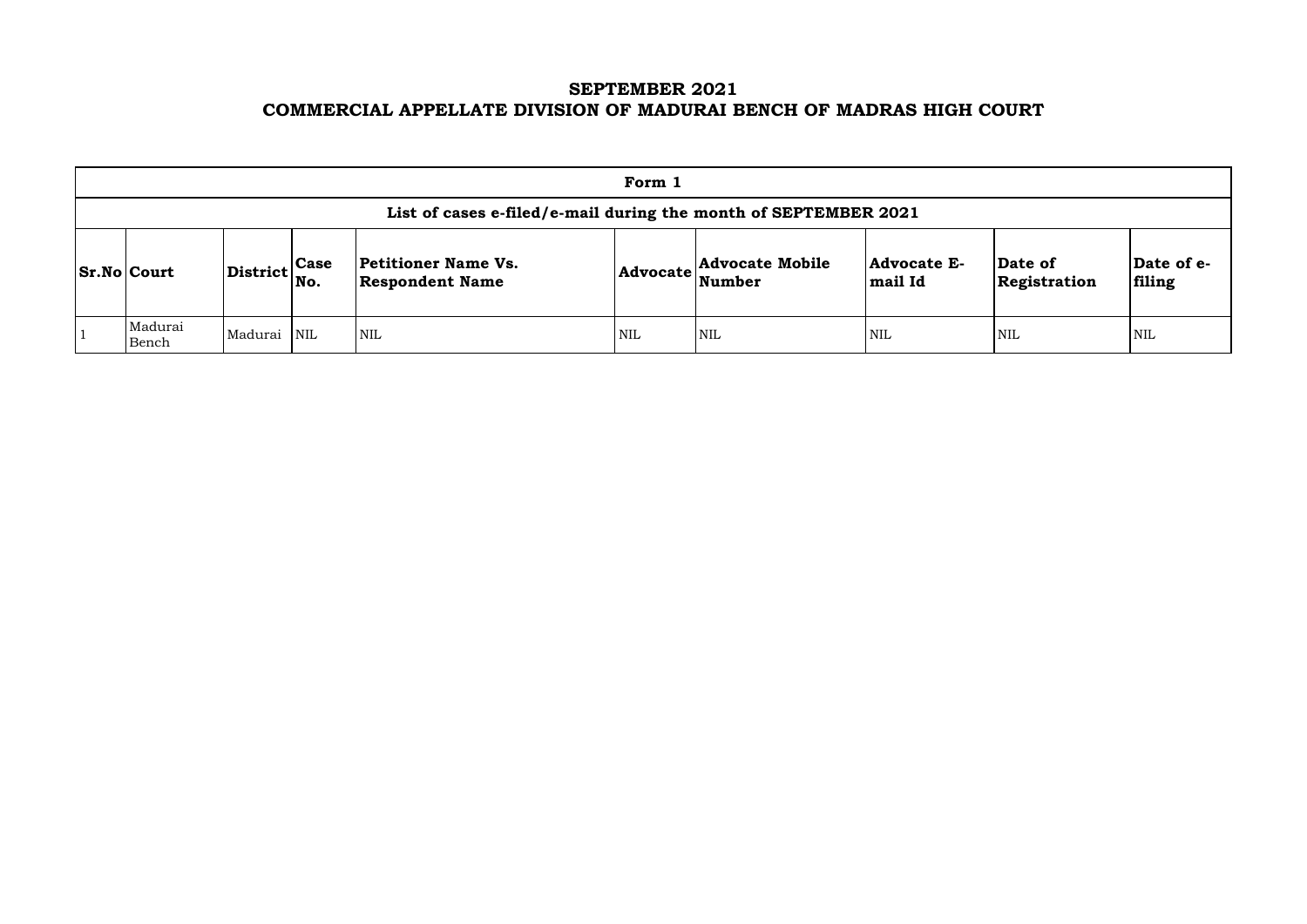# SEPTEMBER 2021
# COMMERCIAL APPELLATE DIVISION OF MADURAI BENCH OF MADRAS HIGH COURT

| Form 1 | | | | | | | | | |
|---|---|---|---|---|---|---|---|---|---|
| **List of cases e-filed/e-mail during the month of SEPTEMBER 2021** | | | | | | | | | |
| **Sr.No** | **Court** | **District** | **Case No.** | **Petitioner Name Vs. Respondent Name** | **Advocate** | **Advocate Mobile Number** | **Advocate E-mail Id** | **Date of Registration** | **Date of e-filing** |
| 1 | Madurai Bench | Madurai | NIL | NIL | NIL | NIL | NIL | NIL | NIL |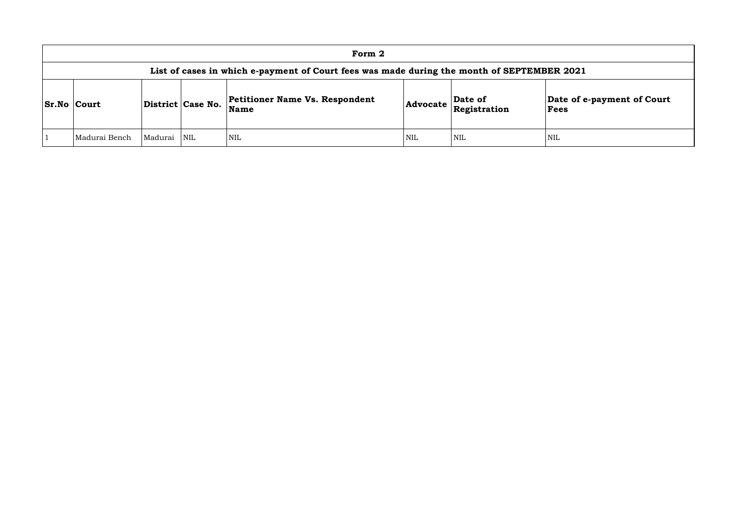# Form 2

## List of cases in which e-payment of Court fees was made during the month of SEPTEMBER 2021

| Sr.No | Court | District | Case No. | Petitioner Name Vs. Respondent Name | Advocate | Date of Registration | Date of e-payment of Court Fees |
|---|---|---|---|---|---|---|---|
| 1 | Madurai Bench | Madurai | NIL | NIL | NIL | NIL | NIL |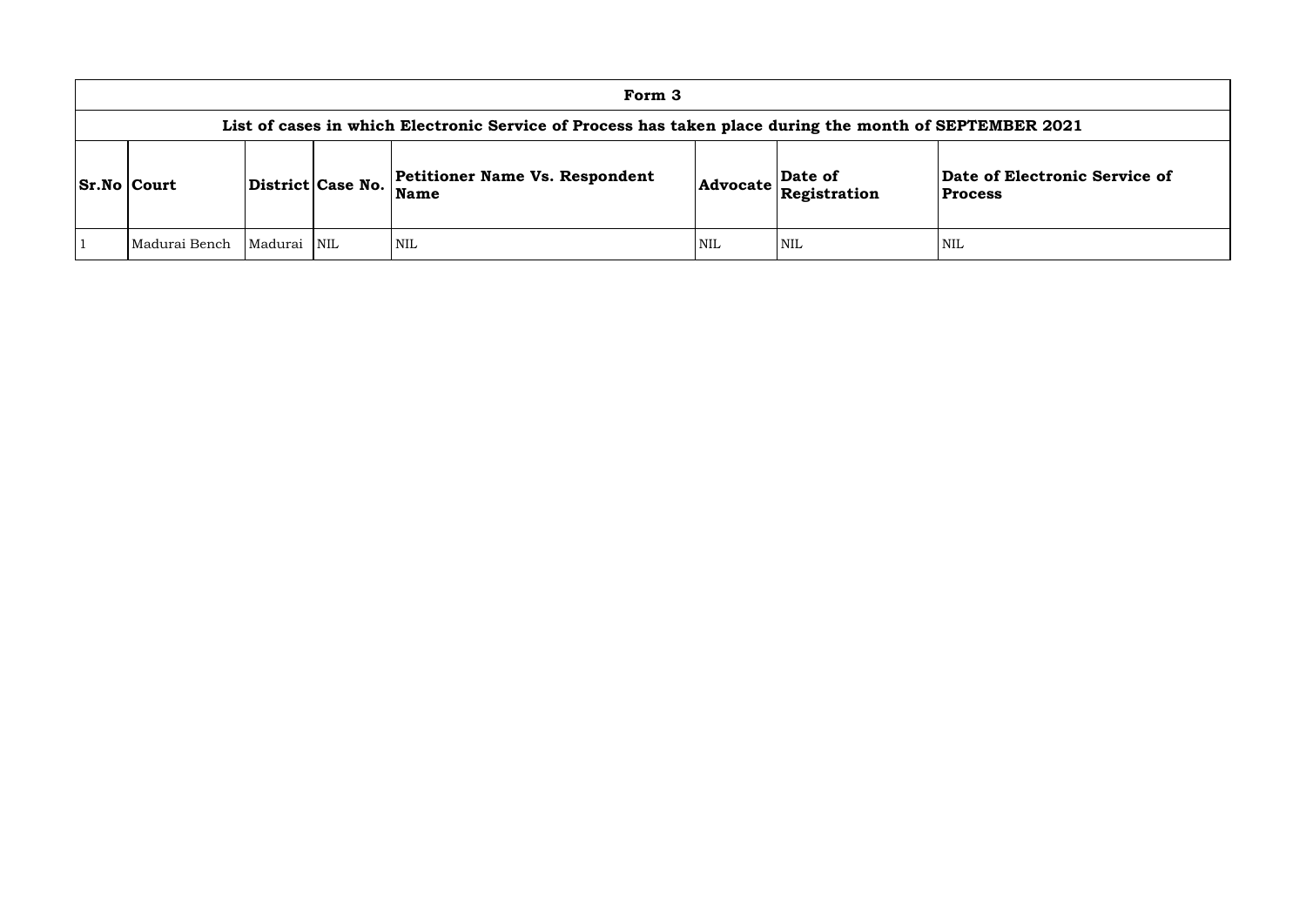# Form 3

## List of cases in which Electronic Service of Process has taken place during the month of SEPTEMBER 2021

| Sr.No | Court | District | Case No. | Petitioner Name Vs. Respondent Name | Advocate | Date of Registration | Date of Electronic Service of Process |
|---|---|---|---|---|---|---|---|
| 1 | Madurai Bench | Madurai | NIL | NIL | NIL | NIL | NIL |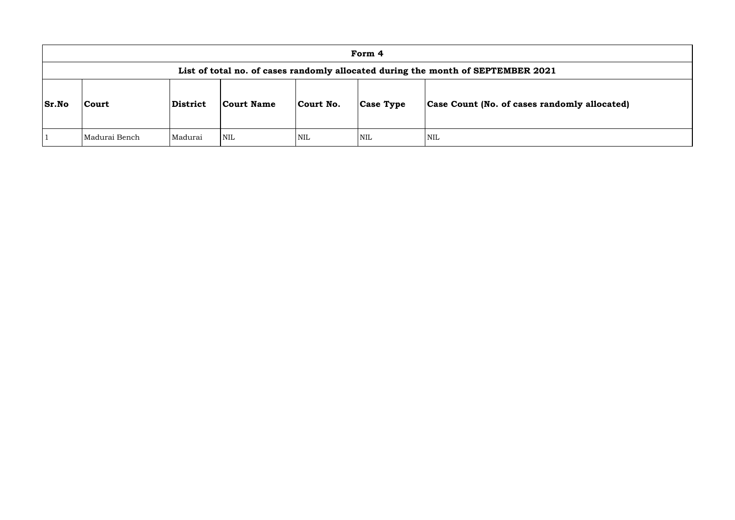| Form 4 | | | | | | |
|---|---|---|---|---|---|---|
| List of total no. of cases randomly allocated during the month of SEPTEMBER 2021 | | | | | | |
| **Sr.No** | **Court** | **District** | **Court Name** | **Court No.** | **Case Type** | **Case Count (No. of cases randomly allocated)** |
| 1 | Madurai Bench | Madurai | NIL | NIL | NIL | NIL |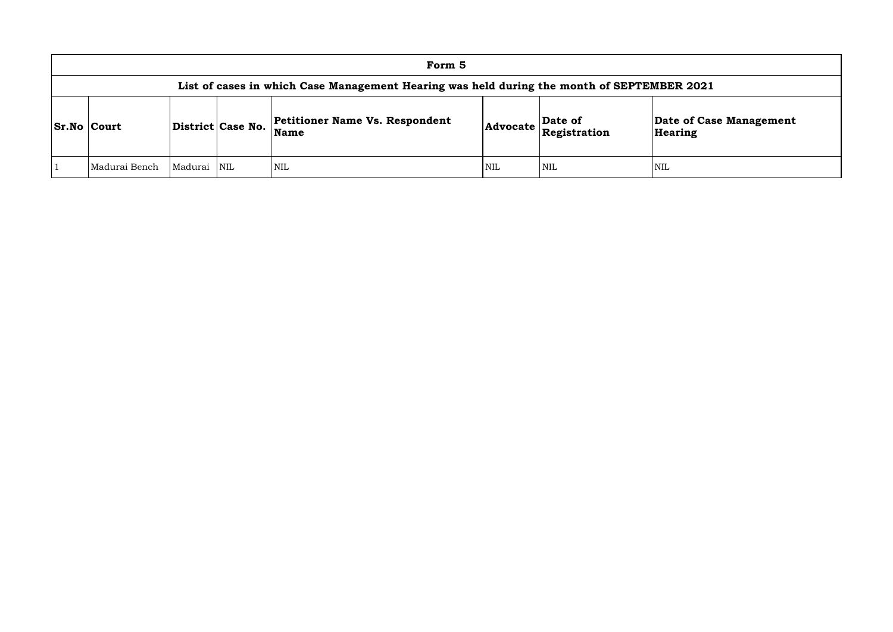| Form 5 | | | | | | | |
|---|---|---|---|---|---|---|---|
| **List of cases in which Case Management Hearing was held during the month of SEPTEMBER 2021** | | | | | | | |
| **Sr.No** | **Court** | **District** | **Case No.** | **Petitioner Name Vs. Respondent Name** | **Advocate** | **Date of Registration** | **Date of Case Management Hearing** |
| 1 | Madurai Bench | Madurai | NIL | NIL | NIL | NIL | NIL |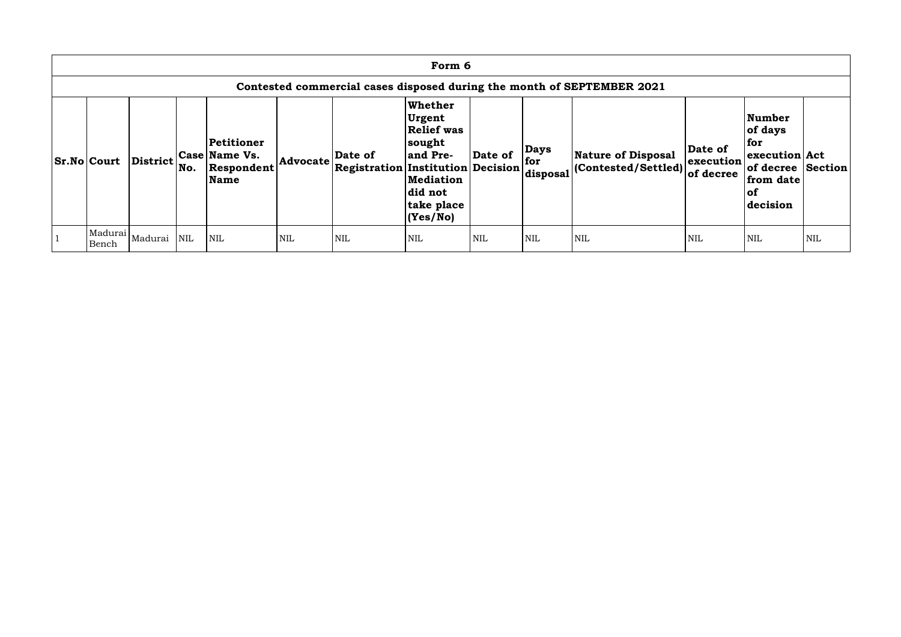# Form 6

## Contested commercial cases disposed during the month of SEPTEMBER 2021

| Sr.No | Court | District | Case No. | Petitioner Name Vs. Respondent Name | Advocate | Date of Registration | Whether Urgent Relief was sought and Pre-Institution Mediation did not take place (Yes/No) | Date of Decision | Days for disposal | Nature of Disposal (Contested/Settled) | Date of execution of decree | Number of days for execution of decree from date of decision | Act Section |
|---|---|---|---|---|---|---|---|---|---|---|---|---|---|
| 1 | Madurai Bench | Madurai | NIL | NIL | NIL | NIL | NIL | NIL | NIL | NIL | NIL | NIL | NIL |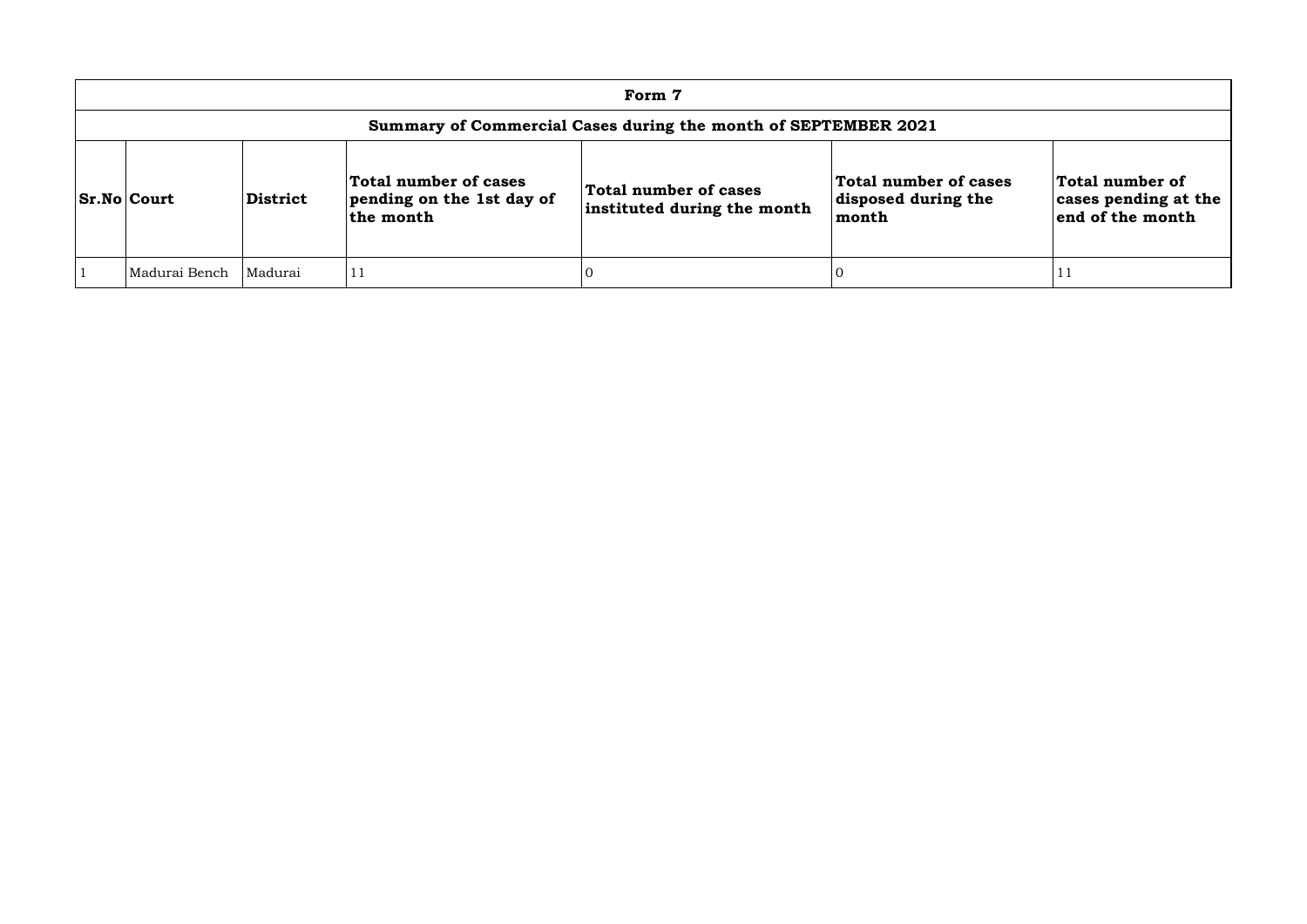# Form 7

## Summary of Commercial Cases during the month of SEPTEMBER 2021

| Sr.No | Court | District | Total number of cases pending on the 1st day of the month | Total number of cases instituted during the month | Total number of cases disposed during the month | Total number of cases pending at the end of the month |
|---|---|---|---|---|---|---|
| 1 | Madurai Bench | Madurai | 11 | 0 | 0 | 11 |